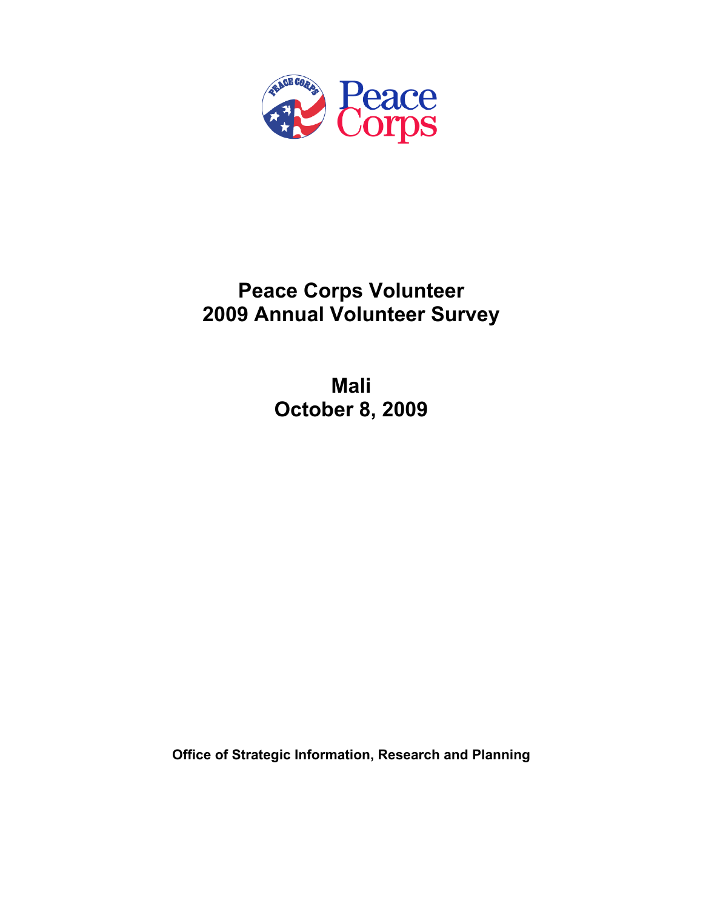# Peace Corps Volunteer
# 2009 Annual Volunteer Survey

## Mali
## October 8, 2009

**Office of Strategic Information, Research and Planning**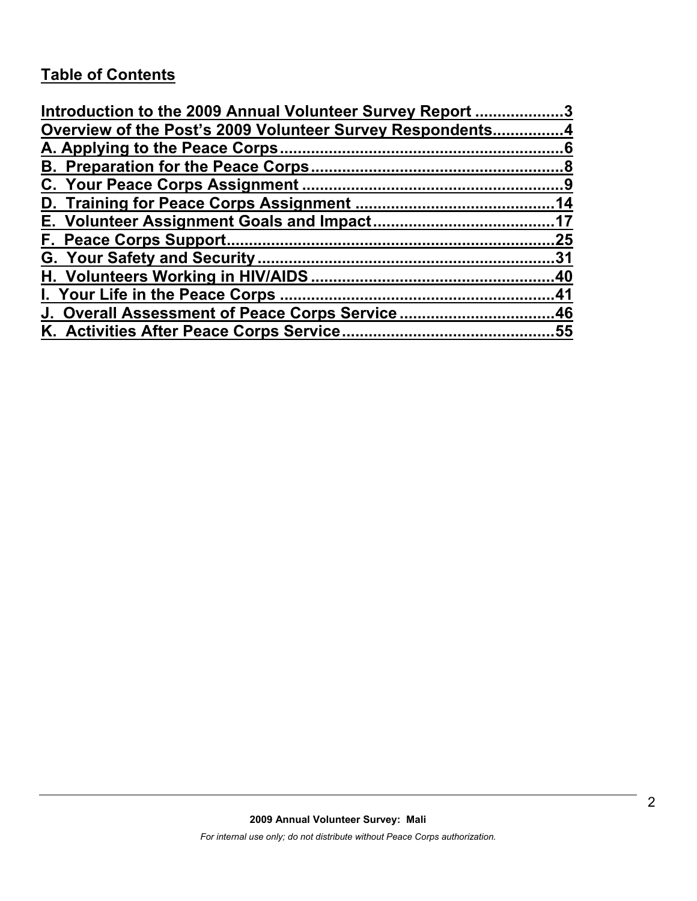## Table of Contents

Introduction to the 2009 Annual Volunteer Survey Report ....................3
Overview of the Post's 2009 Volunteer Survey Respondents................4
A. Applying to the Peace Corps................................................................6
B. Preparation for the Peace Corps.........................................................8
C. Your Peace Corps Assignment ..........................................................9
D. Training for Peace Corps Assignment ............................................14
E. Volunteer Assignment Goals and Impact........................................17
F. Peace Corps Support..........................................................................25
G. Your Safety and Security...................................................................31
H. Volunteers Working in HIV/AIDS.......................................................40
I. Your Life in the Peace Corps .............................................................41
J. Overall Assessment of Peace Corps Service ..................................46
K. Activities After Peace Corps Service...............................................55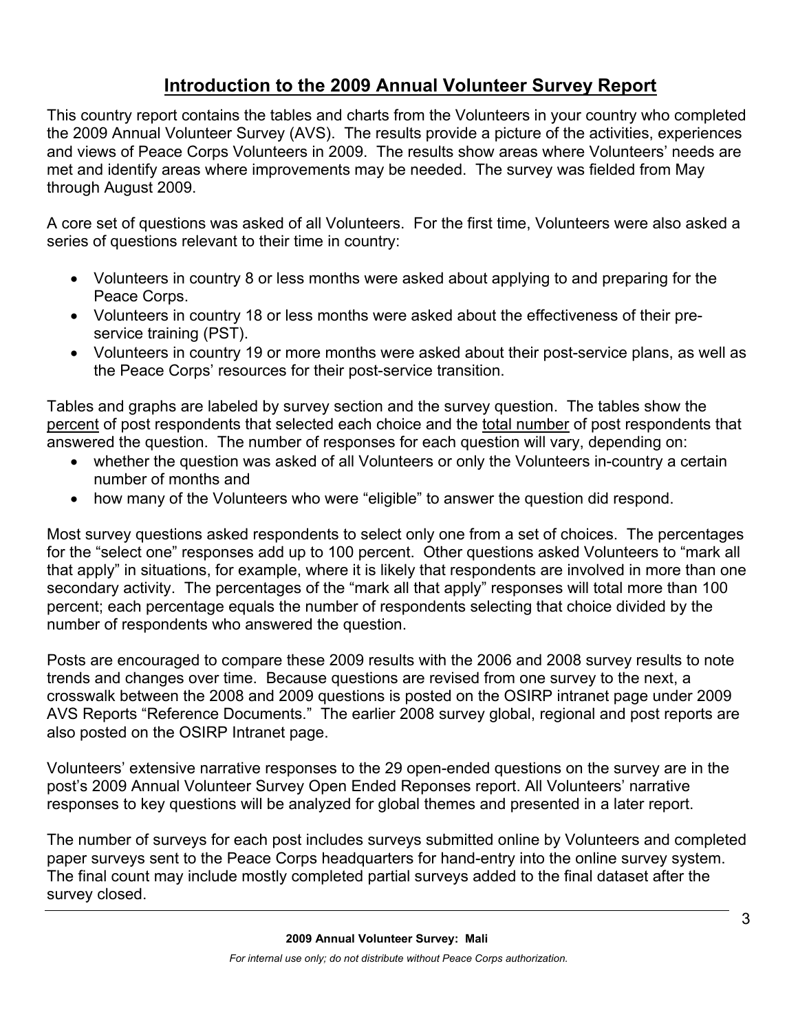## Introduction to the 2009 Annual Volunteer Survey Report

This country report contains the tables and charts from the Volunteers in your country who completed the 2009 Annual Volunteer Survey (AVS). The results provide a picture of the activities, experiences and views of Peace Corps Volunteers in 2009. The results show areas where Volunteers' needs are met and identify areas where improvements may be needed. The survey was fielded from May through August 2009.

A core set of questions was asked of all Volunteers. For the first time, Volunteers were also asked a series of questions relevant to their time in country:

- Volunteers in country 8 or less months were asked about applying to and preparing for the Peace Corps.
- Volunteers in country 18 or less months were asked about the effectiveness of their pre-service training (PST).
- Volunteers in country 19 or more months were asked about their post-service plans, as well as the Peace Corps' resources for their post-service transition.

Tables and graphs are labeled by survey section and the survey question. The tables show the percent of post respondents that selected each choice and the total number of post respondents that answered the question. The number of responses for each question will vary, depending on:

- whether the question was asked of all Volunteers or only the Volunteers in-country a certain number of months and
- how many of the Volunteers who were "eligible" to answer the question did respond.

Most survey questions asked respondents to select only one from a set of choices. The percentages for the "select one" responses add up to 100 percent. Other questions asked Volunteers to "mark all that apply" in situations, for example, where it is likely that respondents are involved in more than one secondary activity. The percentages of the "mark all that apply" responses will total more than 100 percent; each percentage equals the number of respondents selecting that choice divided by the number of respondents who answered the question.

Posts are encouraged to compare these 2009 results with the 2006 and 2008 survey results to note trends and changes over time. Because questions are revised from one survey to the next, a crosswalk between the 2008 and 2009 questions is posted on the OSIRP intranet page under 2009 AVS Reports "Reference Documents." The earlier 2008 survey global, regional and post reports are also posted on the OSIRP Intranet page.

Volunteers' extensive narrative responses to the 29 open-ended questions on the survey are in the post's 2009 Annual Volunteer Survey Open Ended Reponses report. All Volunteers' narrative responses to key questions will be analyzed for global themes and presented in a later report.

The number of surveys for each post includes surveys submitted online by Volunteers and completed paper surveys sent to the Peace Corps headquarters for hand-entry into the online survey system. The final count may include mostly completed partial surveys added to the final dataset after the survey closed.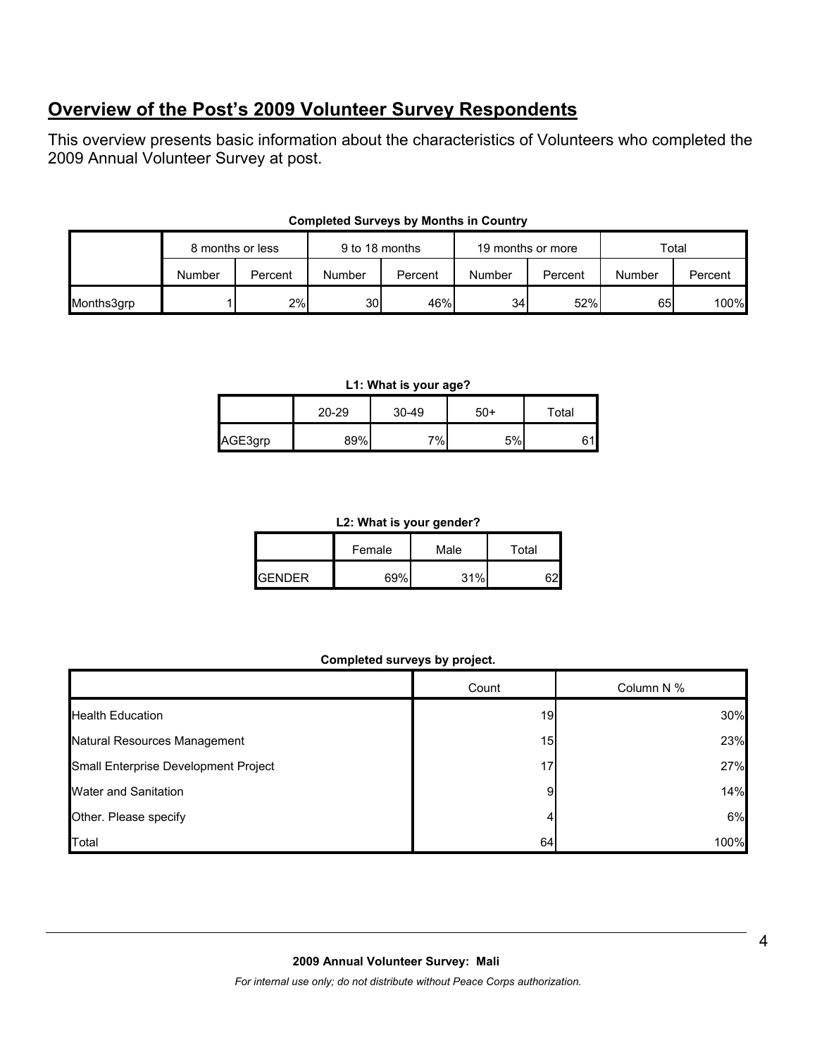## Overview of the Post's 2009 Volunteer Survey Respondents

This overview presents basic information about the characteristics of Volunteers who completed the 2009 Annual Volunteer Survey at post.

**Completed Surveys by Months in Country**

| | 8 months or less | | 9 to 18 months | | 19 months or more | | Total | |
|---|---|---|---|---|---|---|---|---|
| | Number | Percent | Number | Percent | Number | Percent | Number | Percent |
| Months3grp | 1 | 2% | 30 | 46% | 34 | 52% | 65 | 100% |

**L1: What is your age?**

| | 20-29 | 30-49 | 50+ | Total |
|---|---|---|---|---|
| AGE3grp | 89% | 7% | 5% | 61 |

**L2: What is your gender?**

| | Female | Male | Total |
|---|---|---|---|
| GENDER | 69% | 31% | 62 |

**Completed surveys by project.**

| | Count | Column N % |
|---|---|---|
| Health Education | 19 | 30% |
| Natural Resources Management | 15 | 23% |
| Small Enterprise Development Project | 17 | 27% |
| Water and Sanitation | 9 | 14% |
| Other. Please specify | 4 | 6% |
| Total | 64 | 100% |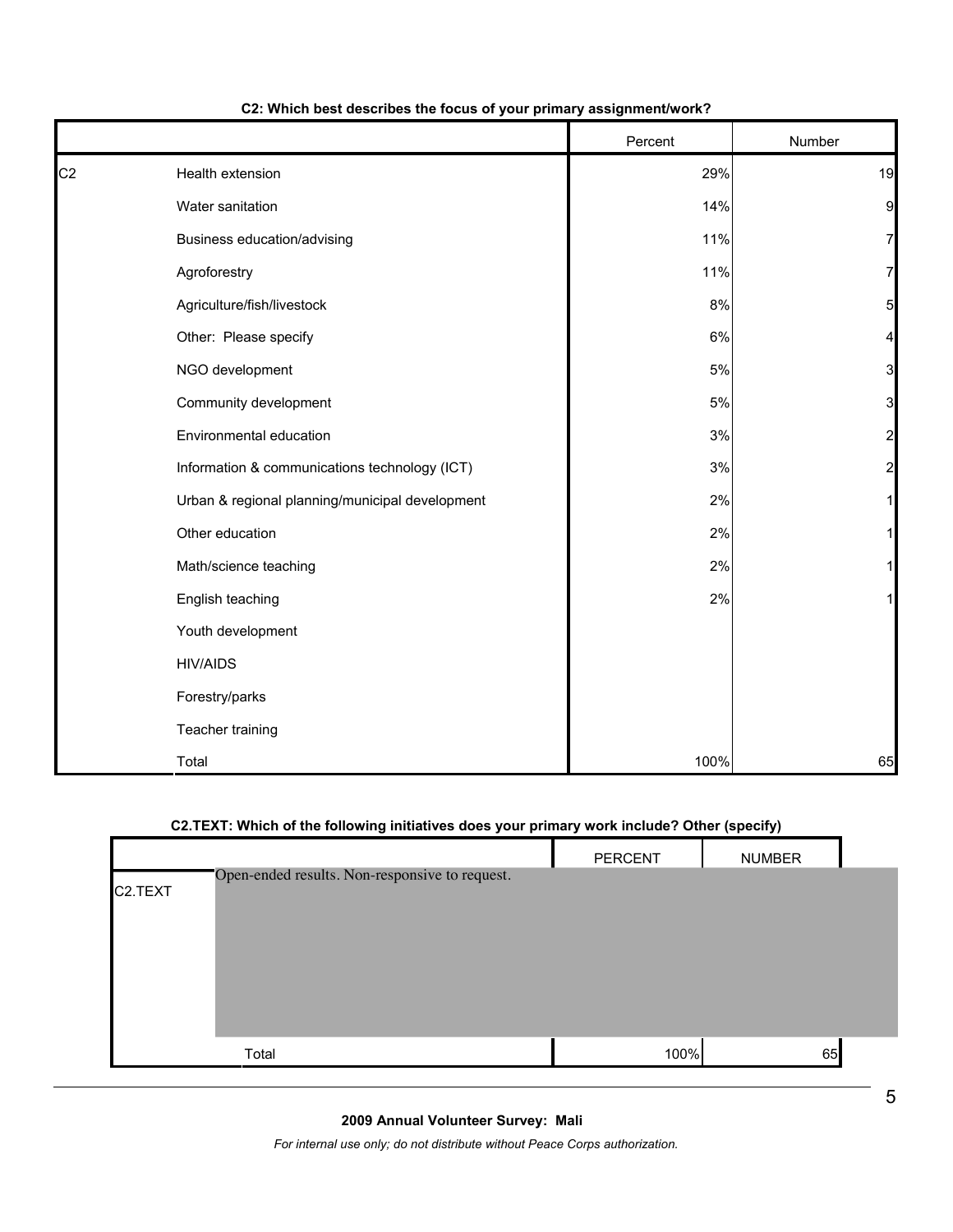**C2: Which best describes the focus of your primary assignment/work?**

| | | Percent | Number |
|---|---|---|---|
| C2 | Health extension | 29% | 19 |
| | Water sanitation | 14% | 9 |
| | Business education/advising | 11% | 7 |
| | Agroforestry | 11% | 7 |
| | Agriculture/fish/livestock | 8% | 5 |
| | Other: Please specify | 6% | 4 |
| | NGO development | 5% | 3 |
| | Community development | 5% | 3 |
| | Environmental education | 3% | 2 |
| | Information & communications technology (ICT) | 3% | 2 |
| | Urban & regional planning/municipal development | 2% | 1 |
| | Other education | 2% | 1 |
| | Math/science teaching | 2% | 1 |
| | English teaching | 2% | 1 |
| | Youth development | | |
| | HIV/AIDS | | |
| | Forestry/parks | | |
| | Teacher training | | |
| | Total | 100% | 65 |

**C2.TEXT: Which of the following initiatives does your primary work include? Other (specify)**

| | | PERCENT | NUMBER |
|---|---|---|---|
| C2.TEXT | Open-ended results. Non-responsive to request. | | |
| | Total | 100% | 65 |

**2009 Annual Volunteer Survey: Mali**

*For internal use only; do not distribute without Peace Corps authorization.*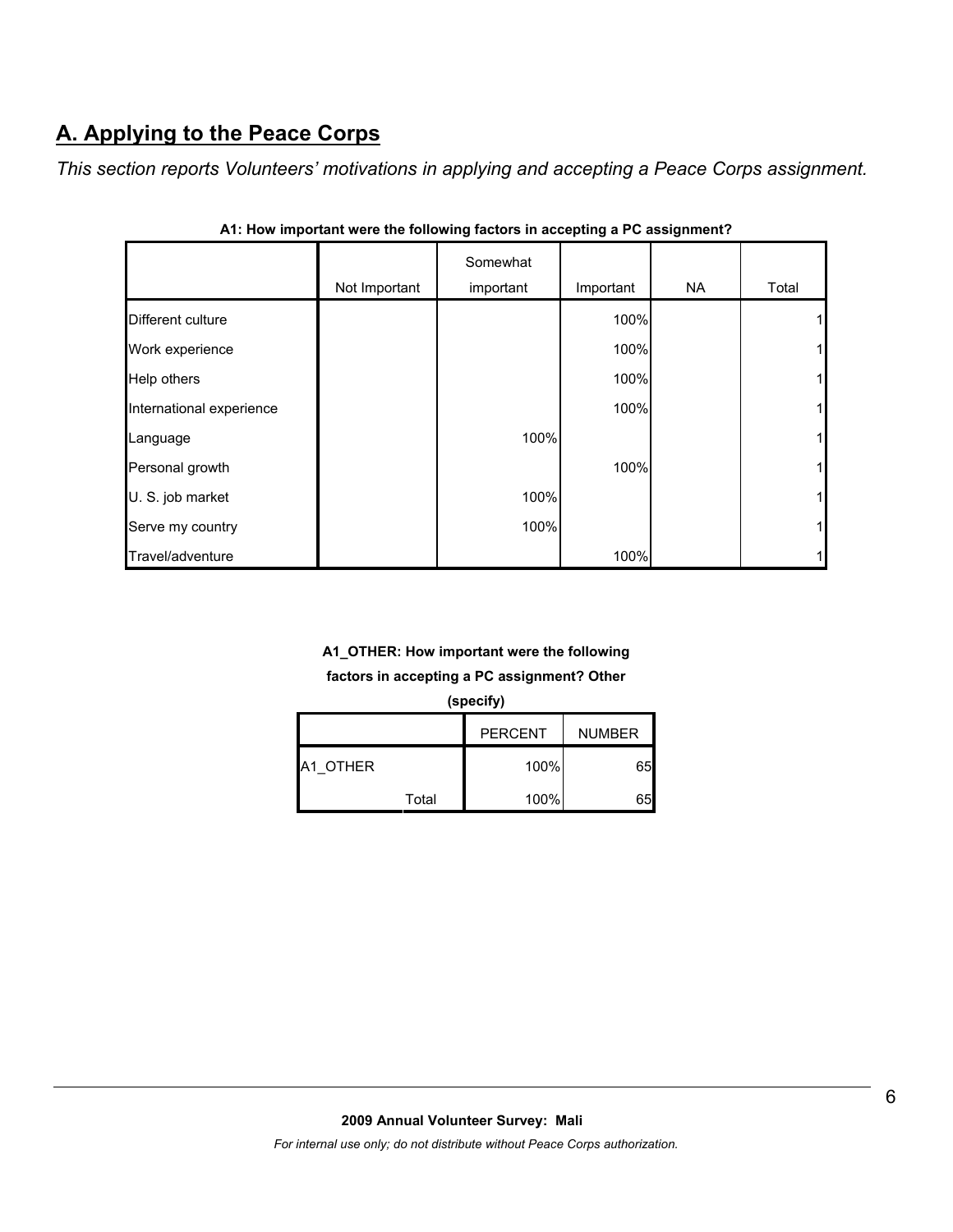## A. Applying to the Peace Corps

*This section reports Volunteers' motivations in applying and accepting a Peace Corps assignment.*

**A1: How important were the following factors in accepting a PC assignment?**

| | Not Important | Somewhat important | Important | NA | Total |
|---|---|---|---|---|---|
| Different culture | | | 100% | | 1 |
| Work experience | | | 100% | | 1 |
| Help others | | | 100% | | 1 |
| International experience | | | 100% | | 1 |
| Language | | 100% | | | 1 |
| Personal growth | | | 100% | | 1 |
| U. S. job market | | 100% | | | 1 |
| Serve my country | | 100% | | | 1 |
| Travel/adventure | | | 100% | | 1 |

**A1_OTHER: How important were the following factors in accepting a PC assignment? Other (specify)**

| | | PERCENT | NUMBER |
|---|---|---|---|
| A1_OTHER | | 100% | 65 |
| | Total | 100% | 65 |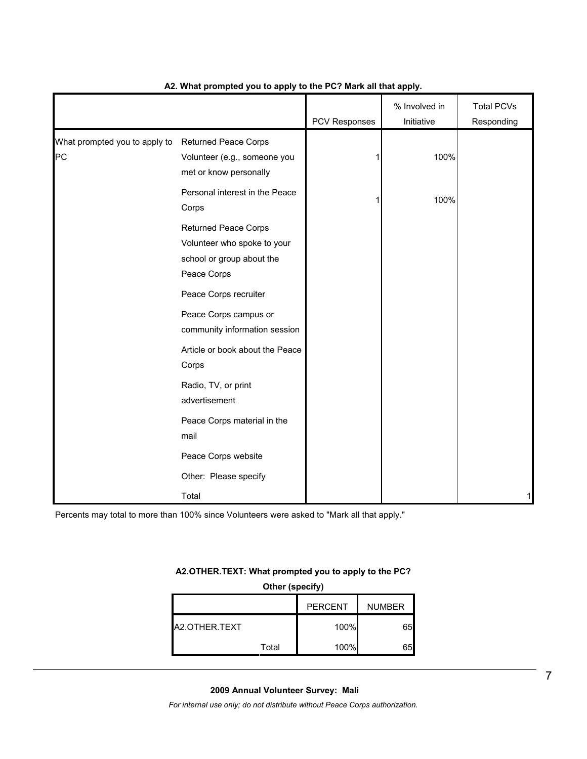**A2. What prompted you to apply to the PC? Mark all that apply.**

| | | PCV Responses | % Involved in Initiative | Total PCVs Responding |
|---|---|---|---|---|
| What prompted you to apply to PC | Returned Peace Corps Volunteer (e.g., someone you met or know personally | 1 | 100% | |
| | Personal interest in the Peace Corps | 1 | 100% | |
| | Returned Peace Corps Volunteer who spoke to your school or group about the Peace Corps | | | |
| | Peace Corps recruiter | | | |
| | Peace Corps campus or community information session | | | |
| | Article or book about the Peace Corps | | | |
| | Radio, TV, or print advertisement | | | |
| | Peace Corps material in the mail | | | |
| | Peace Corps website | | | |
| | Other: Please specify | | | |
| | Total | | | 1 |

Percents may total to more than 100% since Volunteers were asked to "Mark all that apply."

**A2.OTHER.TEXT: What prompted you to apply to the PC? Other (specify)**

| | | PERCENT | NUMBER |
|---|---|---|---|
| A2.OTHER.TEXT | | 100% | 65 |
| | Total | 100% | 65 |

**2009 Annual Volunteer Survey: Mali**

*For internal use only; do not distribute without Peace Corps authorization.*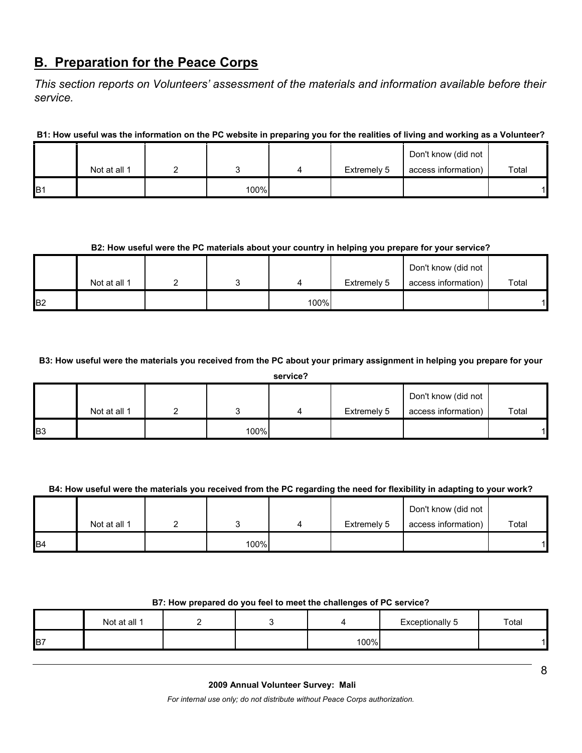## B. Preparation for the Peace Corps

*This section reports on Volunteers' assessment of the materials and information available before their service.*

**B1: How useful was the information on the PC website in preparing you for the realities of living and working as a Volunteer?**

| | Not at all 1 | 2 | 3 | 4 | Extremely 5 | Don't know (did not access information) | Total |
|---|---|---|---|---|---|---|---|
| B1 | | | 100% | | | | 1 |

**B2: How useful were the PC materials about your country in helping you prepare for your service?**

| | Not at all 1 | 2 | 3 | 4 | Extremely 5 | Don't know (did not access information) | Total |
|---|---|---|---|---|---|---|---|
| B2 | | | | 100% | | | 1 |

**B3: How useful were the materials you received from the PC about your primary assignment in helping you prepare for your service?**

| | Not at all 1 | 2 | 3 | 4 | Extremely 5 | Don't know (did not access information) | Total |
|---|---|---|---|---|---|---|---|
| B3 | | | 100% | | | | 1 |

**B4: How useful were the materials you received from the PC regarding the need for flexibility in adapting to your work?**

| | Not at all 1 | 2 | 3 | 4 | Extremely 5 | Don't know (did not access information) | Total |
|---|---|---|---|---|---|---|---|
| B4 | | | 100% | | | | 1 |

**B7: How prepared do you feel to meet the challenges of PC service?**

| | Not at all 1 | 2 | 3 | 4 | Exceptionally 5 | Total |
|---|---|---|---|---|---|---|
| B7 | | | | 100% | | 1 |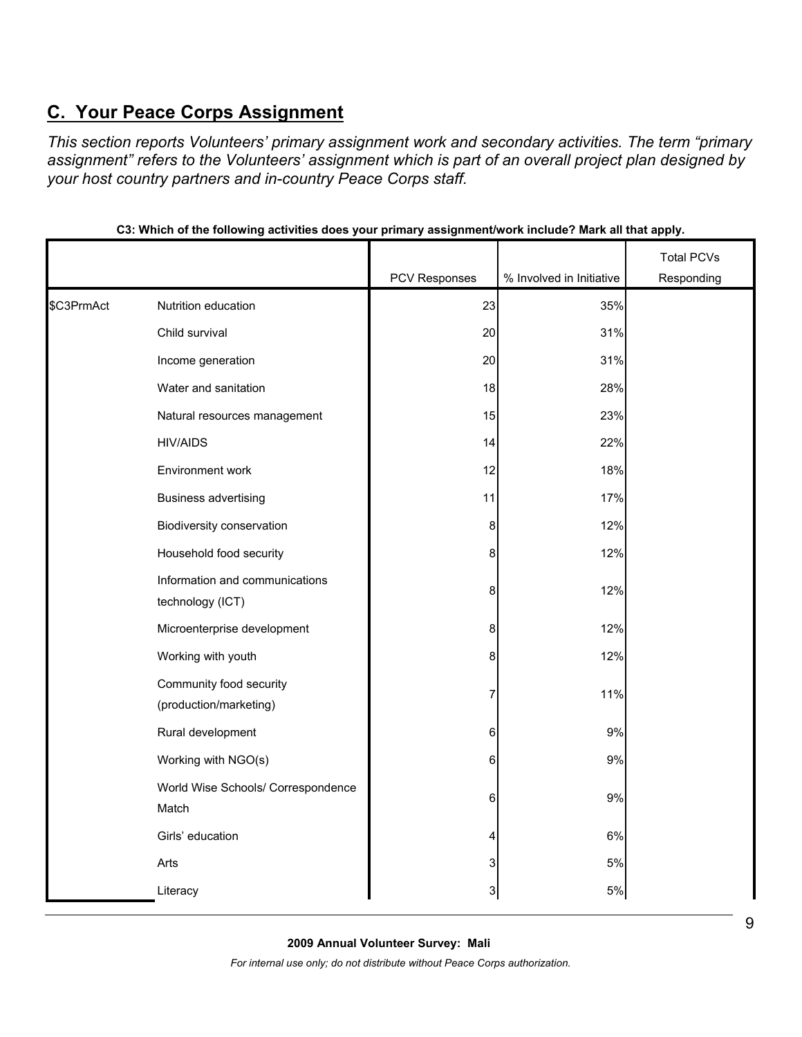## C. Your Peace Corps Assignment

*This section reports Volunteers' primary assignment work and secondary activities. The term "primary assignment" refers to the Volunteers' assignment which is part of an overall project plan designed by your host country partners and in-country Peace Corps staff.*

**C3: Which of the following activities does your primary assignment/work include? Mark all that apply.**

| | | PCV Responses | % Involved in Initiative | Total PCVs Responding |
|---|---|---|---|---|
| $C3PrmAct | Nutrition education | 23 | 35% | |
| | Child survival | 20 | 31% | |
| | Income generation | 20 | 31% | |
| | Water and sanitation | 18 | 28% | |
| | Natural resources management | 15 | 23% | |
| | HIV/AIDS | 14 | 22% | |
| | Environment work | 12 | 18% | |
| | Business advertising | 11 | 17% | |
| | Biodiversity conservation | 8 | 12% | |
| | Household food security | 8 | 12% | |
| | Information and communications technology (ICT) | 8 | 12% | |
| | Microenterprise development | 8 | 12% | |
| | Working with youth | 8 | 12% | |
| | Community food security (production/marketing) | 7 | 11% | |
| | Rural development | 6 | 9% | |
| | Working with NGO(s) | 6 | 9% | |
| | World Wise Schools/ Correspondence Match | 6 | 9% | |
| | Girls' education | 4 | 6% | |
| | Arts | 3 | 5% | |
| | Literacy | 3 | 5% | |

**2009 Annual Volunteer Survey: Mali**

*For internal use only; do not distribute without Peace Corps authorization.*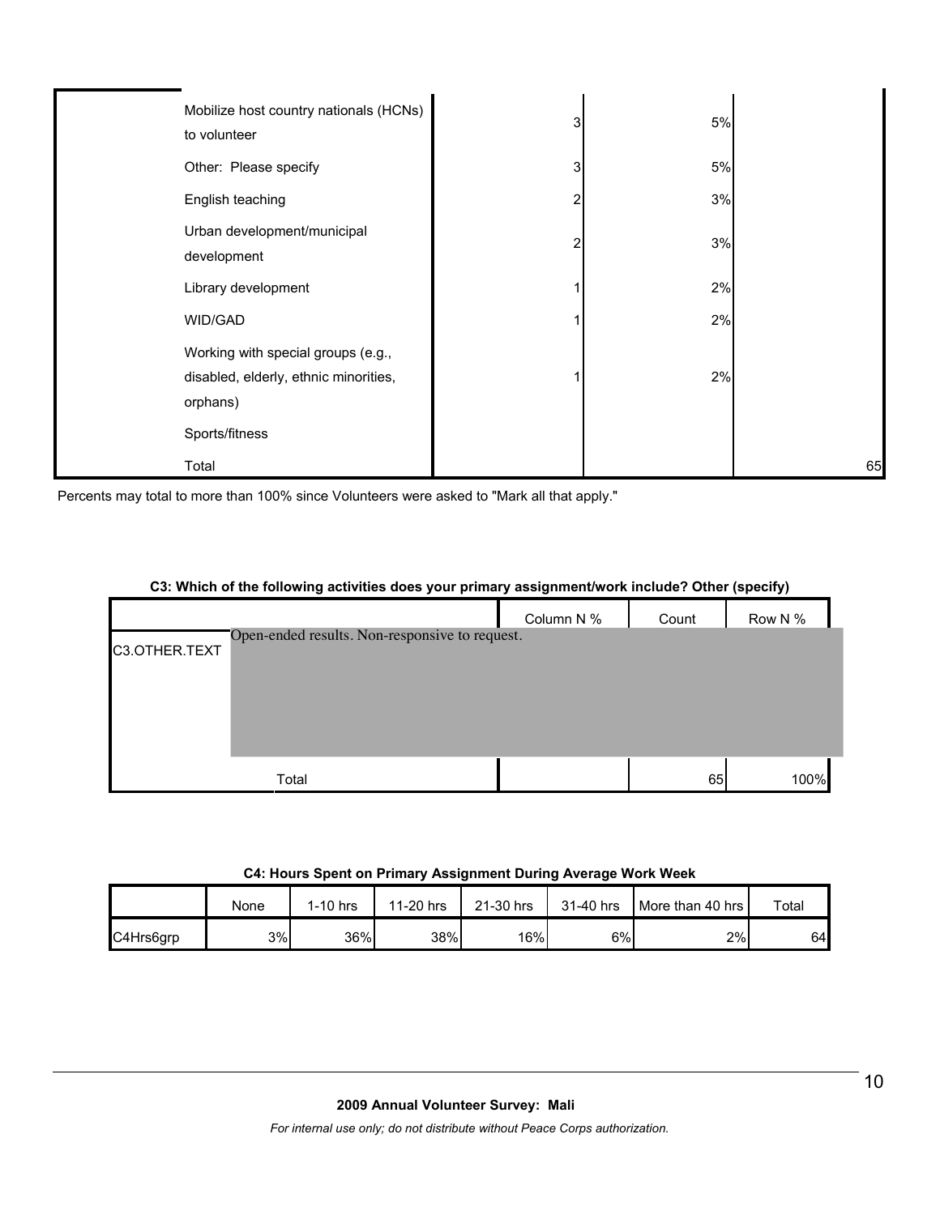| | | | |
|---|---|---|---|
| Mobilize host country nationals (HCNs) to volunteer | 3 | 5% | |
| Other: Please specify | 3 | 5% | |
| English teaching | 2 | 3% | |
| Urban development/municipal development | 2 | 3% | |
| Library development | 1 | 2% | |
| WID/GAD | 1 | 2% | |
| Working with special groups (e.g., disabled, elderly, ethnic minorities, orphans) | 1 | 2% | |
| Sports/fitness | | | |
| Total | | | 65 |

Percents may total to more than 100% since Volunteers were asked to "Mark all that apply."

**C3: Which of the following activities does your primary assignment/work include? Other (specify)**

| | | Column N % | Count | Row N % |
|---|---|---|---|---|
| C3.OTHER.TEXT | Open-ended results. Non-responsive to request. | | | |
| | Total | | 65 | 100% |

**C4: Hours Spent on Primary Assignment During Average Work Week**

| | None | 1-10 hrs | 11-20 hrs | 21-30 hrs | 31-40 hrs | More than 40 hrs | Total |
|---|---|---|---|---|---|---|---|
| C4Hrs6grp | 3% | 36% | 38% | 16% | 6% | 2% | 64 |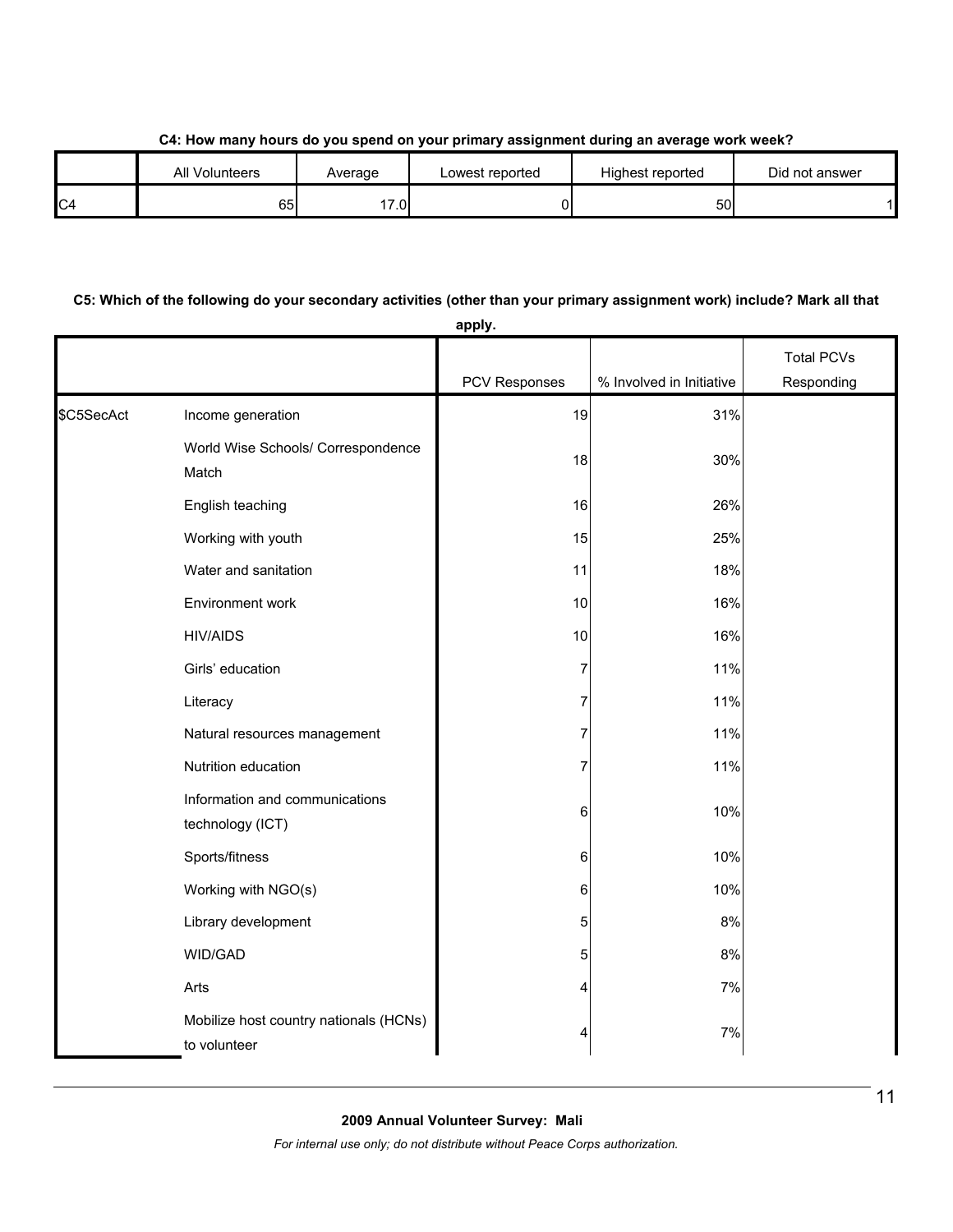**C4: How many hours do you spend on your primary assignment during an average work week?**

| | All Volunteers | Average | Lowest reported | Highest reported | Did not answer |
|---|---|---|---|---|---|
| C4 | 65 | 17.0 | 0 | 50 | 1 |

**C5: Which of the following do your secondary activities (other than your primary assignment work) include? Mark all that apply.**

| | | PCV Responses | % Involved in Initiative | Total PCVs Responding |
|---|---|---|---|---|
| $C5SecAct | Income generation | 19 | 31% | |
| | World Wise Schools/ Correspondence Match | 18 | 30% | |
| | English teaching | 16 | 26% | |
| | Working with youth | 15 | 25% | |
| | Water and sanitation | 11 | 18% | |
| | Environment work | 10 | 16% | |
| | HIV/AIDS | 10 | 16% | |
| | Girls' education | 7 | 11% | |
| | Literacy | 7 | 11% | |
| | Natural resources management | 7 | 11% | |
| | Nutrition education | 7 | 11% | |
| | Information and communications technology (ICT) | 6 | 10% | |
| | Sports/fitness | 6 | 10% | |
| | Working with NGO(s) | 6 | 10% | |
| | Library development | 5 | 8% | |
| | WID/GAD | 5 | 8% | |
| | Arts | 4 | 7% | |
| | Mobilize host country nationals (HCNs) to volunteer | 4 | 7% | |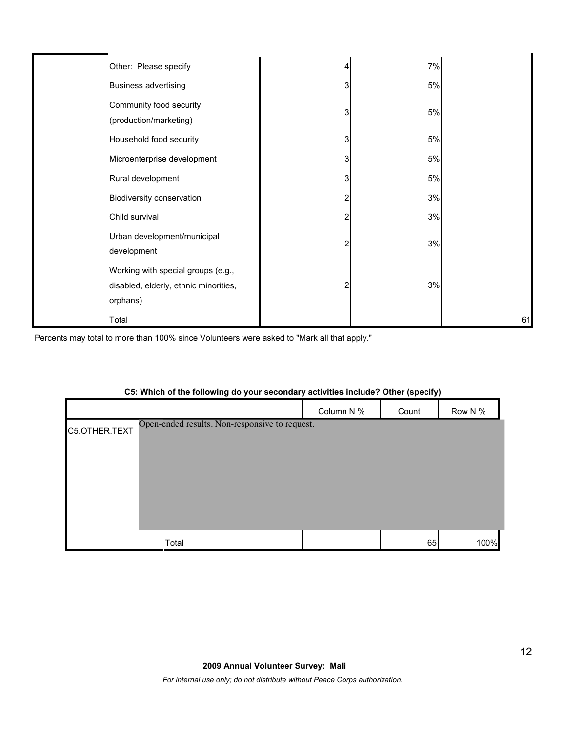| | | | | |
|---|---|---|---|---|
| | Other: Please specify | 4 | 7% | |
| | Business advertising | 3 | 5% | |
| | Community food security (production/marketing) | 3 | 5% | |
| | Household food security | 3 | 5% | |
| | Microenterprise development | 3 | 5% | |
| | Rural development | 3 | 5% | |
| | Biodiversity conservation | 2 | 3% | |
| | Child survival | 2 | 3% | |
| | Urban development/municipal development | 2 | 3% | |
| | Working with special groups (e.g., disabled, elderly, ethnic minorities, orphans) | 2 | 3% | |
| | Total | | | 61 |

Percents may total to more than 100% since Volunteers were asked to "Mark all that apply."

**C5: Which of the following do your secondary activities include? Other (specify)**

| | | Column N % | Count | Row N % |
|---|---|---|---|---|
| C5.OTHER.TEXT | Open-ended results. Non-responsive to request. | | | |
| | Total | | 65 | 100% |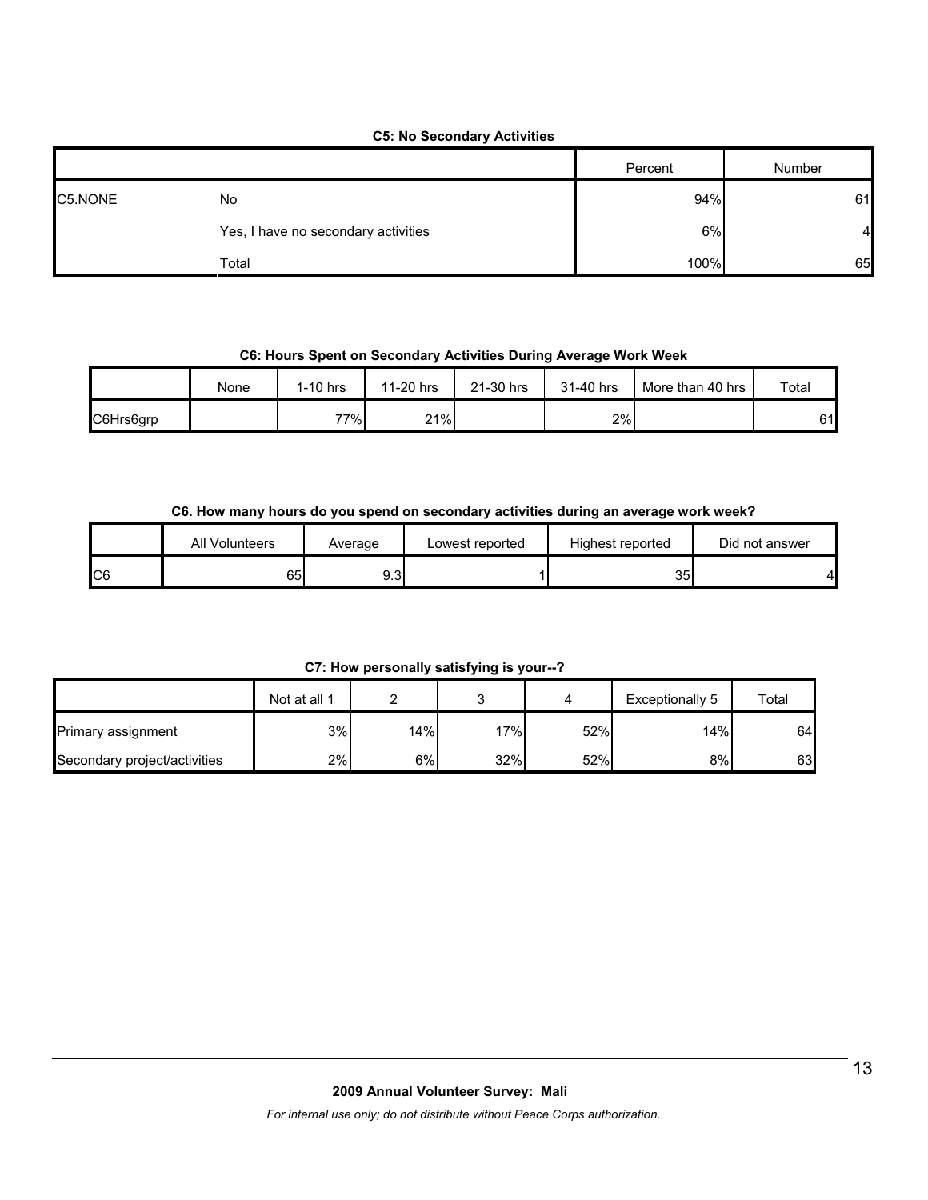**C5: No Secondary Activities**

| | | Percent | Number |
|---|---|---|---|
| C5.NONE | No | 94% | 61 |
| | Yes, I have no secondary activities | 6% | 4 |
| | Total | 100% | 65 |

**C6: Hours Spent on Secondary Activities During Average Work Week**

| | None | 1-10 hrs | 11-20 hrs | 21-30 hrs | 31-40 hrs | More than 40 hrs | Total |
|---|---|---|---|---|---|---|---|
| C6Hrs6grp | | 77% | 21% | | 2% | | 61 |

**C6. How many hours do you spend on secondary activities during an average work week?**

| | All Volunteers | Average | Lowest reported | Highest reported | Did not answer |
|---|---|---|---|---|---|
| C6 | 65 | 9.3 | 1 | 35 | 4 |

**C7: How personally satisfying is your--?**

| | Not at all 1 | 2 | 3 | 4 | Exceptionally 5 | Total |
|---|---|---|---|---|---|---|
| Primary assignment | 3% | 14% | 17% | 52% | 14% | 64 |
| Secondary project/activities | 2% | 6% | 32% | 52% | 8% | 63 |

**2009 Annual Volunteer Survey: Mali**

*For internal use only; do not distribute without Peace Corps authorization.*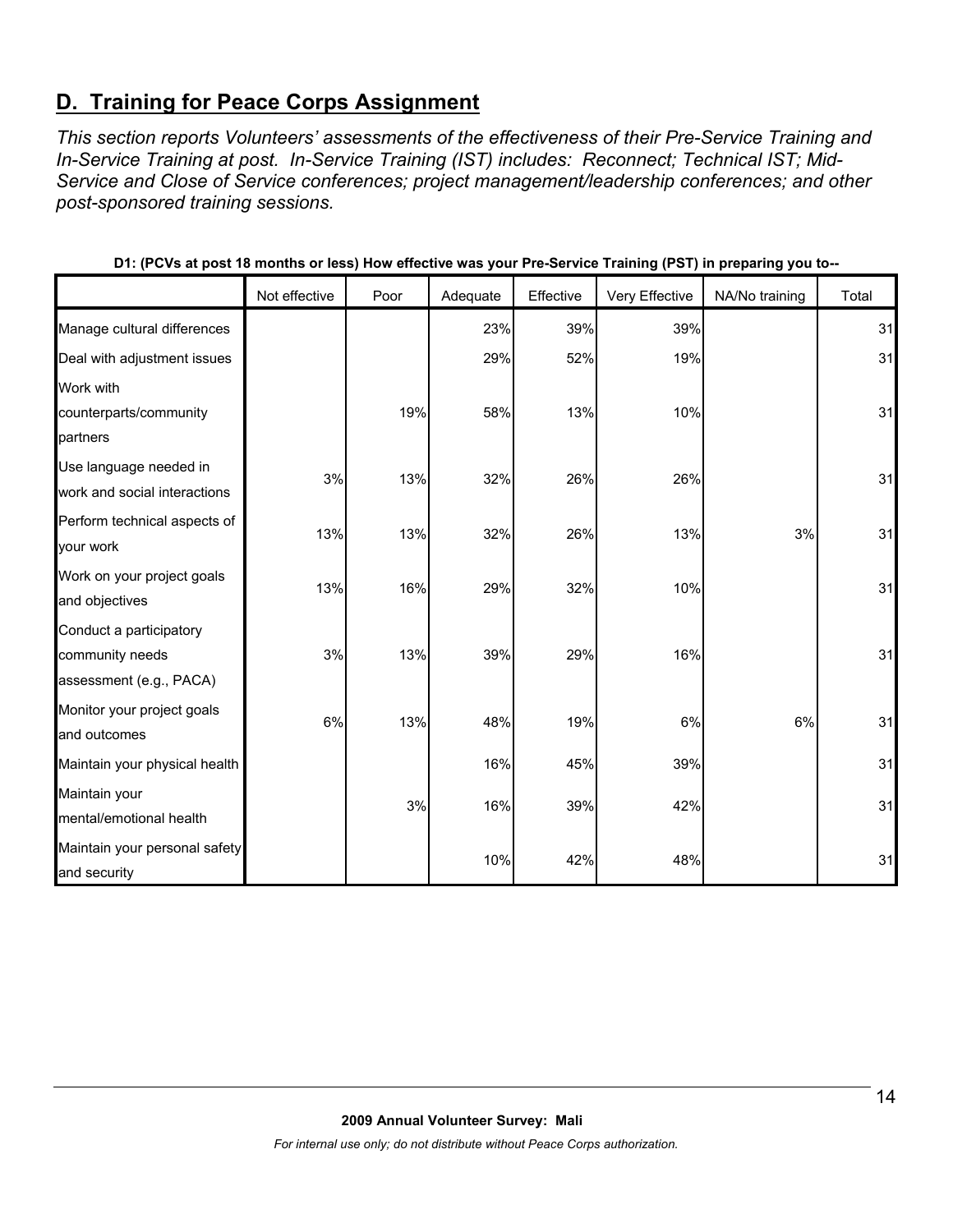## D. Training for Peace Corps Assignment

*This section reports Volunteers' assessments of the effectiveness of their Pre-Service Training and In-Service Training at post. In-Service Training (IST) includes: Reconnect; Technical IST; Mid-Service and Close of Service conferences; project management/leadership conferences; and other post-sponsored training sessions.*

**D1: (PCVs at post 18 months or less) How effective was your Pre-Service Training (PST) in preparing you to--**

| | Not effective | Poor | Adequate | Effective | Very Effective | NA/No training | Total |
|---|---|---|---|---|---|---|---|
| Manage cultural differences | | | 23% | 39% | 39% | | 31 |
| Deal with adjustment issues | | | 29% | 52% | 19% | | 31 |
| Work with counterparts/community partners | | 19% | 58% | 13% | 10% | | 31 |
| Use language needed in work and social interactions | 3% | 13% | 32% | 26% | 26% | | 31 |
| Perform technical aspects of your work | 13% | 13% | 32% | 26% | 13% | 3% | 31 |
| Work on your project goals and objectives | 13% | 16% | 29% | 32% | 10% | | 31 |
| Conduct a participatory community needs assessment (e.g., PACA) | 3% | 13% | 39% | 29% | 16% | | 31 |
| Monitor your project goals and outcomes | 6% | 13% | 48% | 19% | 6% | 6% | 31 |
| Maintain your physical health | | | 16% | 45% | 39% | | 31 |
| Maintain your mental/emotional health | | 3% | 16% | 39% | 42% | | 31 |
| Maintain your personal safety and security | | | 10% | 42% | 48% | | 31 |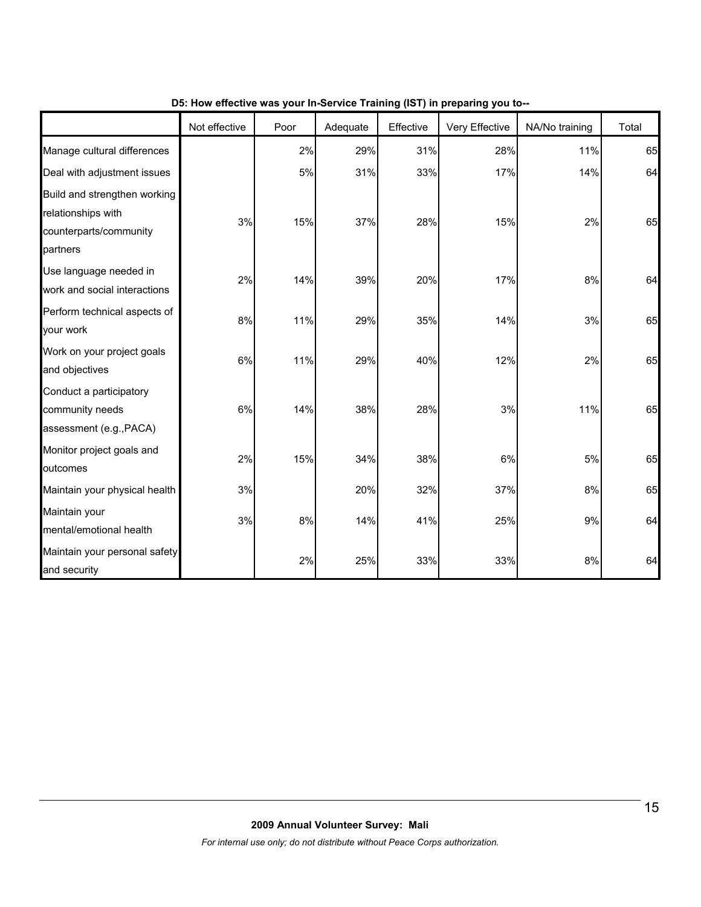**D5: How effective was your In-Service Training (IST) in preparing you to--**

| | Not effective | Poor | Adequate | Effective | Very Effective | NA/No training | Total |
|---|---|---|---|---|---|---|---|
| Manage cultural differences | | 2% | 29% | 31% | 28% | 11% | 65 |
| Deal with adjustment issues | | 5% | 31% | 33% | 17% | 14% | 64 |
| Build and strengthen working relationships with counterparts/community partners | 3% | 15% | 37% | 28% | 15% | 2% | 65 |
| Use language needed in work and social interactions | 2% | 14% | 39% | 20% | 17% | 8% | 64 |
| Perform technical aspects of your work | 8% | 11% | 29% | 35% | 14% | 3% | 65 |
| Work on your project goals and objectives | 6% | 11% | 29% | 40% | 12% | 2% | 65 |
| Conduct a participatory community needs assessment (e.g.,PACA) | 6% | 14% | 38% | 28% | 3% | 11% | 65 |
| Monitor project goals and outcomes | 2% | 15% | 34% | 38% | 6% | 5% | 65 |
| Maintain your physical health | 3% | | 20% | 32% | 37% | 8% | 65 |
| Maintain your mental/emotional health | 3% | 8% | 14% | 41% | 25% | 9% | 64 |
| Maintain your personal safety and security | | 2% | 25% | 33% | 33% | 8% | 64 |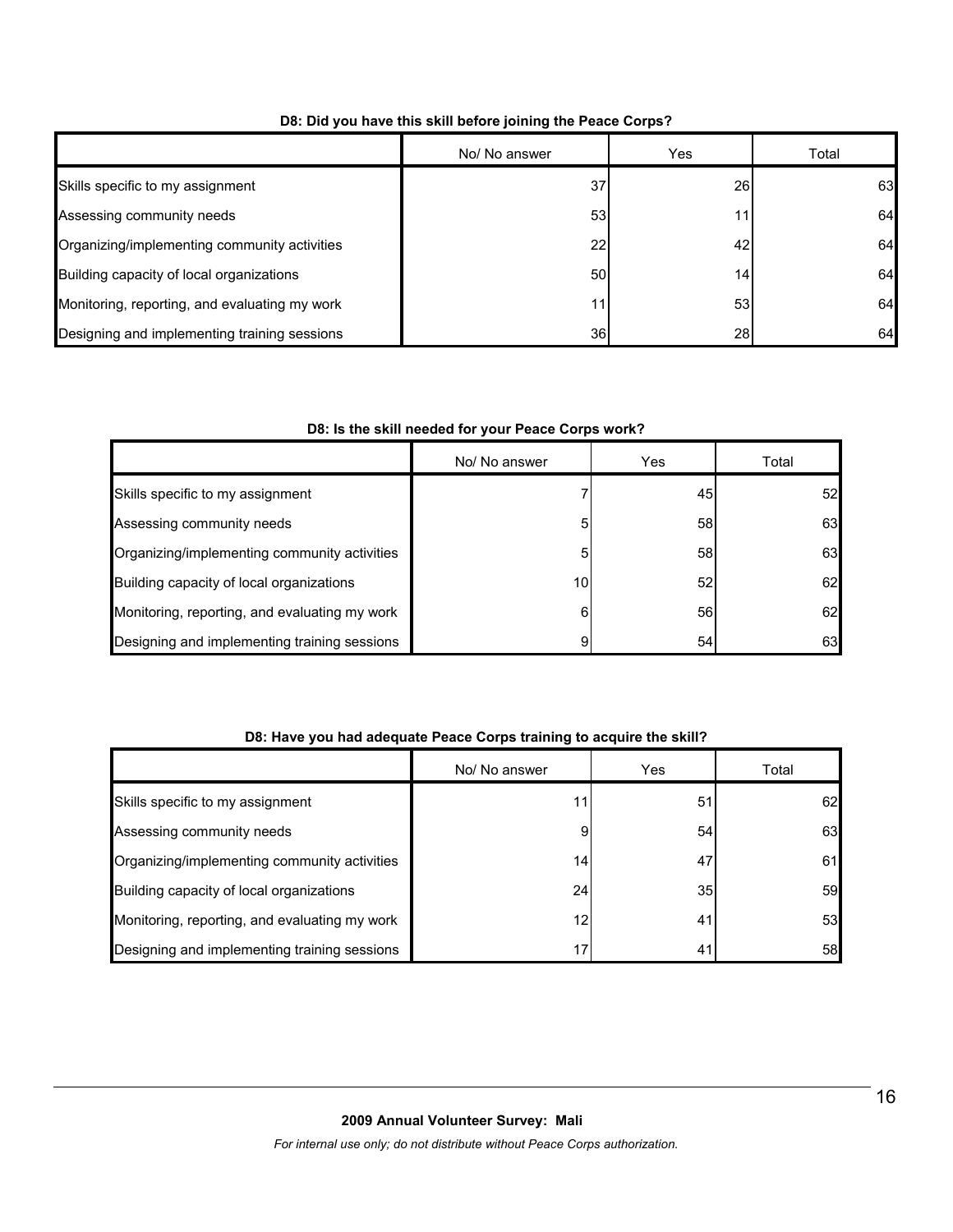**D8: Did you have this skill before joining the Peace Corps?**

| | No/ No answer | Yes | Total |
|---|---|---|---|
| Skills specific to my assignment | 37 | 26 | 63 |
| Assessing community needs | 53 | 11 | 64 |
| Organizing/implementing community activities | 22 | 42 | 64 |
| Building capacity of local organizations | 50 | 14 | 64 |
| Monitoring, reporting, and evaluating my work | 11 | 53 | 64 |
| Designing and implementing training sessions | 36 | 28 | 64 |

**D8: Is the skill needed for your Peace Corps work?**

| | No/ No answer | Yes | Total |
|---|---|---|---|
| Skills specific to my assignment | 7 | 45 | 52 |
| Assessing community needs | 5 | 58 | 63 |
| Organizing/implementing community activities | 5 | 58 | 63 |
| Building capacity of local organizations | 10 | 52 | 62 |
| Monitoring, reporting, and evaluating my work | 6 | 56 | 62 |
| Designing and implementing training sessions | 9 | 54 | 63 |

**D8: Have you had adequate Peace Corps training to acquire the skill?**

| | No/ No answer | Yes | Total |
|---|---|---|---|
| Skills specific to my assignment | 11 | 51 | 62 |
| Assessing community needs | 9 | 54 | 63 |
| Organizing/implementing community activities | 14 | 47 | 61 |
| Building capacity of local organizations | 24 | 35 | 59 |
| Monitoring, reporting, and evaluating my work | 12 | 41 | 53 |
| Designing and implementing training sessions | 17 | 41 | 58 |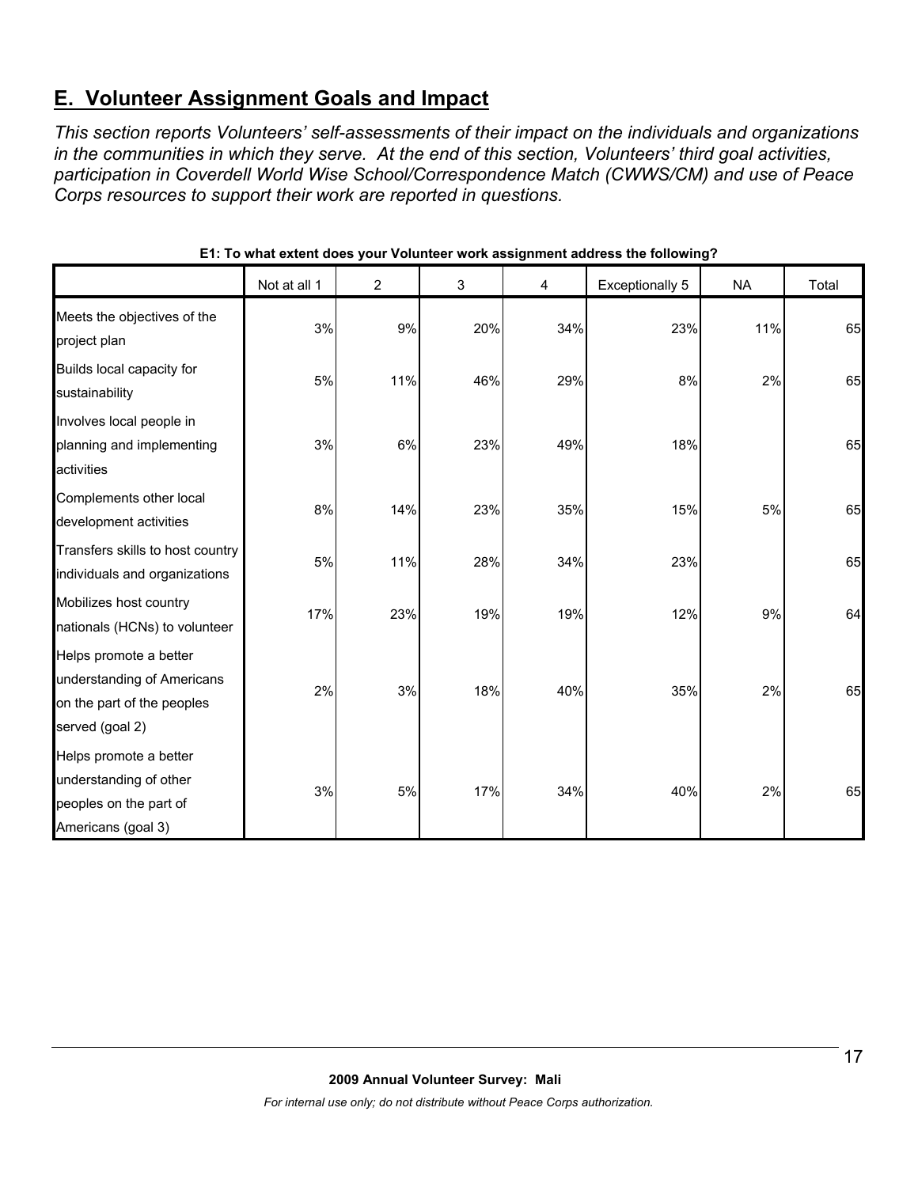## E. Volunteer Assignment Goals and Impact

*This section reports Volunteers' self-assessments of their impact on the individuals and organizations in the communities in which they serve. At the end of this section, Volunteers' third goal activities, participation in Coverdell World Wise School/Correspondence Match (CWWS/CM) and use of Peace Corps resources to support their work are reported in questions.*

**E1: To what extent does your Volunteer work assignment address the following?**

| | Not at all 1 | 2 | 3 | 4 | Exceptionally 5 | NA | Total |
|---|---|---|---|---|---|---|---|
| Meets the objectives of the project plan | 3% | 9% | 20% | 34% | 23% | 11% | 65 |
| Builds local capacity for sustainability | 5% | 11% | 46% | 29% | 8% | 2% | 65 |
| Involves local people in planning and implementing activities | 3% | 6% | 23% | 49% | 18% | | 65 |
| Complements other local development activities | 8% | 14% | 23% | 35% | 15% | 5% | 65 |
| Transfers skills to host country individuals and organizations | 5% | 11% | 28% | 34% | 23% | | 65 |
| Mobilizes host country nationals (HCNs) to volunteer | 17% | 23% | 19% | 19% | 12% | 9% | 64 |
| Helps promote a better understanding of Americans on the part of the peoples served (goal 2) | 2% | 3% | 18% | 40% | 35% | 2% | 65 |
| Helps promote a better understanding of other peoples on the part of Americans (goal 3) | 3% | 5% | 17% | 34% | 40% | 2% | 65 |

**2009 Annual Volunteer Survey: Mali**

*For internal use only; do not distribute without Peace Corps authorization.*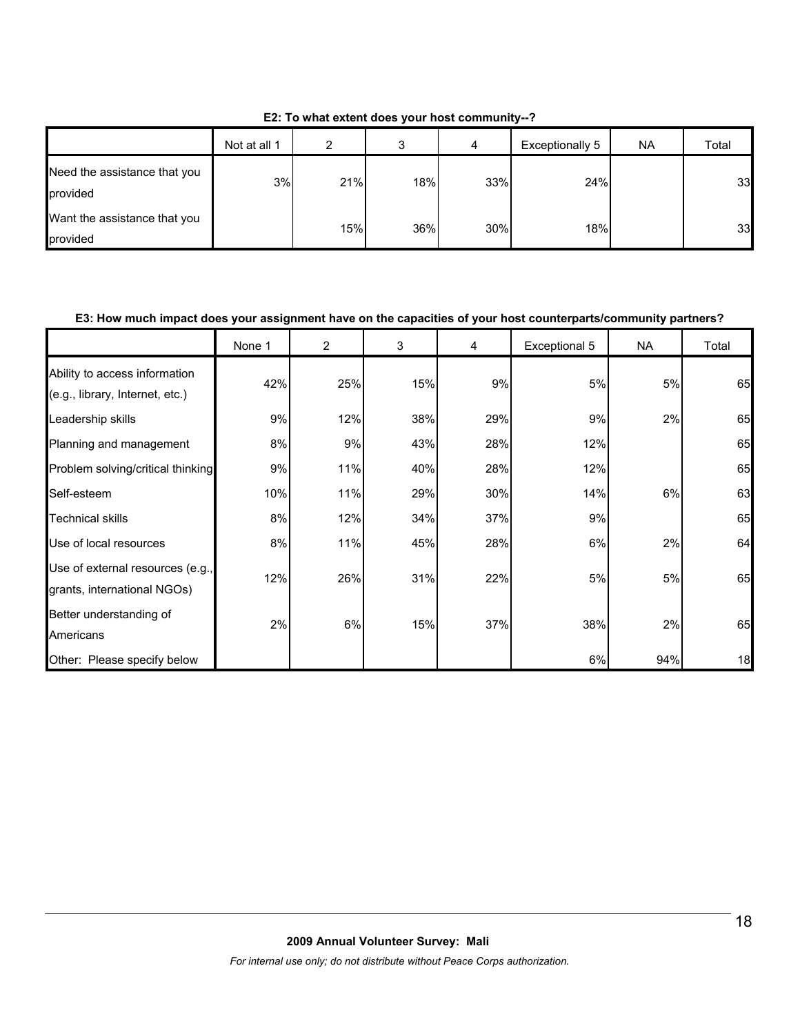**E2: To what extent does your host community--?**

| | Not at all 1 | 2 | 3 | 4 | Exceptionally 5 | NA | Total |
|---|---|---|---|---|---|---|---|
| Need the assistance that you provided | 3% | 21% | 18% | 33% | 24% | | 33 |
| Want the assistance that you provided | | 15% | 36% | 30% | 18% | | 33 |

**E3: How much impact does your assignment have on the capacities of your host counterparts/community partners?**

| | None 1 | 2 | 3 | 4 | Exceptional 5 | NA | Total |
|---|---|---|---|---|---|---|---|
| Ability to access information (e.g., library, Internet, etc.) | 42% | 25% | 15% | 9% | 5% | 5% | 65 |
| Leadership skills | 9% | 12% | 38% | 29% | 9% | 2% | 65 |
| Planning and management | 8% | 9% | 43% | 28% | 12% | | 65 |
| Problem solving/critical thinking | 9% | 11% | 40% | 28% | 12% | | 65 |
| Self-esteem | 10% | 11% | 29% | 30% | 14% | 6% | 63 |
| Technical skills | 8% | 12% | 34% | 37% | 9% | | 65 |
| Use of local resources | 8% | 11% | 45% | 28% | 6% | 2% | 64 |
| Use of external resources (e.g., grants, international NGOs) | 12% | 26% | 31% | 22% | 5% | 5% | 65 |
| Better understanding of Americans | 2% | 6% | 15% | 37% | 38% | 2% | 65 |
| Other: Please specify below | | | | | 6% | 94% | 18 |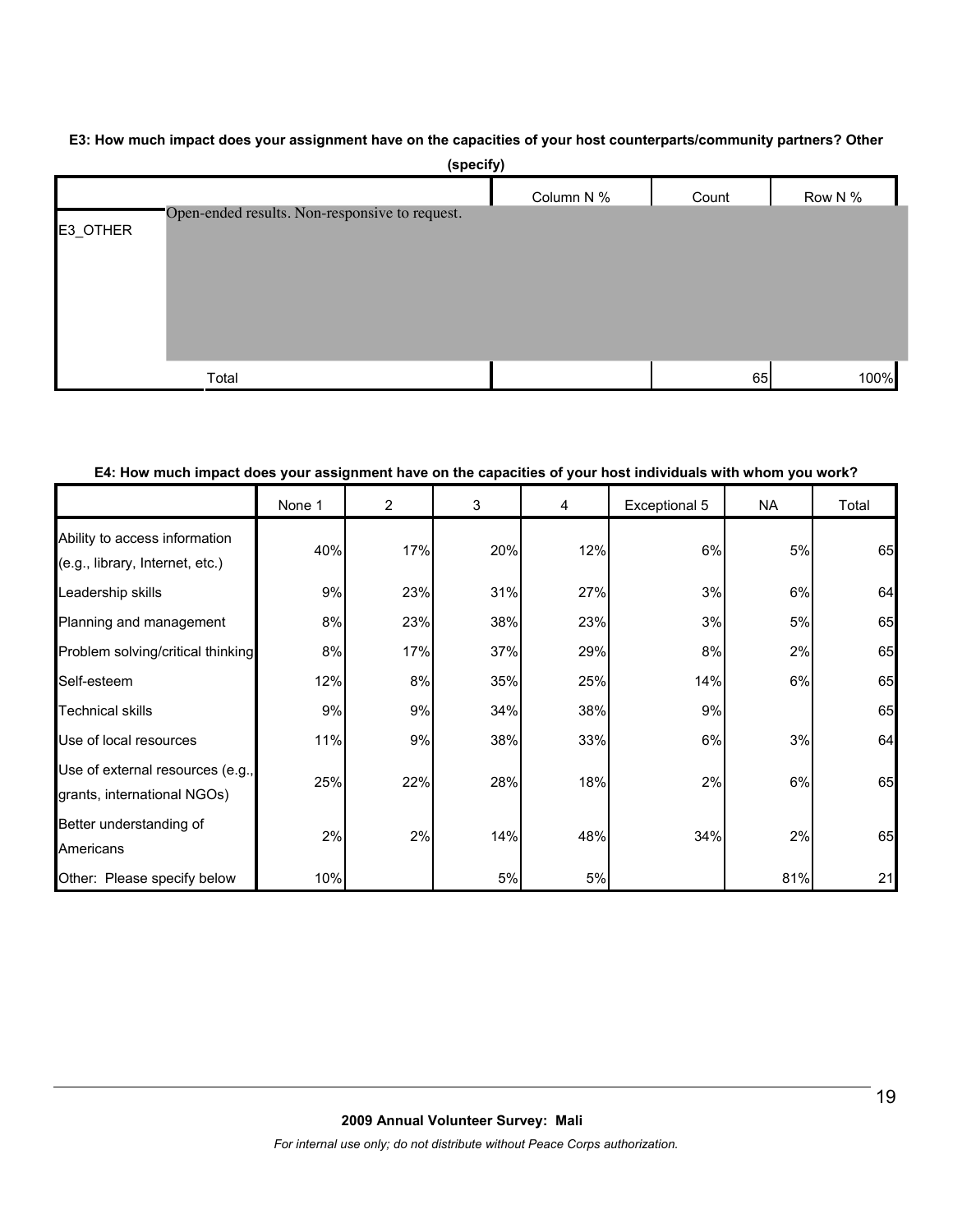**E3: How much impact does your assignment have on the capacities of your host counterparts/community partners? Other (specify)**

| | | Column N % | Count | Row N % |
|---|---|---|---|---|
| E3_OTHER | Open-ended results. Non-responsive to request. | | | |
| | Total | | 65 | 100% |

**E4: How much impact does your assignment have on the capacities of your host individuals with whom you work?**

| | None 1 | 2 | 3 | 4 | Exceptional 5 | NA | Total |
|---|---|---|---|---|---|---|---|
| Ability to access information (e.g., library, Internet, etc.) | 40% | 17% | 20% | 12% | 6% | 5% | 65 |
| Leadership skills | 9% | 23% | 31% | 27% | 3% | 6% | 64 |
| Planning and management | 8% | 23% | 38% | 23% | 3% | 5% | 65 |
| Problem solving/critical thinking | 8% | 17% | 37% | 29% | 8% | 2% | 65 |
| Self-esteem | 12% | 8% | 35% | 25% | 14% | 6% | 65 |
| Technical skills | 9% | 9% | 34% | 38% | 9% | | 65 |
| Use of local resources | 11% | 9% | 38% | 33% | 6% | 3% | 64 |
| Use of external resources (e.g., grants, international NGOs) | 25% | 22% | 28% | 18% | 2% | 6% | 65 |
| Better understanding of Americans | 2% | 2% | 14% | 48% | 34% | 2% | 65 |
| Other: Please specify below | 10% | | 5% | 5% | | 81% | 21 |

**2009 Annual Volunteer Survey: Mali**

*For internal use only; do not distribute without Peace Corps authorization.*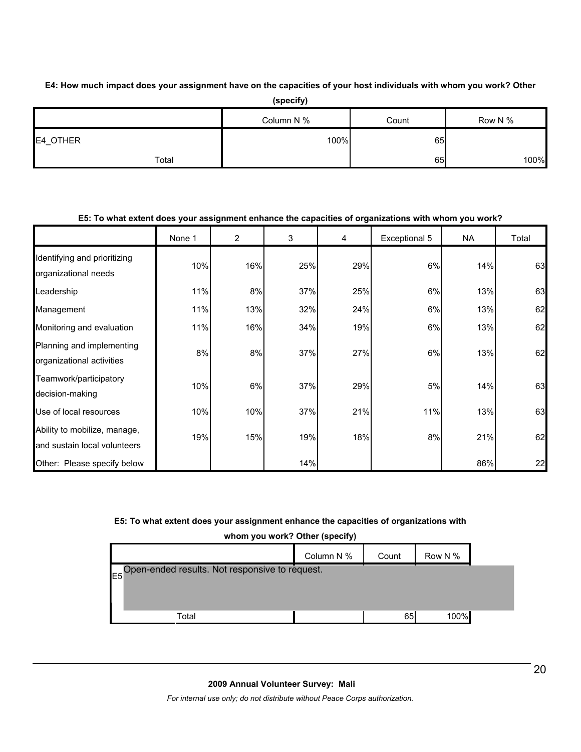**E4: How much impact does your assignment have on the capacities of your host individuals with whom you work? Other (specify)**

| | Column N % | Count | Row N % |
|---|---|---|---|
| E4_OTHER | 100% | 65 | |
| Total | | 65 | 100% |

**E5: To what extent does your assignment enhance the capacities of organizations with whom you work?**

| | None 1 | 2 | 3 | 4 | Exceptional 5 | NA | Total |
|---|---|---|---|---|---|---|---|
| Identifying and prioritizing organizational needs | 10% | 16% | 25% | 29% | 6% | 14% | 63 |
| Leadership | 11% | 8% | 37% | 25% | 6% | 13% | 63 |
| Management | 11% | 13% | 32% | 24% | 6% | 13% | 62 |
| Monitoring and evaluation | 11% | 16% | 34% | 19% | 6% | 13% | 62 |
| Planning and implementing organizational activities | 8% | 8% | 37% | 27% | 6% | 13% | 62 |
| Teamwork/participatory decision-making | 10% | 6% | 37% | 29% | 5% | 14% | 63 |
| Use of local resources | 10% | 10% | 37% | 21% | 11% | 13% | 63 |
| Ability to mobilize, manage, and sustain local volunteers | 19% | 15% | 19% | 18% | 8% | 21% | 62 |
| Other: Please specify below | | | 14% | | | 86% | 22 |

**E5: To what extent does your assignment enhance the capacities of organizations with whom you work? Other (specify)**

| | Column N % | Count | Row N % |
|---|---|---|---|
| E5 Open-ended results. Not responsive to request. | | | |
| Total | | 65 | 100% |

**2009 Annual Volunteer Survey: Mali**

*For internal use only; do not distribute without Peace Corps authorization.*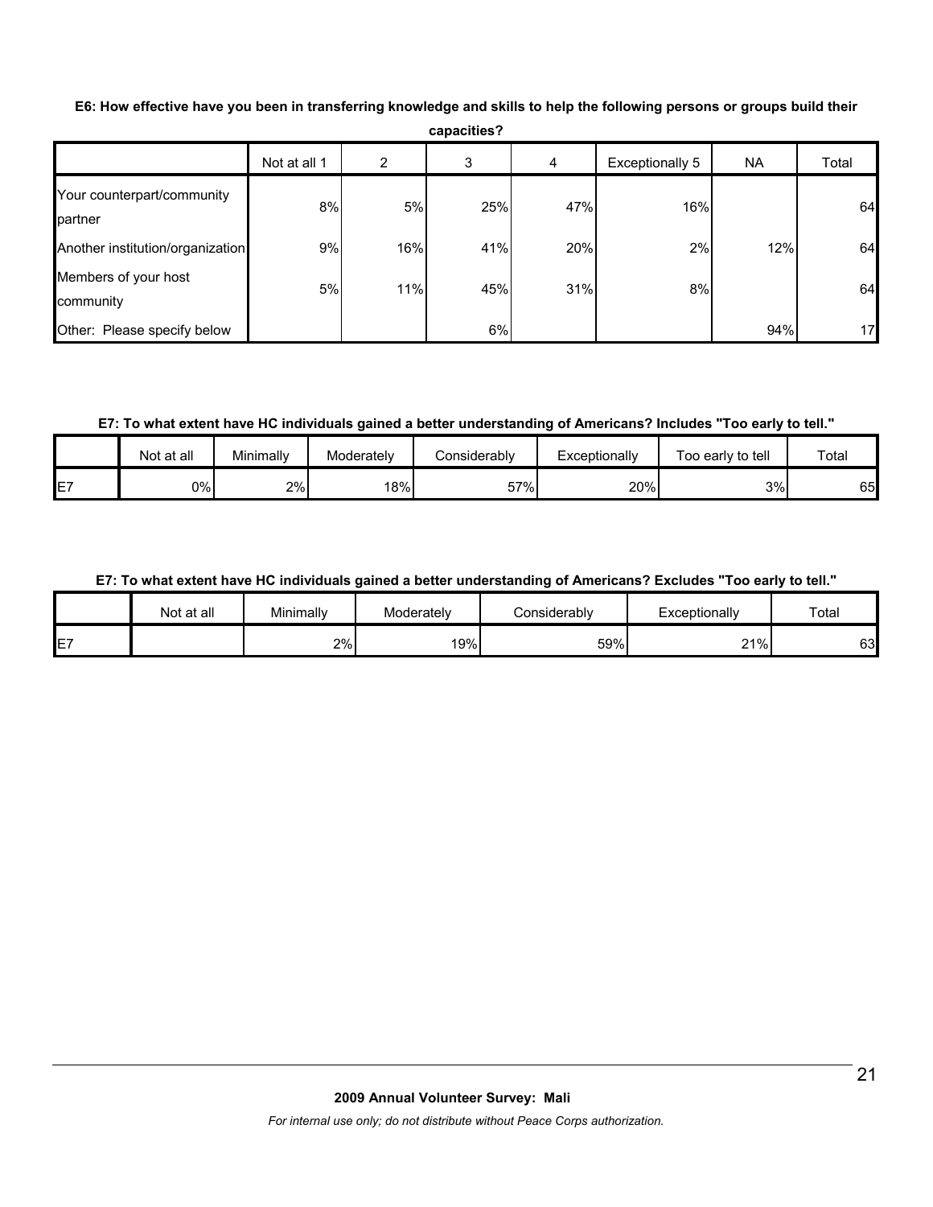**E6: How effective have you been in transferring knowledge and skills to help the following persons or groups build their capacities?**

| | Not at all 1 | 2 | 3 | 4 | Exceptionally 5 | NA | Total |
|---|---|---|---|---|---|---|---|
| Your counterpart/community partner | 8% | 5% | 25% | 47% | 16% | | 64 |
| Another institution/organization | 9% | 16% | 41% | 20% | 2% | 12% | 64 |
| Members of your host community | 5% | 11% | 45% | 31% | 8% | | 64 |
| Other: Please specify below | | | 6% | | | 94% | 17 |

**E7: To what extent have HC individuals gained a better understanding of Americans? Includes "Too early to tell."**

| | Not at all | Minimally | Moderately | Considerably | Exceptionally | Too early to tell | Total |
|---|---|---|---|---|---|---|---|
| E7 | 0% | 2% | 18% | 57% | 20% | 3% | 65 |

**E7: To what extent have HC individuals gained a better understanding of Americans? Excludes "Too early to tell."**

| | Not at all | Minimally | Moderately | Considerably | Exceptionally | Total |
|---|---|---|---|---|---|---|
| E7 | | 2% | 19% | 59% | 21% | 63 |

**2009 Annual Volunteer Survey: Mali**

*For internal use only; do not distribute without Peace Corps authorization.*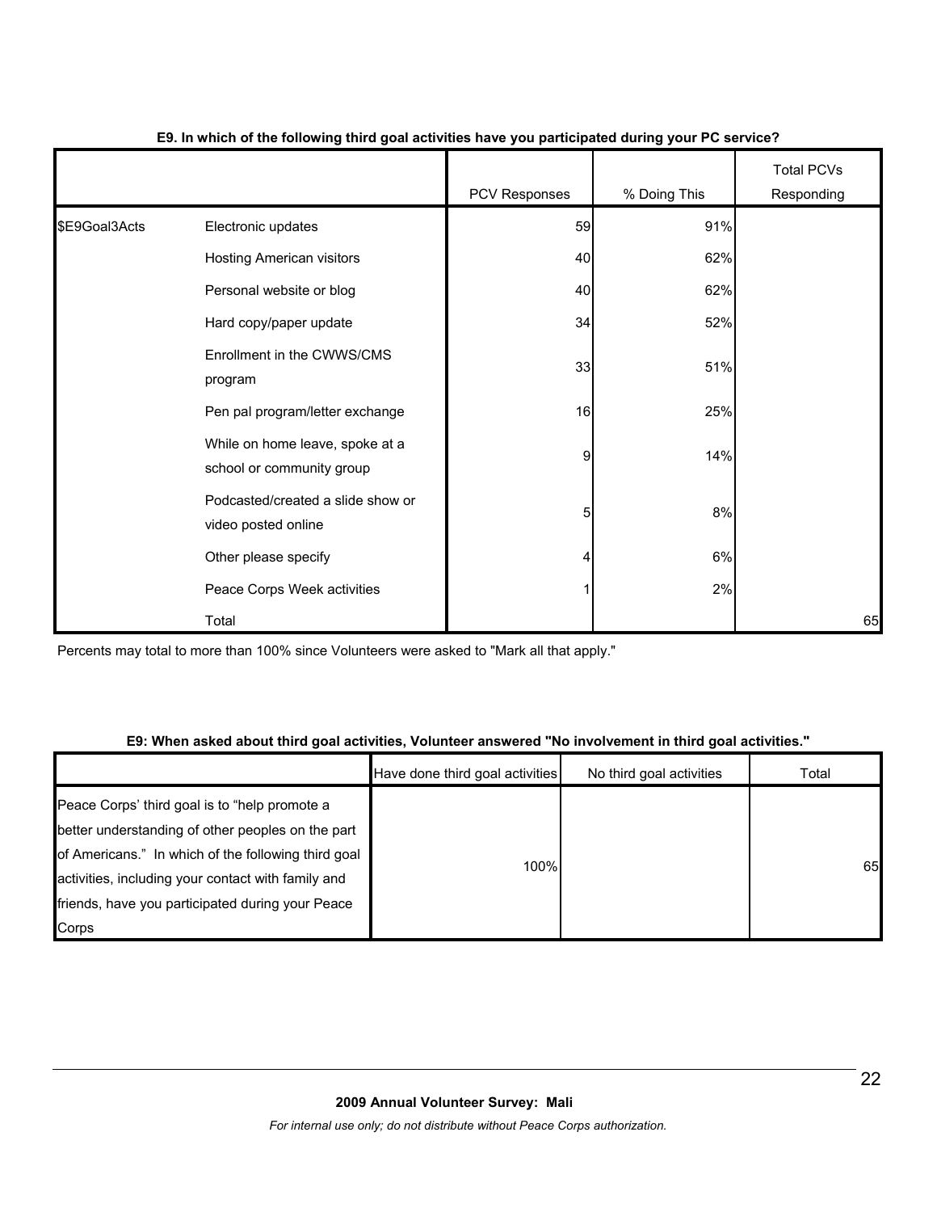**E9. In which of the following third goal activities have you participated during your PC service?**

| | | PCV Responses | % Doing This | Total PCVs Responding |
|---|---|---|---|---|
| $E9Goal3Acts | Electronic updates | 59 | 91% | |
| | Hosting American visitors | 40 | 62% | |
| | Personal website or blog | 40 | 62% | |
| | Hard copy/paper update | 34 | 52% | |
| | Enrollment in the CWWS/CMS program | 33 | 51% | |
| | Pen pal program/letter exchange | 16 | 25% | |
| | While on home leave, spoke at a school or community group | 9 | 14% | |
| | Podcasted/created a slide show or video posted online | 5 | 8% | |
| | Other please specify | 4 | 6% | |
| | Peace Corps Week activities | 1 | 2% | |
| | Total | | | 65 |

Percents may total to more than 100% since Volunteers were asked to "Mark all that apply."

**E9: When asked about third goal activities, Volunteer answered "No involvement in third goal activities."**

| | Have done third goal activities | No third goal activities | Total |
|---|---|---|---|
| Peace Corps' third goal is to "help promote a better understanding of other peoples on the part of Americans." In which of the following third goal activities, including your contact with family and friends, have you participated during your Peace Corps | 100% | | 65 |

**2009 Annual Volunteer Survey: Mali**

*For internal use only; do not distribute without Peace Corps authorization.*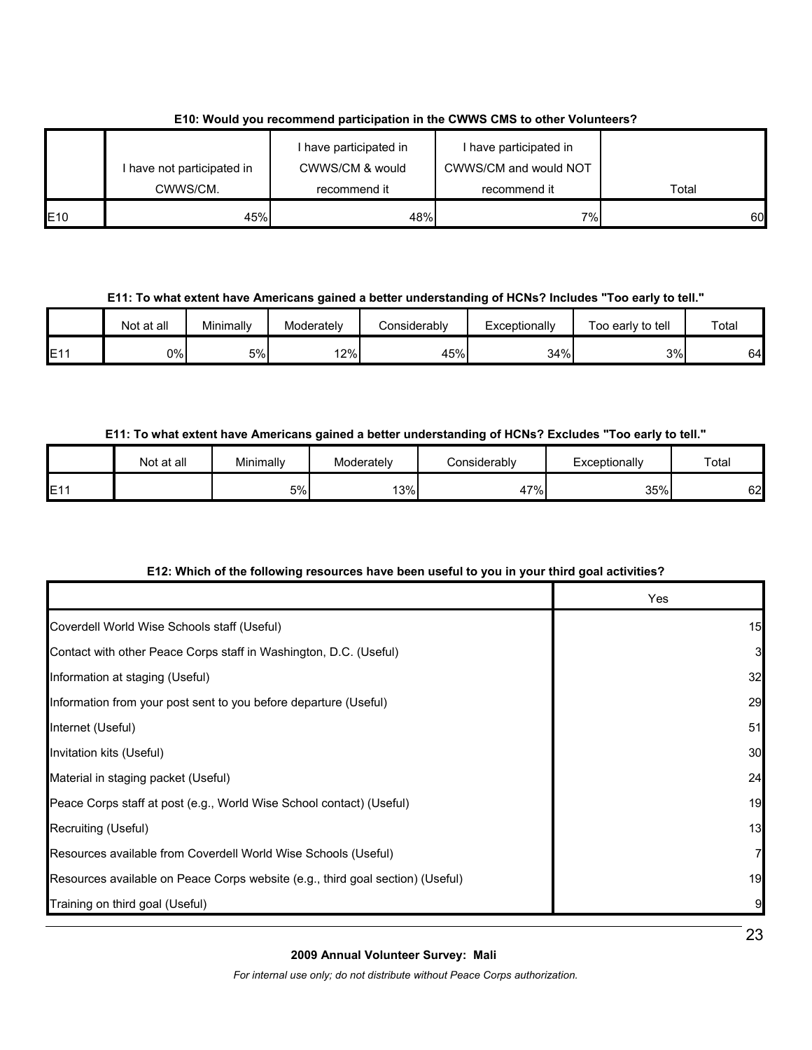**E10: Would you recommend participation in the CWWS CMS to other Volunteers?**

| | I have not participated in CWWS/CM. | I have participated in CWWS/CM & would recommend it | I have participated in CWWS/CM and would NOT recommend it | Total |
|---|---|---|---|---|
| E10 | 45% | 48% | 7% | 60 |

**E11: To what extent have Americans gained a better understanding of HCNs? Includes "Too early to tell."**

| | Not at all | Minimally | Moderately | Considerably | Exceptionally | Too early to tell | Total |
|---|---|---|---|---|---|---|---|
| E11 | 0% | 5% | 12% | 45% | 34% | 3% | 64 |

**E11: To what extent have Americans gained a better understanding of HCNs? Excludes "Too early to tell."**

| | Not at all | Minimally | Moderately | Considerably | Exceptionally | Total |
|---|---|---|---|---|---|---|
| E11 | | 5% | 13% | 47% | 35% | 62 |

**E12: Which of the following resources have been useful to you in your third goal activities?**

| | Yes |
|---|---|
| Coverdell World Wise Schools staff (Useful) | 15 |
| Contact with other Peace Corps staff in Washington, D.C. (Useful) | 3 |
| Information at staging (Useful) | 32 |
| Information from your post sent to you before departure (Useful) | 29 |
| Internet (Useful) | 51 |
| Invitation kits (Useful) | 30 |
| Material in staging packet (Useful) | 24 |
| Peace Corps staff at post (e.g., World Wise School contact) (Useful) | 19 |
| Recruiting (Useful) | 13 |
| Resources available from Coverdell World Wise Schools (Useful) | 7 |
| Resources available on Peace Corps website (e.g., third goal section) (Useful) | 19 |
| Training on third goal (Useful) | 9 |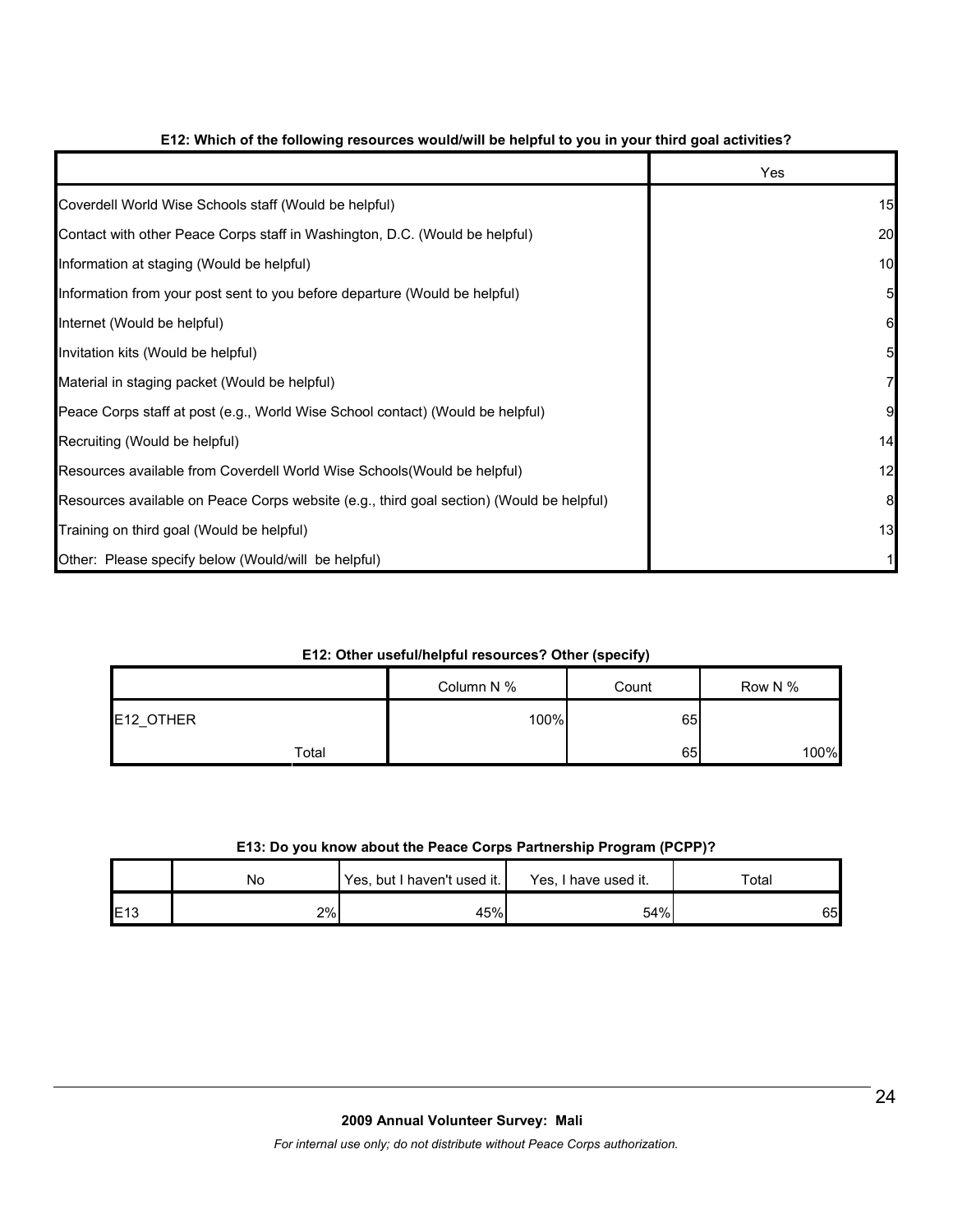**E12: Which of the following resources would/will be helpful to you in your third goal activities?**

| | Yes |
|---|---|
| Coverdell World Wise Schools staff (Would be helpful) | 15 |
| Contact with other Peace Corps staff in Washington, D.C. (Would be helpful) | 20 |
| Information at staging (Would be helpful) | 10 |
| Information from your post sent to you before departure (Would be helpful) | 5 |
| Internet (Would be helpful) | 6 |
| Invitation kits (Would be helpful) | 5 |
| Material in staging packet (Would be helpful) | 7 |
| Peace Corps staff at post (e.g., World Wise School contact) (Would be helpful) | 9 |
| Recruiting (Would be helpful) | 14 |
| Resources available from Coverdell World Wise Schools(Would be helpful) | 12 |
| Resources available on Peace Corps website (e.g., third goal section) (Would be helpful) | 8 |
| Training on third goal (Would be helpful) | 13 |
| Other: Please specify below (Would/will be helpful) | 1 |

**E12: Other useful/helpful resources? Other (specify)**

| | | Column N % | Count | Row N % |
|---|---|---|---|---|
| E12_OTHER | | 100% | 65 | |
| | Total | | 65 | 100% |

**E13: Do you know about the Peace Corps Partnership Program (PCPP)?**

| | No | Yes, but I haven't used it. | Yes, I have used it. | Total |
|---|---|---|---|---|
| E13 | 2% | 45% | 54% | 65 |

**2009 Annual Volunteer Survey: Mali**

*For internal use only; do not distribute without Peace Corps authorization.*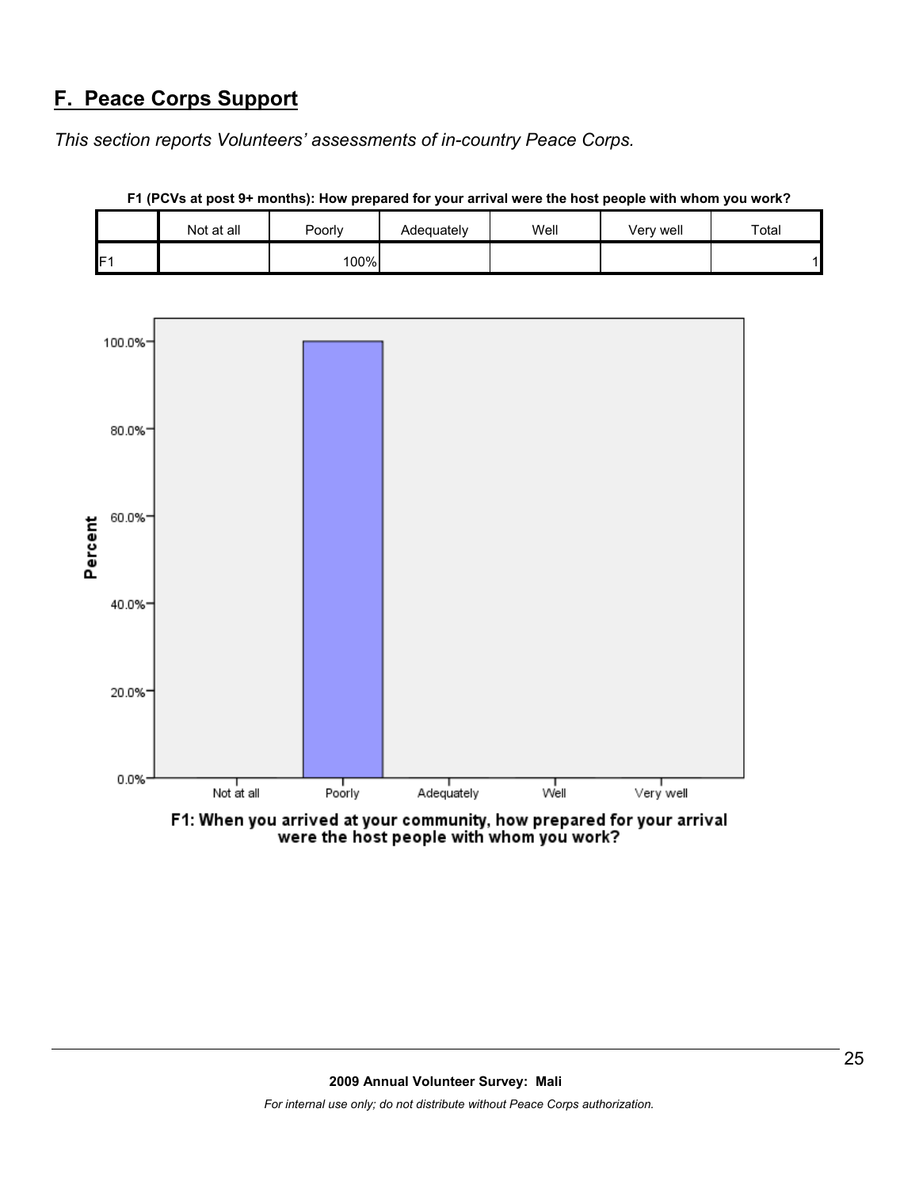## F. Peace Corps Support

*This section reports Volunteers' assessments of in-country Peace Corps.*

**F1 (PCVs at post 9+ months): How prepared for your arrival were the host people with whom you work?**

| | Not at all | Poorly | Adequately | Well | Very well | Total |
|---|---|---|---|---|---|---|
| F1 | | 100% | | | | 1 |

F1: When you arrived at your community, how prepared for your arrival were the host people with whom you work?

**2009 Annual Volunteer Survey: Mali**

*For internal use only; do not distribute without Peace Corps authorization.*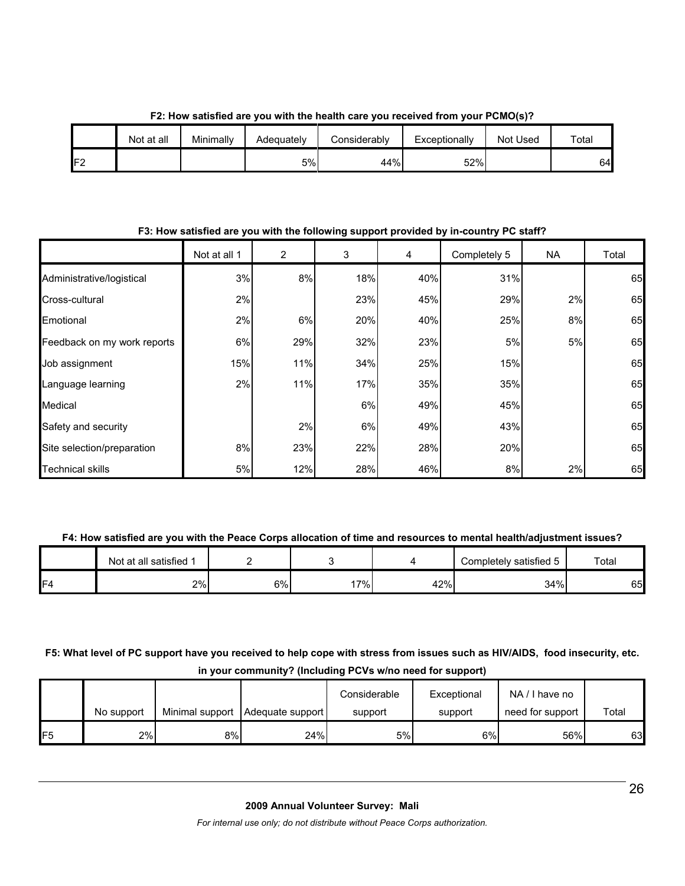**F2: How satisfied are you with the health care you received from your PCMO(s)?**

| | Not at all | Minimally | Adequately | Considerably | Exceptionally | Not Used | Total |
|---|---|---|---|---|---|---|---|
| F2 | | | 5% | 44% | 52% | | 64 |

**F3: How satisfied are you with the following support provided by in-country PC staff?**

| | Not at all 1 | 2 | 3 | 4 | Completely 5 | NA | Total |
|---|---|---|---|---|---|---|---|
| Administrative/logistical | 3% | 8% | 18% | 40% | 31% | | 65 |
| Cross-cultural | 2% | | 23% | 45% | 29% | 2% | 65 |
| Emotional | 2% | 6% | 20% | 40% | 25% | 8% | 65 |
| Feedback on my work reports | 6% | 29% | 32% | 23% | 5% | 5% | 65 |
| Job assignment | 15% | 11% | 34% | 25% | 15% | | 65 |
| Language learning | 2% | 11% | 17% | 35% | 35% | | 65 |
| Medical | | | 6% | 49% | 45% | | 65 |
| Safety and security | | 2% | 6% | 49% | 43% | | 65 |
| Site selection/preparation | 8% | 23% | 22% | 28% | 20% | | 65 |
| Technical skills | 5% | 12% | 28% | 46% | 8% | 2% | 65 |

**F4: How satisfied are you with the Peace Corps allocation of time and resources to mental health/adjustment issues?**

| | Not at all satisfied 1 | 2 | 3 | 4 | Completely satisfied 5 | Total |
|---|---|---|---|---|---|---|
| F4 | 2% | 6% | 17% | 42% | 34% | 65 |

**F5: What level of PC support have you received to help cope with stress from issues such as HIV/AIDS, food insecurity, etc. in your community? (Including PCVs w/no need for support)**

| | No support | Minimal support | Adequate support | Considerable support | Exceptional support | NA / I have no need for support | Total |
|---|---|---|---|---|---|---|---|
| F5 | 2% | 8% | 24% | 5% | 6% | 56% | 63 |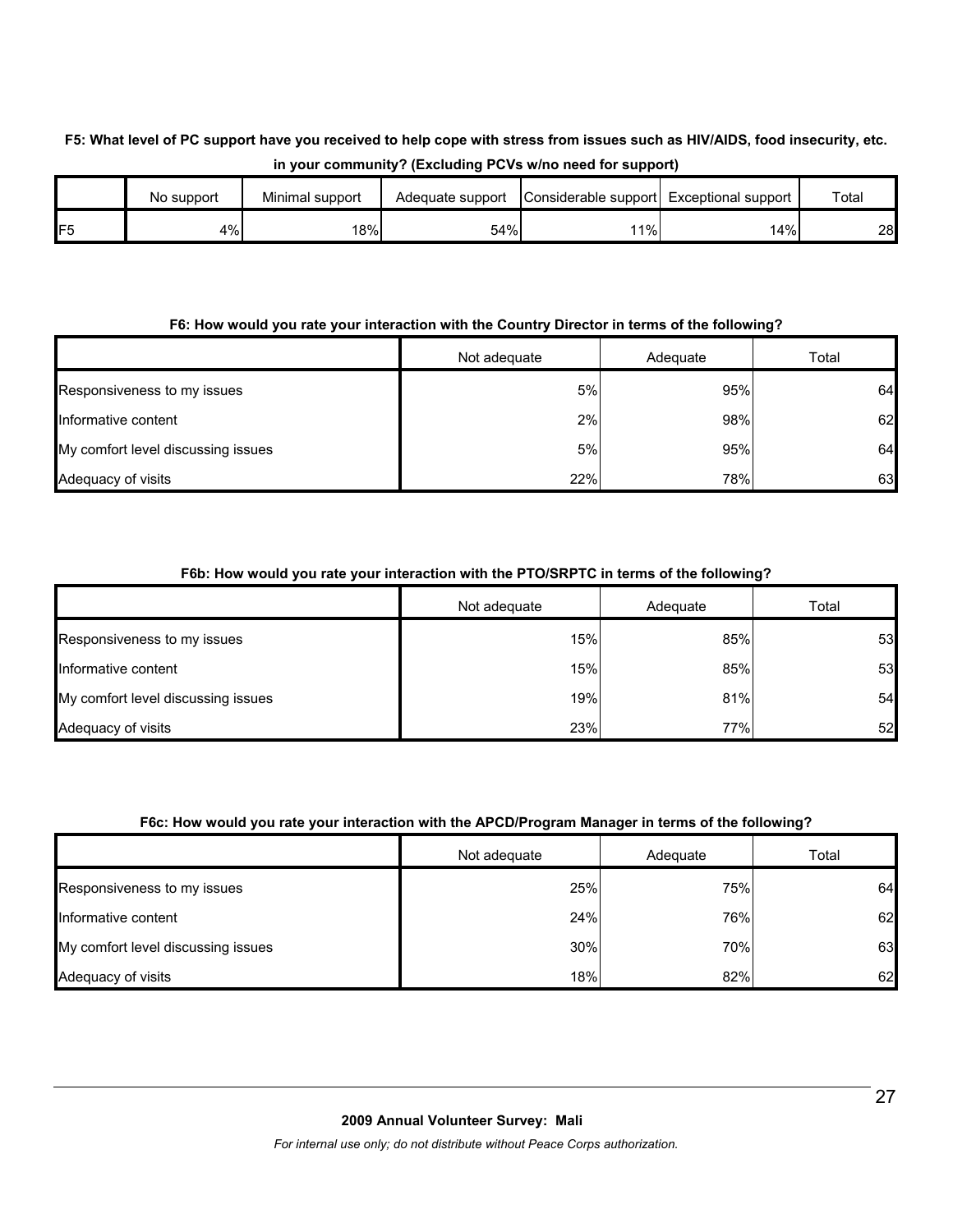**F5: What level of PC support have you received to help cope with stress from issues such as HIV/AIDS, food insecurity, etc. in your community? (Excluding PCVs w/no need for support)**

| | No support | Minimal support | Adequate support | Considerable support | Exceptional support | Total |
|---|---|---|---|---|---|---|
| F5 | 4% | 18% | 54% | 11% | 14% | 28 |

**F6: How would you rate your interaction with the Country Director in terms of the following?**

| | Not adequate | Adequate | Total |
|---|---|---|---|
| Responsiveness to my issues | 5% | 95% | 64 |
| Informative content | 2% | 98% | 62 |
| My comfort level discussing issues | 5% | 95% | 64 |
| Adequacy of visits | 22% | 78% | 63 |

**F6b: How would you rate your interaction with the PTO/SRPTC in terms of the following?**

| | Not adequate | Adequate | Total |
|---|---|---|---|
| Responsiveness to my issues | 15% | 85% | 53 |
| Informative content | 15% | 85% | 53 |
| My comfort level discussing issues | 19% | 81% | 54 |
| Adequacy of visits | 23% | 77% | 52 |

**F6c: How would you rate your interaction with the APCD/Program Manager in terms of the following?**

| | Not adequate | Adequate | Total |
|---|---|---|---|
| Responsiveness to my issues | 25% | 75% | 64 |
| Informative content | 24% | 76% | 62 |
| My comfort level discussing issues | 30% | 70% | 63 |
| Adequacy of visits | 18% | 82% | 62 |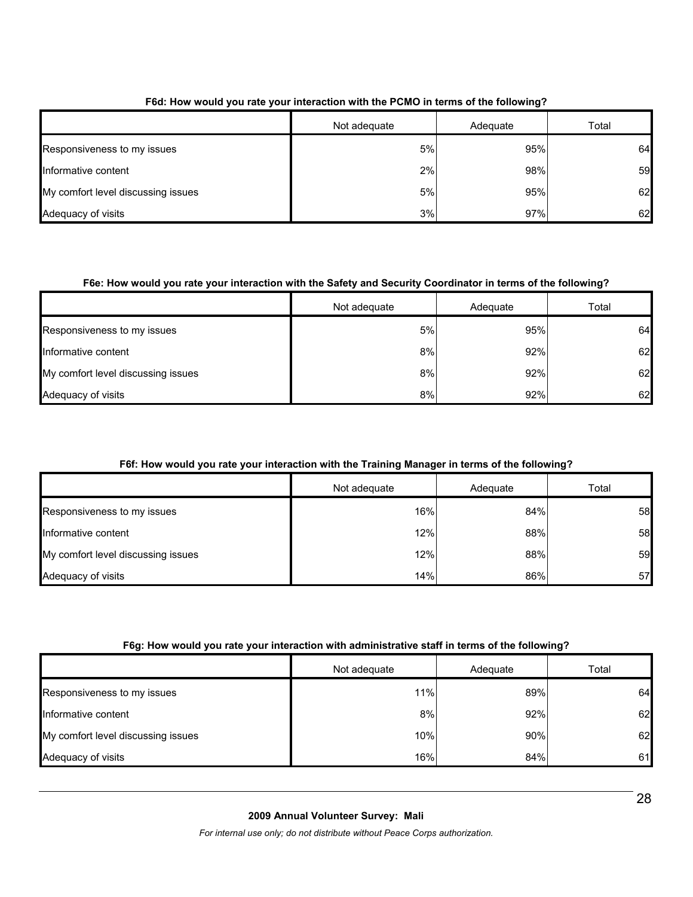**F6d: How would you rate your interaction with the PCMO in terms of the following?**

| | Not adequate | Adequate | Total |
|---|---|---|---|
| Responsiveness to my issues | 5% | 95% | 64 |
| Informative content | 2% | 98% | 59 |
| My comfort level discussing issues | 5% | 95% | 62 |
| Adequacy of visits | 3% | 97% | 62 |

**F6e: How would you rate your interaction with the Safety and Security Coordinator in terms of the following?**

| | Not adequate | Adequate | Total |
|---|---|---|---|
| Responsiveness to my issues | 5% | 95% | 64 |
| Informative content | 8% | 92% | 62 |
| My comfort level discussing issues | 8% | 92% | 62 |
| Adequacy of visits | 8% | 92% | 62 |

**F6f: How would you rate your interaction with the Training Manager in terms of the following?**

| | Not adequate | Adequate | Total |
|---|---|---|---|
| Responsiveness to my issues | 16% | 84% | 58 |
| Informative content | 12% | 88% | 58 |
| My comfort level discussing issues | 12% | 88% | 59 |
| Adequacy of visits | 14% | 86% | 57 |

**F6g: How would you rate your interaction with administrative staff in terms of the following?**

| | Not adequate | Adequate | Total |
|---|---|---|---|
| Responsiveness to my issues | 11% | 89% | 64 |
| Informative content | 8% | 92% | 62 |
| My comfort level discussing issues | 10% | 90% | 62 |
| Adequacy of visits | 16% | 84% | 61 |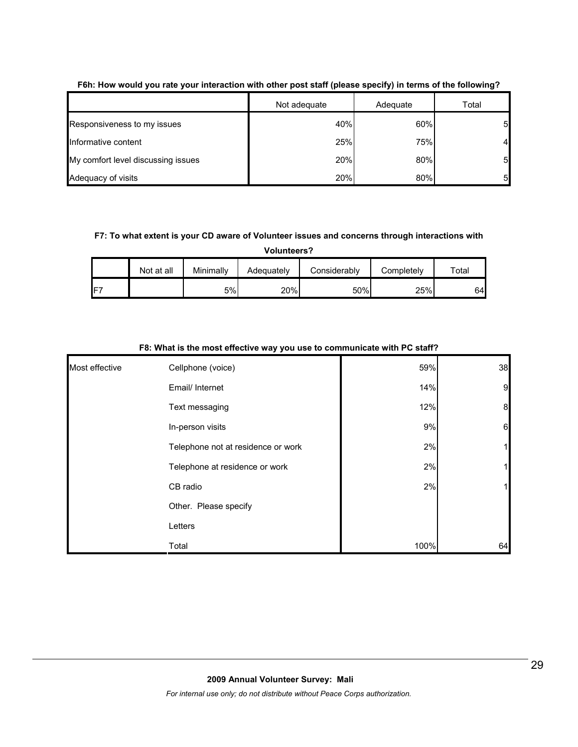**F6h: How would you rate your interaction with other post staff (please specify) in terms of the following?**

| | Not adequate | Adequate | Total |
|---|---|---|---|
| Responsiveness to my issues | 40% | 60% | 5 |
| Informative content | 25% | 75% | 4 |
| My comfort level discussing issues | 20% | 80% | 5 |
| Adequacy of visits | 20% | 80% | 5 |

**F7: To what extent is your CD aware of Volunteer issues and concerns through interactions with Volunteers?**

| | Not at all | Minimally | Adequately | Considerably | Completely | Total |
|---|---|---|---|---|---|---|
| F7 | | 5% | 20% | 50% | 25% | 64 |

**F8: What is the most effective way you use to communicate with PC staff?**

| | | | |
|---|---|---|---|
| Most effective | Cellphone (voice) | 59% | 38 |
| | Email/ Internet | 14% | 9 |
| | Text messaging | 12% | 8 |
| | In-person visits | 9% | 6 |
| | Telephone not at residence or work | 2% | 1 |
| | Telephone at residence or work | 2% | 1 |
| | CB radio | 2% | 1 |
| | Other. Please specify | | |
| | Letters | | |
| | Total | 100% | 64 |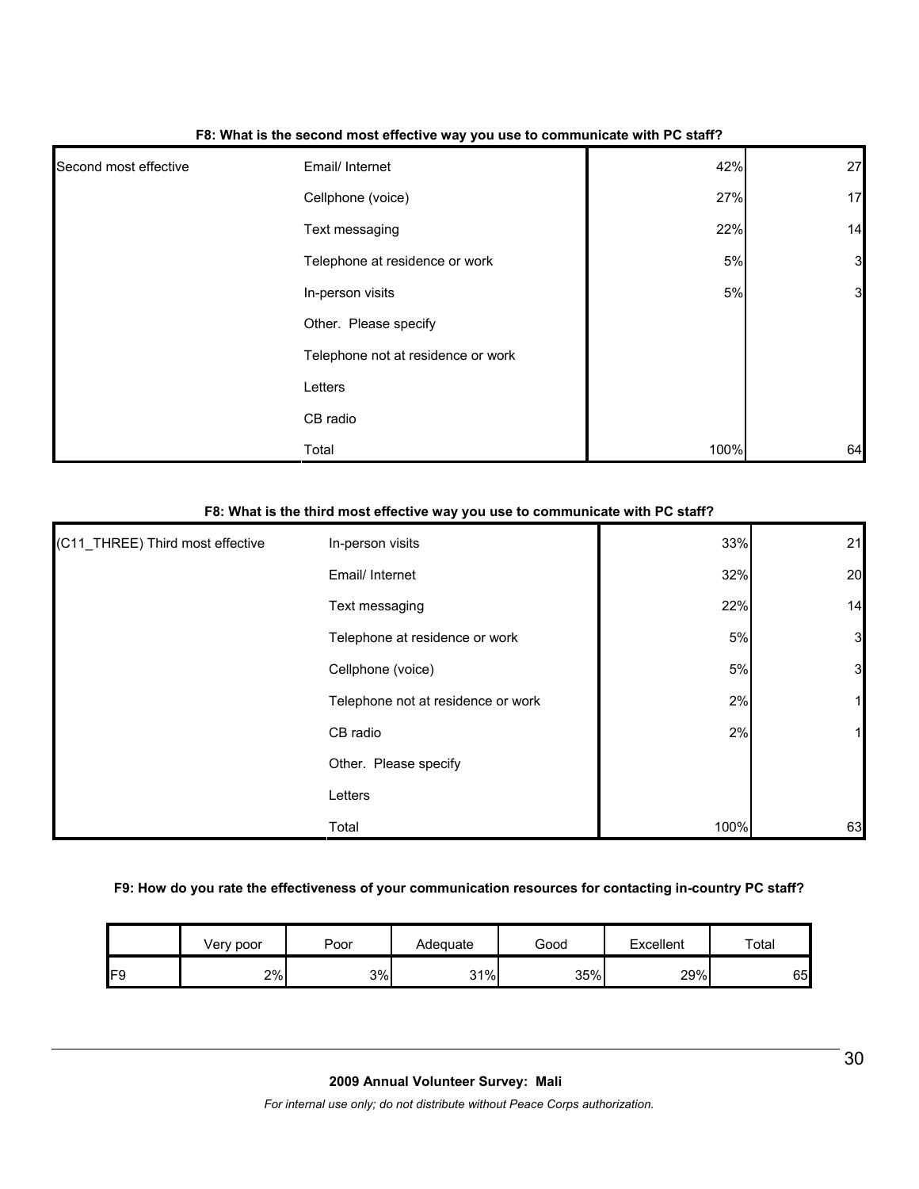**F8: What is the second most effective way you use to communicate with PC staff?**

| | | | |
|---|---|---|---|
| Second most effective | Email/ Internet | 42% | 27 |
| | Cellphone (voice) | 27% | 17 |
| | Text messaging | 22% | 14 |
| | Telephone at residence or work | 5% | 3 |
| | In-person visits | 5% | 3 |
| | Other. Please specify | | |
| | Telephone not at residence or work | | |
| | Letters | | |
| | CB radio | | |
| | Total | 100% | 64 |

**F8: What is the third most effective way you use to communicate with PC staff?**

| | | | |
|---|---|---|---|
| (C11_THREE) Third most effective | In-person visits | 33% | 21 |
| | Email/ Internet | 32% | 20 |
| | Text messaging | 22% | 14 |
| | Telephone at residence or work | 5% | 3 |
| | Cellphone (voice) | 5% | 3 |
| | Telephone not at residence or work | 2% | 1 |
| | CB radio | 2% | 1 |
| | Other. Please specify | | |
| | Letters | | |
| | Total | 100% | 63 |

**F9: How do you rate the effectiveness of your communication resources for contacting in-country PC staff?**

| | Very poor | Poor | Adequate | Good | Excellent | Total |
|---|---|---|---|---|---|---|
| F9 | 2% | 3% | 31% | 35% | 29% | 65 |

**2009 Annual Volunteer Survey: Mali**

*For internal use only; do not distribute without Peace Corps authorization.*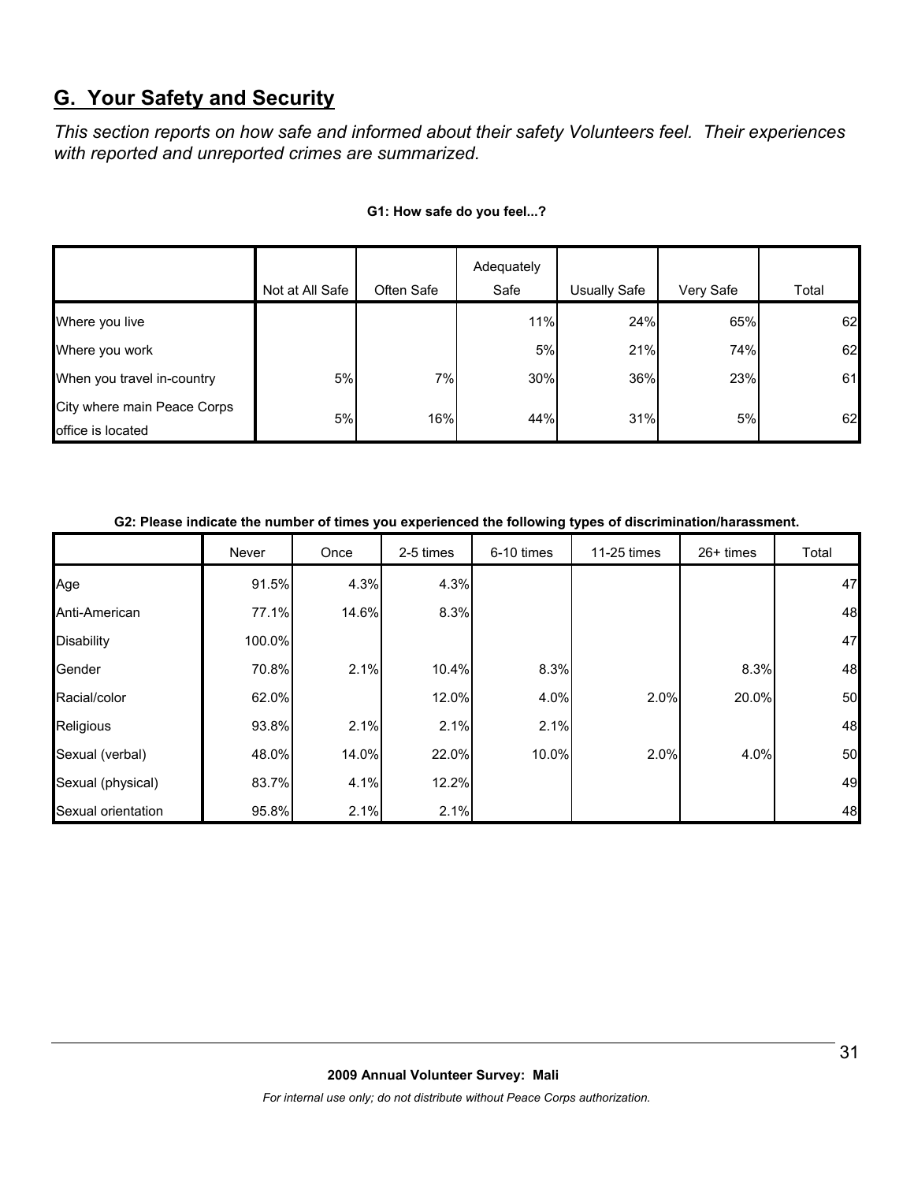## G. Your Safety and Security

*This section reports on how safe and informed about their safety Volunteers feel. Their experiences with reported and unreported crimes are summarized.*

**G1: How safe do you feel...?**

| | Not at All Safe | Often Safe | Adequately Safe | Usually Safe | Very Safe | Total |
|---|---|---|---|---|---|---|
| Where you live | | | 11% | 24% | 65% | 62 |
| Where you work | | | 5% | 21% | 74% | 62 |
| When you travel in-country | 5% | 7% | 30% | 36% | 23% | 61 |
| City where main Peace Corps office is located | 5% | 16% | 44% | 31% | 5% | 62 |

**G2: Please indicate the number of times you experienced the following types of discrimination/harassment.**

| | Never | Once | 2-5 times | 6-10 times | 11-25 times | 26+ times | Total |
|---|---|---|---|---|---|---|---|
| Age | 91.5% | 4.3% | 4.3% | | | | 47 |
| Anti-American | 77.1% | 14.6% | 8.3% | | | | 48 |
| Disability | 100.0% | | | | | | 47 |
| Gender | 70.8% | 2.1% | 10.4% | 8.3% | | 8.3% | 48 |
| Racial/color | 62.0% | | 12.0% | 4.0% | 2.0% | 20.0% | 50 |
| Religious | 93.8% | 2.1% | 2.1% | 2.1% | | | 48 |
| Sexual (verbal) | 48.0% | 14.0% | 22.0% | 10.0% | 2.0% | 4.0% | 50 |
| Sexual (physical) | 83.7% | 4.1% | 12.2% | | | | 49 |
| Sexual orientation | 95.8% | 2.1% | 2.1% | | | | 48 |

**2009 Annual Volunteer Survey: Mali**

*For internal use only; do not distribute without Peace Corps authorization.*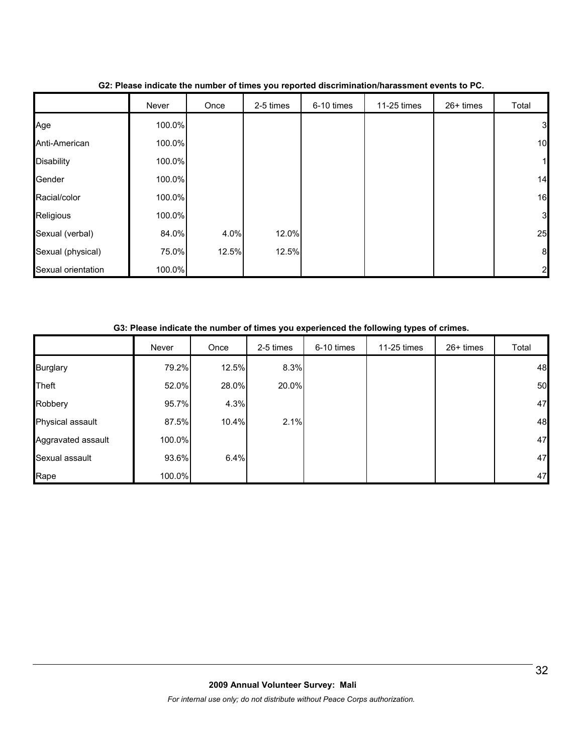**G2: Please indicate the number of times you reported discrimination/harassment events to PC.**

| | Never | Once | 2-5 times | 6-10 times | 11-25 times | 26+ times | Total |
|---|---|---|---|---|---|---|---|
| Age | 100.0% | | | | | | 3 |
| Anti-American | 100.0% | | | | | | 10 |
| Disability | 100.0% | | | | | | 1 |
| Gender | 100.0% | | | | | | 14 |
| Racial/color | 100.0% | | | | | | 16 |
| Religious | 100.0% | | | | | | 3 |
| Sexual (verbal) | 84.0% | 4.0% | 12.0% | | | | 25 |
| Sexual (physical) | 75.0% | 12.5% | 12.5% | | | | 8 |
| Sexual orientation | 100.0% | | | | | | 2 |

**G3: Please indicate the number of times you experienced the following types of crimes.**

| | Never | Once | 2-5 times | 6-10 times | 11-25 times | 26+ times | Total |
|---|---|---|---|---|---|---|---|
| Burglary | 79.2% | 12.5% | 8.3% | | | | 48 |
| Theft | 52.0% | 28.0% | 20.0% | | | | 50 |
| Robbery | 95.7% | 4.3% | | | | | 47 |
| Physical assault | 87.5% | 10.4% | 2.1% | | | | 48 |
| Aggravated assault | 100.0% | | | | | | 47 |
| Sexual assault | 93.6% | 6.4% | | | | | 47 |
| Rape | 100.0% | | | | | | 47 |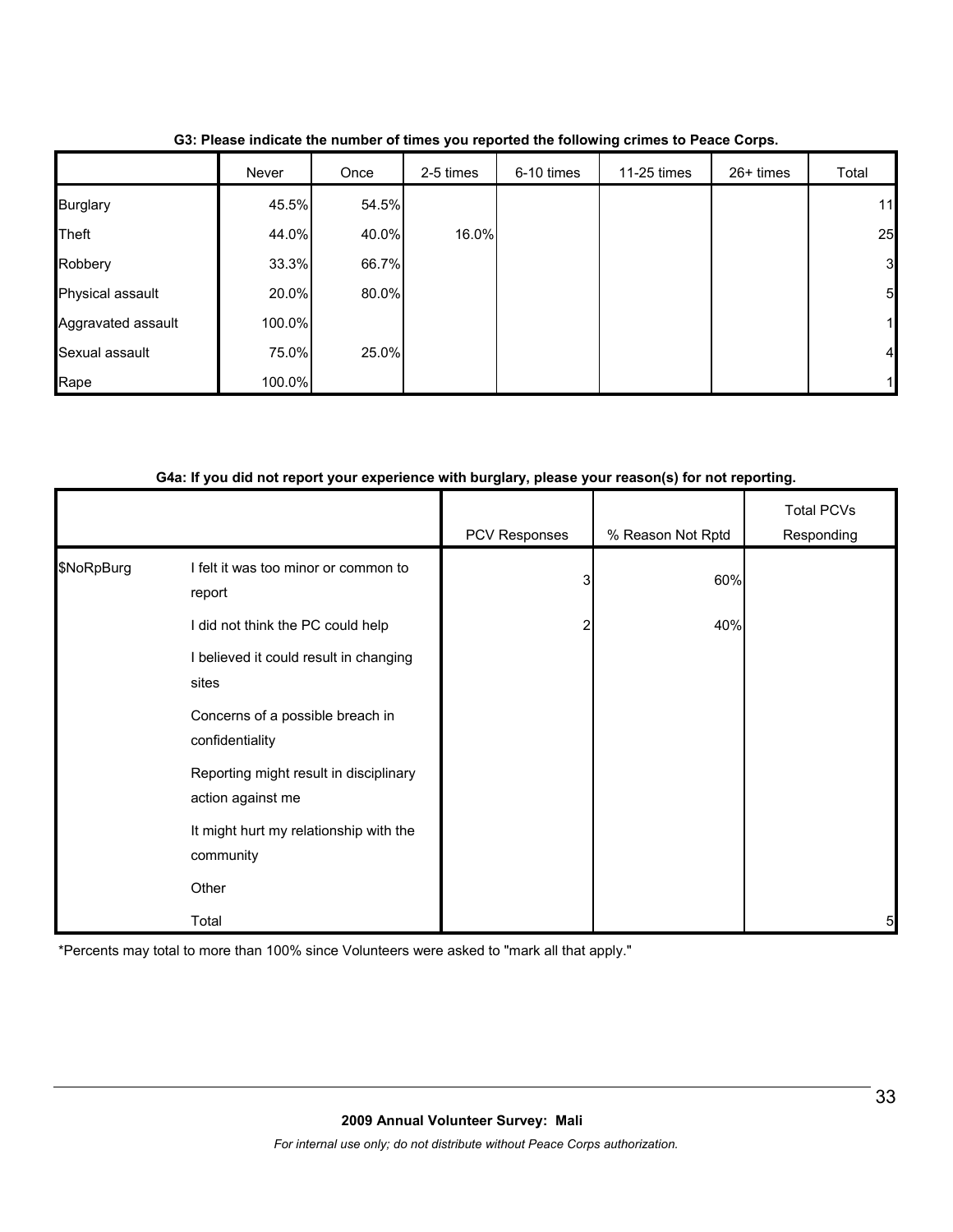**G3: Please indicate the number of times you reported the following crimes to Peace Corps.**

| | Never | Once | 2-5 times | 6-10 times | 11-25 times | 26+ times | Total |
|---|---|---|---|---|---|---|---|
| Burglary | 45.5% | 54.5% | | | | | 11 |
| Theft | 44.0% | 40.0% | 16.0% | | | | 25 |
| Robbery | 33.3% | 66.7% | | | | | 3 |
| Physical assault | 20.0% | 80.0% | | | | | 5 |
| Aggravated assault | 100.0% | | | | | | 1 |
| Sexual assault | 75.0% | 25.0% | | | | | 4 |
| Rape | 100.0% | | | | | | 1 |

**G4a: If you did not report your experience with burglary, please your reason(s) for not reporting.**

| | | PCV Responses | % Reason Not Rptd | Total PCVs Responding |
|---|---|---|---|---|
| $NoRpBurg | I felt it was too minor or common to report | 3 | 60% | |
| | I did not think the PC could help | 2 | 40% | |
| | I believed it could result in changing sites | | | |
| | Concerns of a possible breach in confidentiality | | | |
| | Reporting might result in disciplinary action against me | | | |
| | It might hurt my relationship with the community | | | |
| | Other | | | |
| | Total | | | 5 |

*Percents may total to more than 100% since Volunteers were asked to "mark all that apply."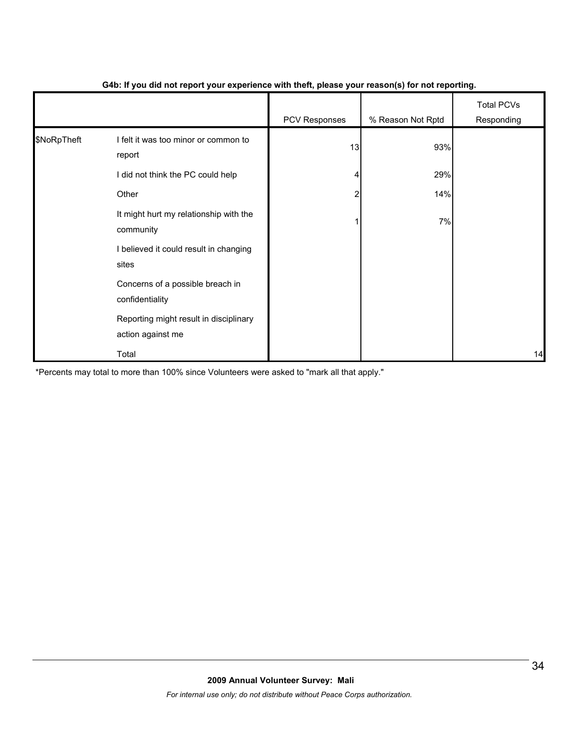**G4b: If you did not report your experience with theft, please your reason(s) for not reporting.**

| | | PCV Responses | % Reason Not Rptd | Total PCVs Responding |
|---|---|---|---|---|
| $NoRpTheft | I felt it was too minor or common to report | 13 | 93% | |
| | I did not think the PC could help | 4 | 29% | |
| | Other | 2 | 14% | |
| | It might hurt my relationship with the community | 1 | 7% | |
| | I believed it could result in changing sites | | | |
| | Concerns of a possible breach in confidentiality | | | |
| | Reporting might result in disciplinary action against me | | | |
| | Total | | | 14 |

*Percents may total to more than 100% since Volunteers were asked to "mark all that apply."

**2009 Annual Volunteer Survey: Mali**

*For internal use only; do not distribute without Peace Corps authorization.*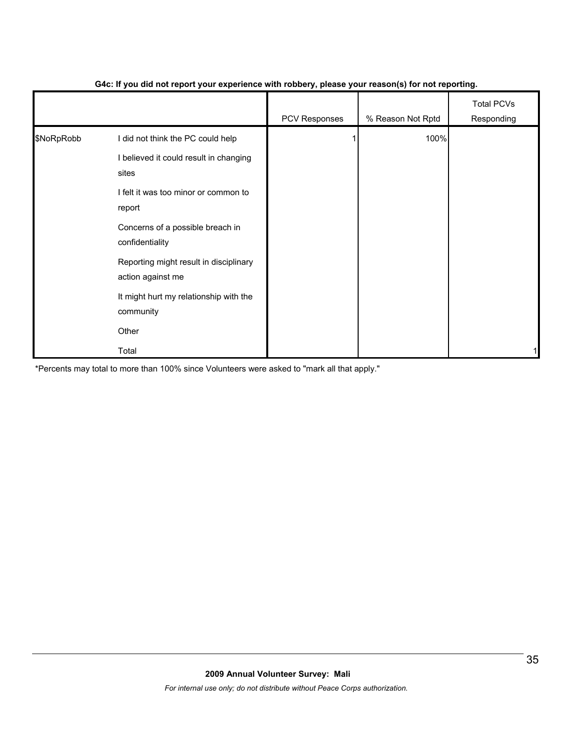**G4c: If you did not report your experience with robbery, please your reason(s) for not reporting.**

| | | PCV Responses | % Reason Not Rptd | Total PCVs Responding |
|---|---|---|---|---|
| $NoRpRobb | I did not think the PC could help | 1 | 100% | |
| | I believed it could result in changing sites | | | |
| | I felt it was too minor or common to report | | | |
| | Concerns of a possible breach in confidentiality | | | |
| | Reporting might result in disciplinary action against me | | | |
| | It might hurt my relationship with the community | | | |
| | Other | | | |
| | Total | | | 1 |

*Percents may total to more than 100% since Volunteers were asked to "mark all that apply."

**2009 Annual Volunteer Survey: Mali**

*For internal use only; do not distribute without Peace Corps authorization.*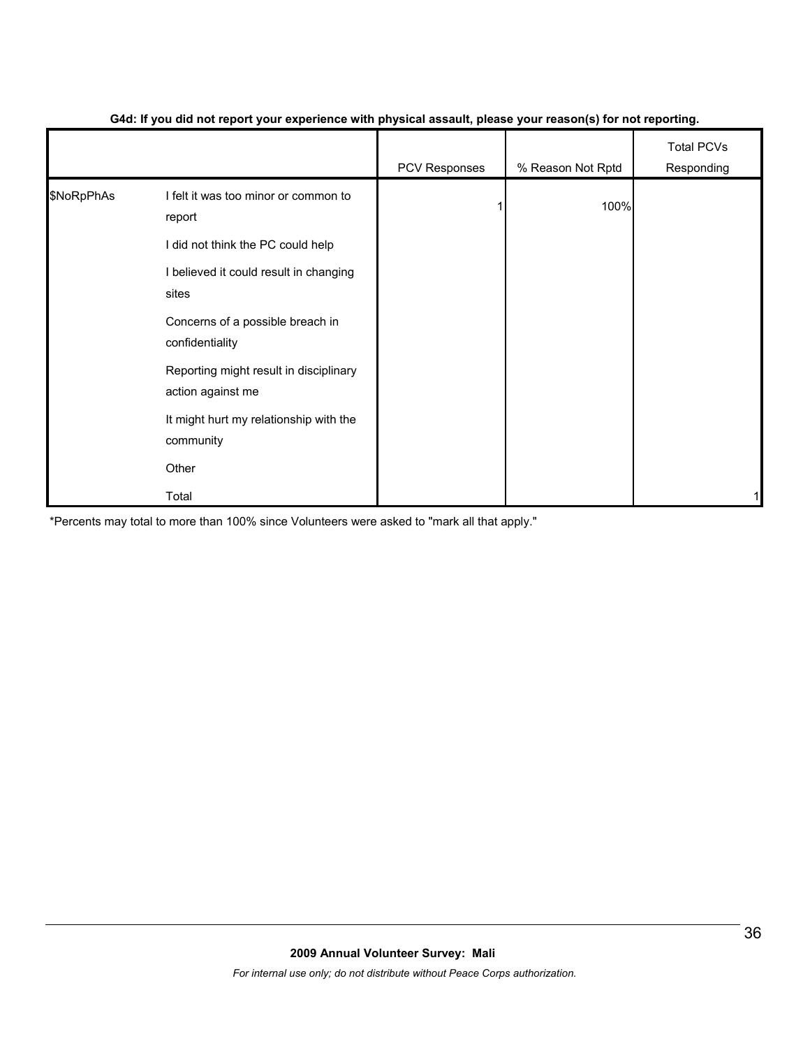**G4d: If you did not report your experience with physical assault, please your reason(s) for not reporting.**

| | | PCV Responses | % Reason Not Rptd | Total PCVs Responding |
|---|---|---|---|---|
| $NoRpPhAs | I felt it was too minor or common to report | 1 | 100% | |
| | I did not think the PC could help | | | |
| | I believed it could result in changing sites | | | |
| | Concerns of a possible breach in confidentiality | | | |
| | Reporting might result in disciplinary action against me | | | |
| | It might hurt my relationship with the community | | | |
| | Other | | | |
| | Total | | | 1 |

*Percents may total to more than 100% since Volunteers were asked to "mark all that apply."

**2009 Annual Volunteer Survey: Mali**

*For internal use only; do not distribute without Peace Corps authorization.*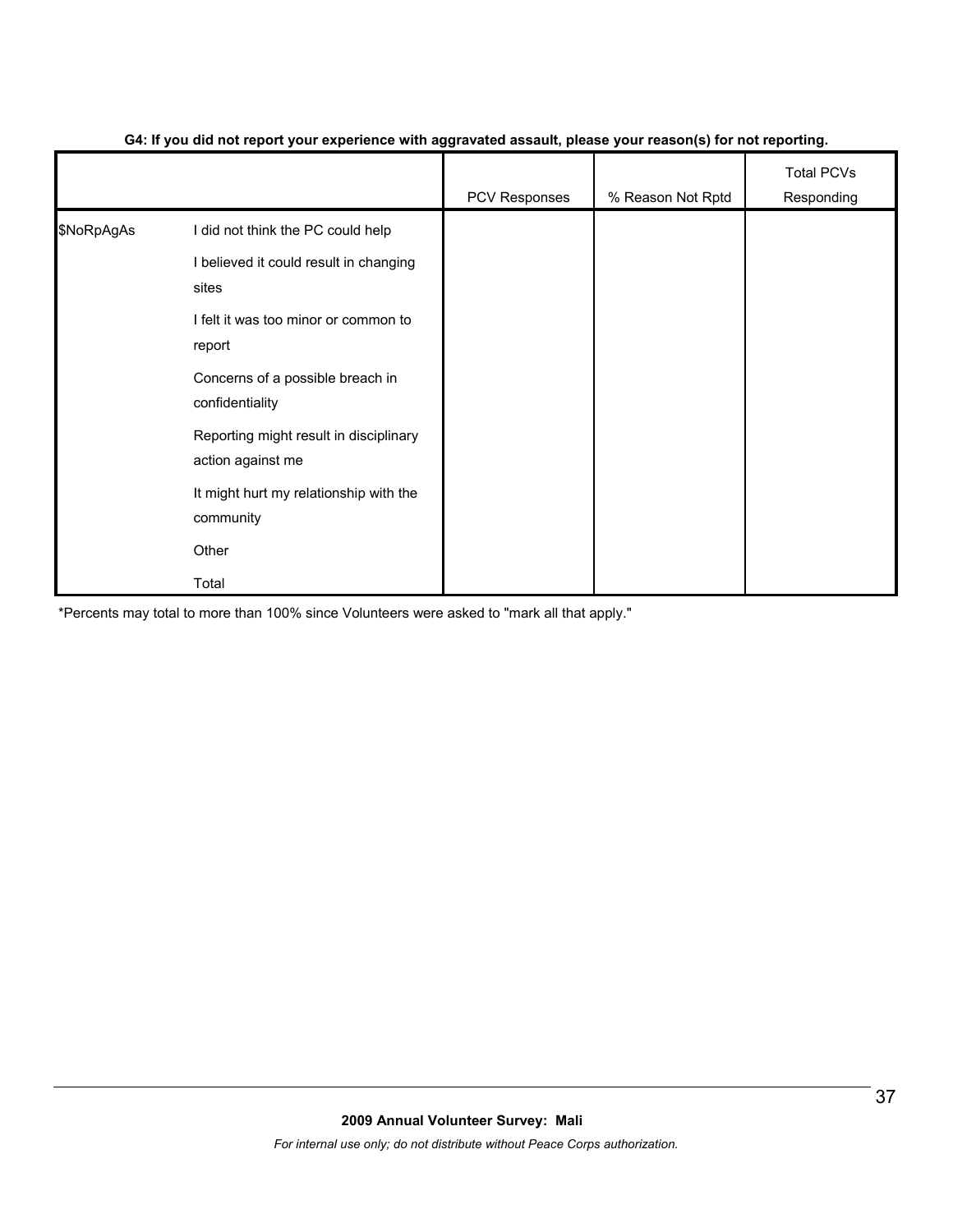**G4: If you did not report your experience with aggravated assault, please your reason(s) for not reporting.**

| | | PCV Responses | % Reason Not Rptd | Total PCVs Responding |
|---|---|---|---|---|
| $NoRpAgAs | I did not think the PC could help | | | |
| | I believed it could result in changing sites | | | |
| | I felt it was too minor or common to report | | | |
| | Concerns of a possible breach in confidentiality | | | |
| | Reporting might result in disciplinary action against me | | | |
| | It might hurt my relationship with the community | | | |
| | Other | | | |
| | Total | | | |

*Percents may total to more than 100% since Volunteers were asked to "mark all that apply."

**2009 Annual Volunteer Survey: Mali**

*For internal use only; do not distribute without Peace Corps authorization.*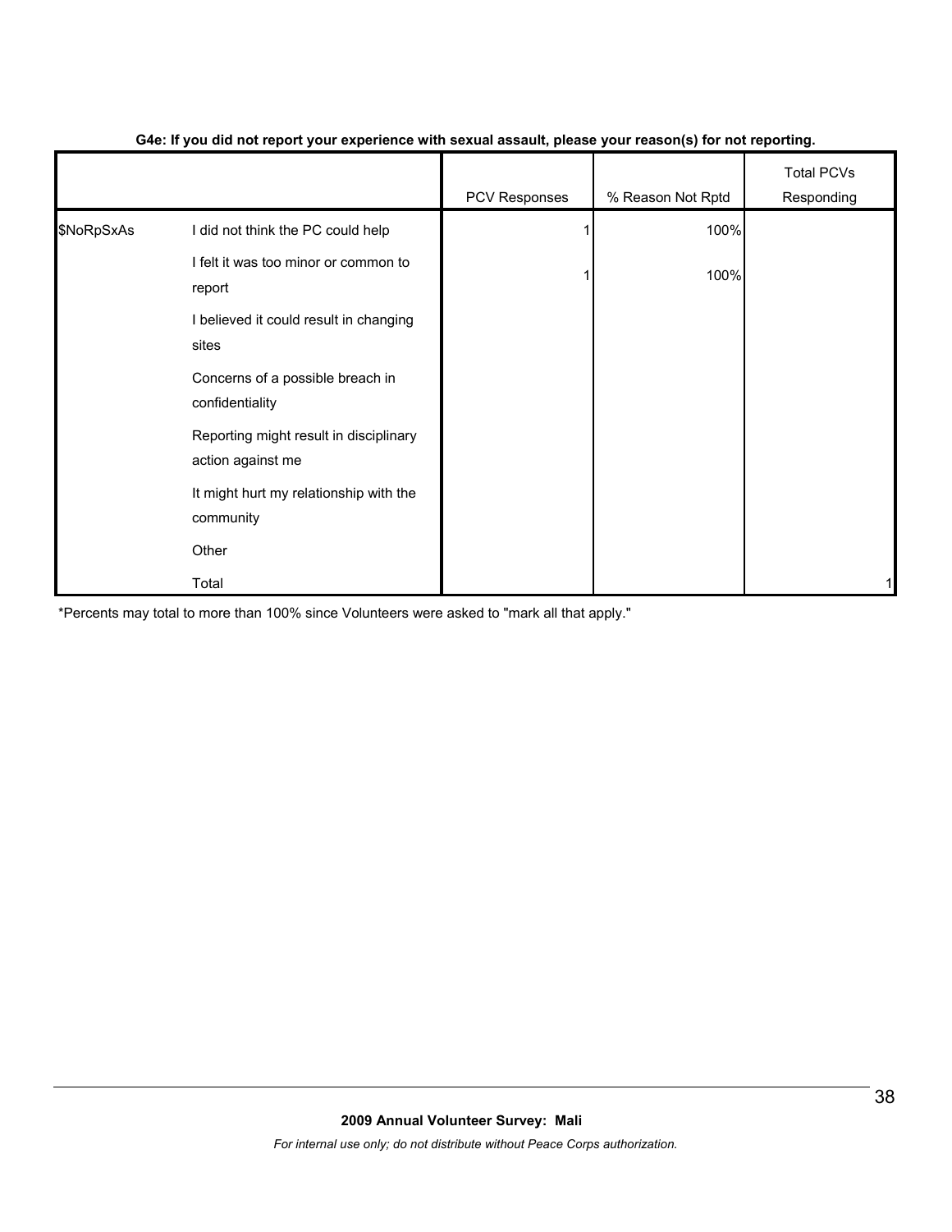**G4e: If you did not report your experience with sexual assault, please your reason(s) for not reporting.**

| | | PCV Responses | % Reason Not Rptd | Total PCVs Responding |
|---|---|---|---|---|
| $NoRpSxAs | I did not think the PC could help | 1 | 100% | |
| | I felt it was too minor or common to report | 1 | 100% | |
| | I believed it could result in changing sites | | | |
| | Concerns of a possible breach in confidentiality | | | |
| | Reporting might result in disciplinary action against me | | | |
| | It might hurt my relationship with the community | | | |
| | Other | | | |
| | Total | | | 1 |

*Percents may total to more than 100% since Volunteers were asked to "mark all that apply."

**2009 Annual Volunteer Survey: Mali**

*For internal use only; do not distribute without Peace Corps authorization.*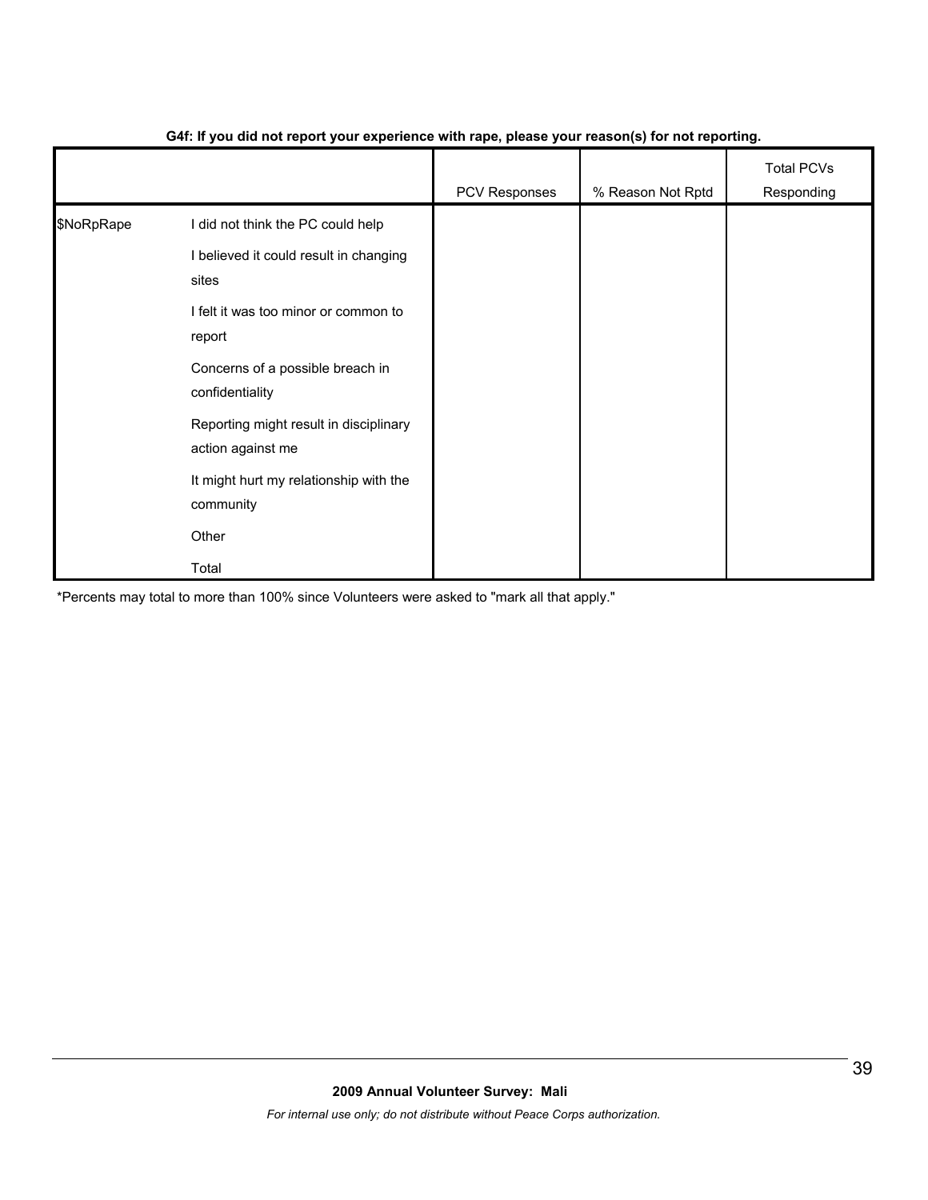**G4f: If you did not report your experience with rape, please your reason(s) for not reporting.**

| | | PCV Responses | % Reason Not Rptd | Total PCVs Responding |
|---|---|---|---|---|
| $NoRpRape | I did not think the PC could help | | | |
| | I believed it could result in changing sites | | | |
| | I felt it was too minor or common to report | | | |
| | Concerns of a possible breach in confidentiality | | | |
| | Reporting might result in disciplinary action against me | | | |
| | It might hurt my relationship with the community | | | |
| | Other | | | |
| | Total | | | |

*Percents may total to more than 100% since Volunteers were asked to "mark all that apply."

**2009 Annual Volunteer Survey: Mali**

*For internal use only; do not distribute without Peace Corps authorization.*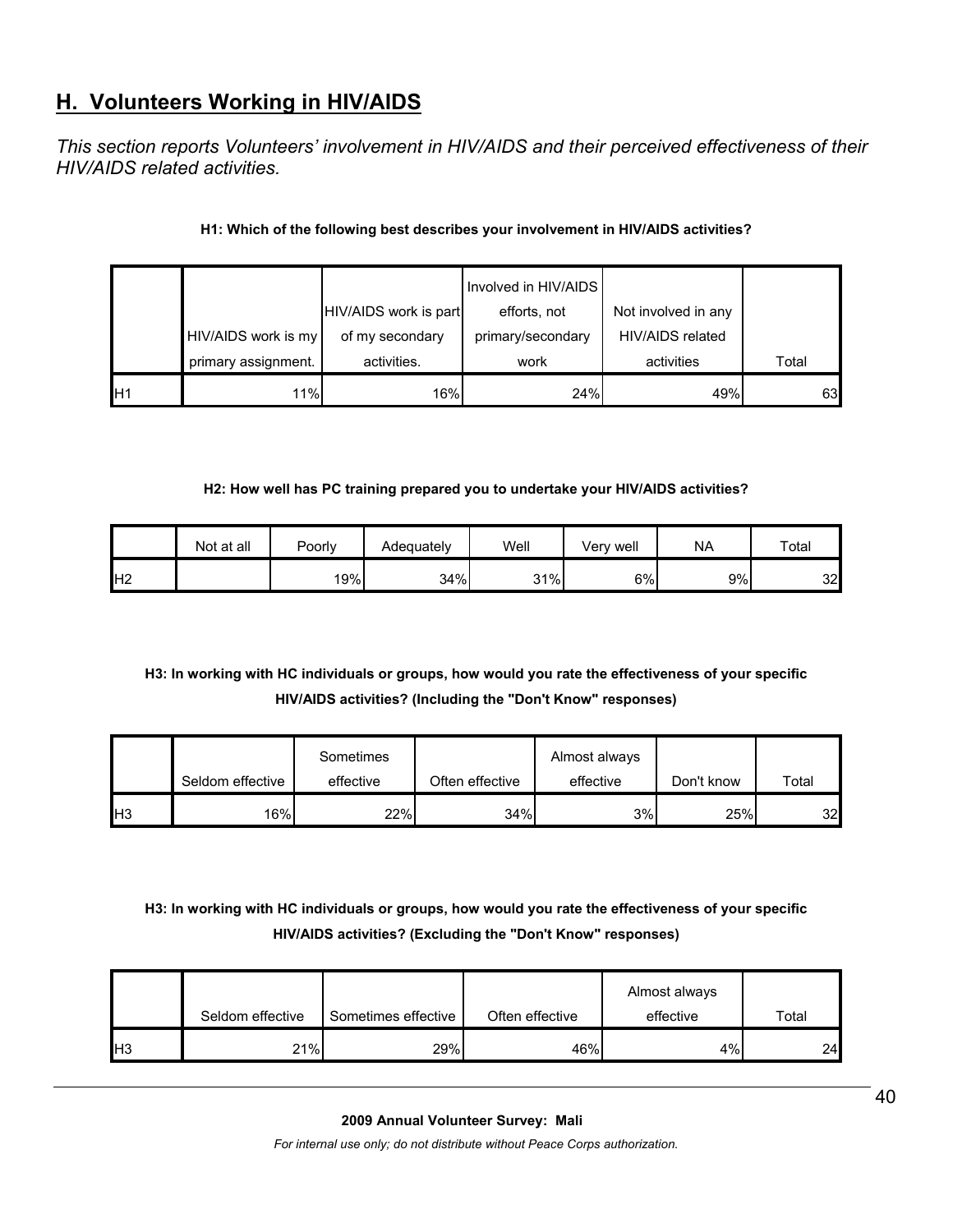## H. Volunteers Working in HIV/AIDS

*This section reports Volunteers' involvement in HIV/AIDS and their perceived effectiveness of their HIV/AIDS related activities.*

**H1: Which of the following best describes your involvement in HIV/AIDS activities?**

| | HIV/AIDS work is my primary assignment. | HIV/AIDS work is part of my secondary activities. | Involved in HIV/AIDS efforts, not primary/secondary work | Not involved in any HIV/AIDS related activities | Total |
|---|---|---|---|---|---|
| H1 | 11% | 16% | 24% | 49% | 63 |

**H2: How well has PC training prepared you to undertake your HIV/AIDS activities?**

| | Not at all | Poorly | Adequately | Well | Very well | NA | Total |
|---|---|---|---|---|---|---|---|
| H2 | | 19% | 34% | 31% | 6% | 9% | 32 |

**H3: In working with HC individuals or groups, how would you rate the effectiveness of your specific HIV/AIDS activities? (Including the "Don't Know" responses)**

| | Seldom effective | Sometimes effective | Often effective | Almost always effective | Don't know | Total |
|---|---|---|---|---|---|---|
| H3 | 16% | 22% | 34% | 3% | 25% | 32 |

**H3: In working with HC individuals or groups, how would you rate the effectiveness of your specific HIV/AIDS activities? (Excluding the "Don't Know" responses)**

| | Seldom effective | Sometimes effective | Often effective | Almost always effective | Total |
|---|---|---|---|---|---|
| H3 | 21% | 29% | 46% | 4% | 24 |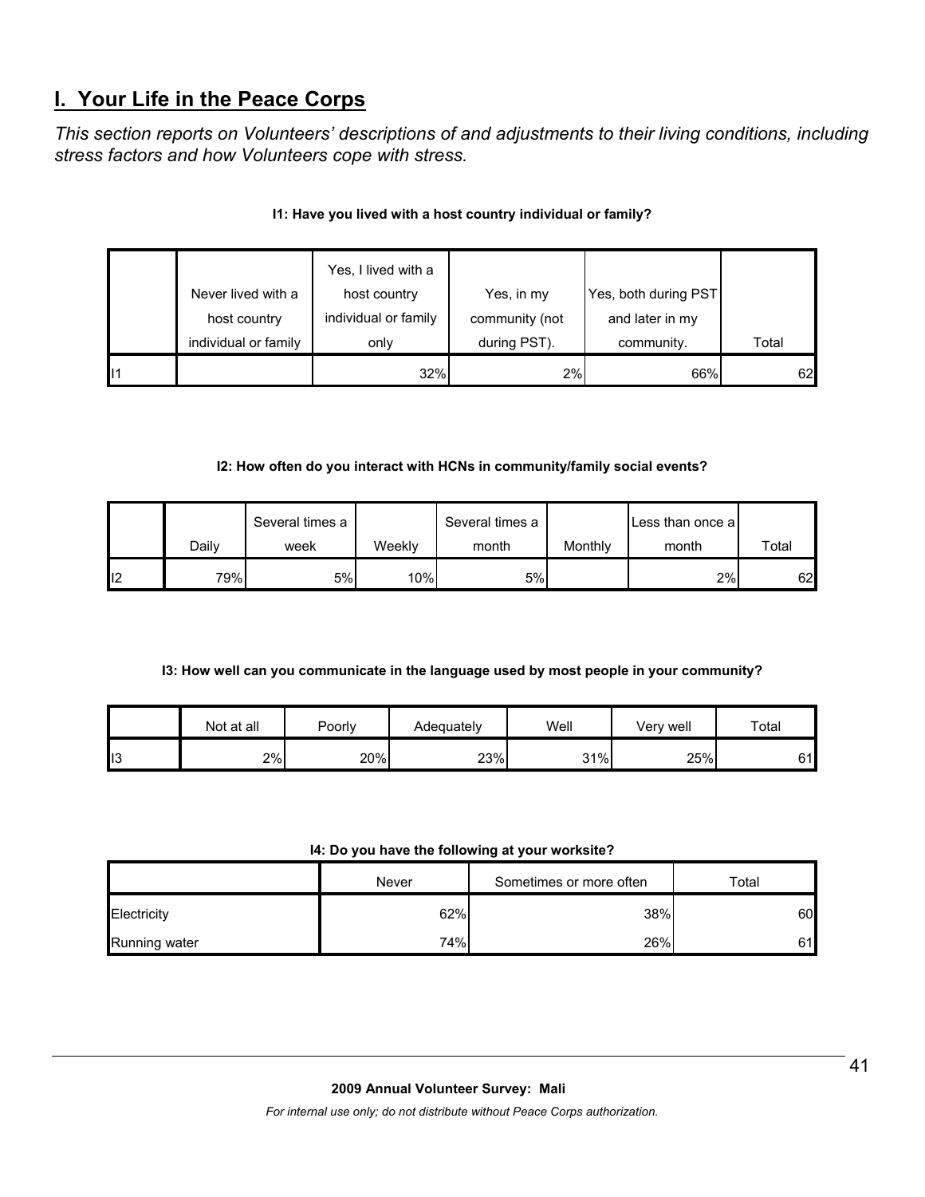## I. Your Life in the Peace Corps

*This section reports on Volunteers' descriptions of and adjustments to their living conditions, including stress factors and how Volunteers cope with stress.*

**I1: Have you lived with a host country individual or family?**

| | Never lived with a host country individual or family | Yes, I lived with a host country individual or family only | Yes, in my community (not during PST). | Yes, both during PST and later in my community. | Total |
|---|---|---|---|---|---|
| I1 | | 32% | 2% | 66% | 62 |

**I2: How often do you interact with HCNs in community/family social events?**

| | Daily | Several times a week | Weekly | Several times a month | Monthly | Less than once a month | Total |
|---|---|---|---|---|---|---|---|
| I2 | 79% | 5% | 10% | 5% | | 2% | 62 |

**I3: How well can you communicate in the language used by most people in your community?**

| | Not at all | Poorly | Adequately | Well | Very well | Total |
|---|---|---|---|---|---|---|
| I3 | 2% | 20% | 23% | 31% | 25% | 61 |

**I4: Do you have the following at your worksite?**

| | Never | Sometimes or more often | Total |
|---|---|---|---|
| Electricity | 62% | 38% | 60 |
| Running water | 74% | 26% | 61 |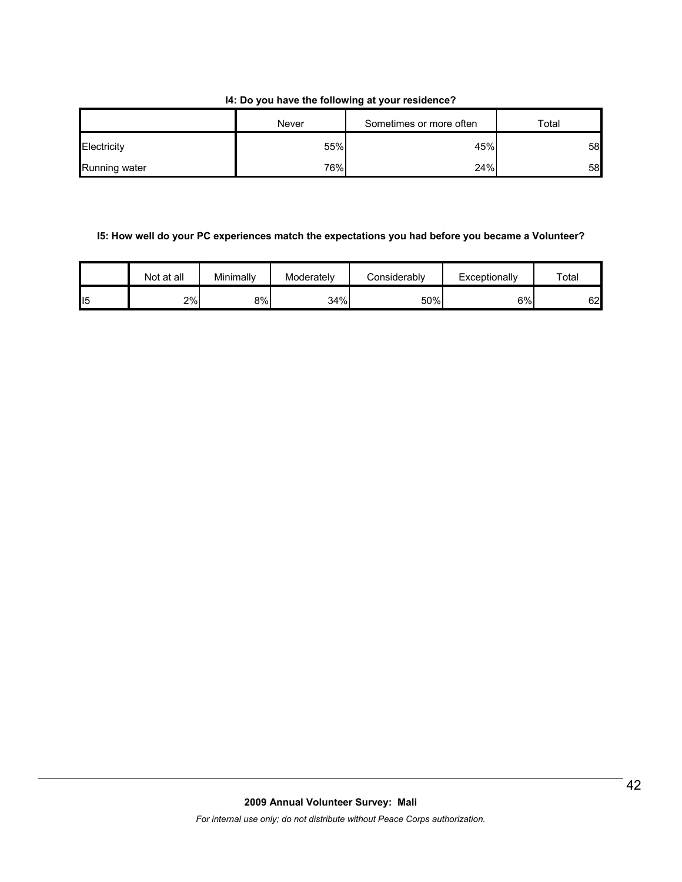**I4: Do you have the following at your residence?**

| | Never | Sometimes or more often | Total |
|---|---|---|---|
| Electricity | 55% | 45% | 58 |
| Running water | 76% | 24% | 58 |

**I5: How well do your PC experiences match the expectations you had before you became a Volunteer?**

| | Not at all | Minimally | Moderately | Considerably | Exceptionally | Total |
|---|---|---|---|---|---|---|
| I5 | 2% | 8% | 34% | 50% | 6% | 62 |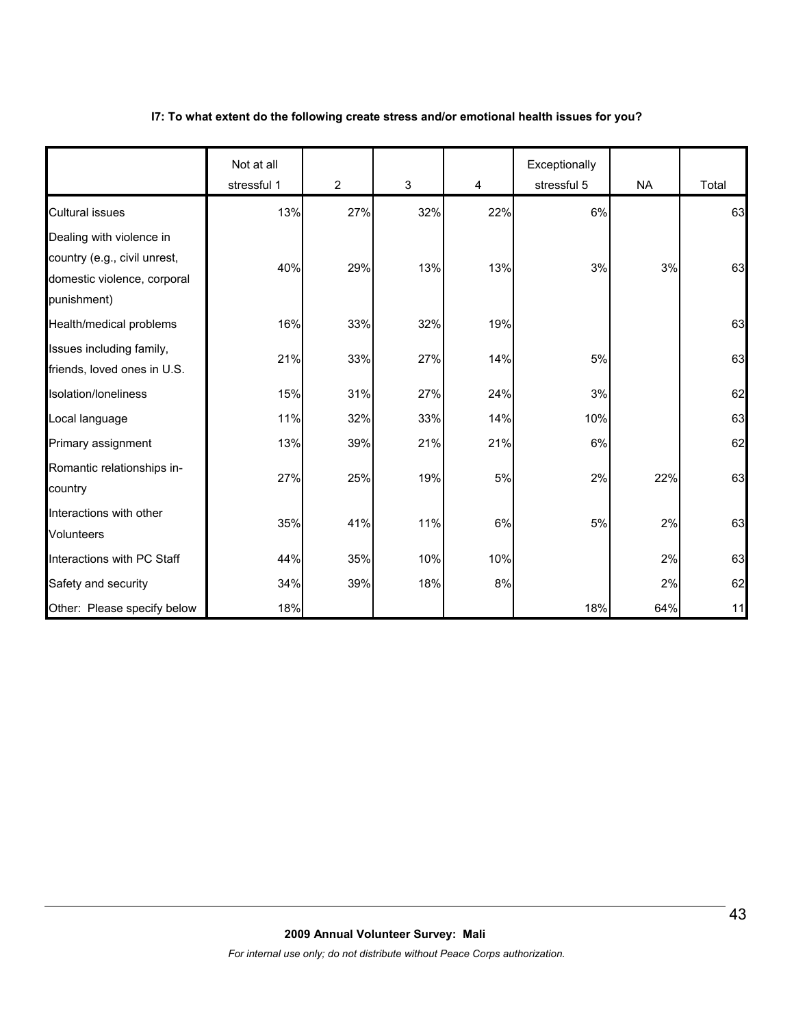**I7: To what extent do the following create stress and/or emotional health issues for you?**

| | Not at all stressful 1 | 2 | 3 | 4 | Exceptionally stressful 5 | NA | Total |
|---|---|---|---|---|---|---|---|
| Cultural issues | 13% | 27% | 32% | 22% | 6% | | 63 |
| Dealing with violence in country (e.g., civil unrest, domestic violence, corporal punishment) | 40% | 29% | 13% | 13% | 3% | 3% | 63 |
| Health/medical problems | 16% | 33% | 32% | 19% | | | 63 |
| Issues including family, friends, loved ones in U.S. | 21% | 33% | 27% | 14% | 5% | | 63 |
| Isolation/loneliness | 15% | 31% | 27% | 24% | 3% | | 62 |
| Local language | 11% | 32% | 33% | 14% | 10% | | 63 |
| Primary assignment | 13% | 39% | 21% | 21% | 6% | | 62 |
| Romantic relationships in-country | 27% | 25% | 19% | 5% | 2% | 22% | 63 |
| Interactions with other Volunteers | 35% | 41% | 11% | 6% | 5% | 2% | 63 |
| Interactions with PC Staff | 44% | 35% | 10% | 10% | | 2% | 63 |
| Safety and security | 34% | 39% | 18% | 8% | | 2% | 62 |
| Other: Please specify below | 18% | | | | 18% | 64% | 11 |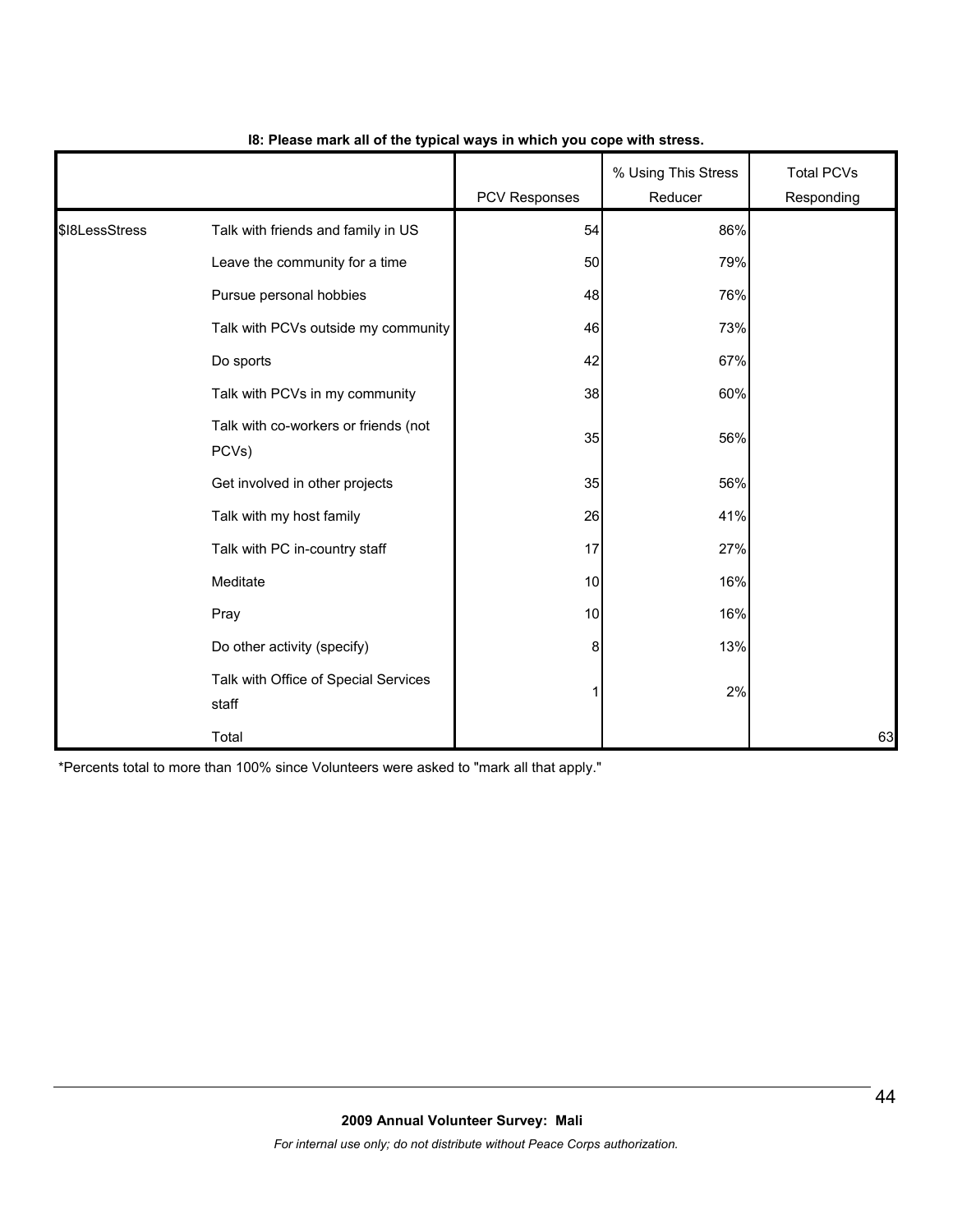**I8: Please mark all of the typical ways in which you cope with stress.**

| | | PCV Responses | % Using This Stress Reducer | Total PCVs Responding |
|---|---|---|---|---|
| $I8LessStress | Talk with friends and family in US | 54 | 86% | |
| | Leave the community for a time | 50 | 79% | |
| | Pursue personal hobbies | 48 | 76% | |
| | Talk with PCVs outside my community | 46 | 73% | |
| | Do sports | 42 | 67% | |
| | Talk with PCVs in my community | 38 | 60% | |
| | Talk with co-workers or friends (not PCVs) | 35 | 56% | |
| | Get involved in other projects | 35 | 56% | |
| | Talk with my host family | 26 | 41% | |
| | Talk with PC in-country staff | 17 | 27% | |
| | Meditate | 10 | 16% | |
| | Pray | 10 | 16% | |
| | Do other activity (specify) | 8 | 13% | |
| | Talk with Office of Special Services staff | 1 | 2% | |
| | Total | | | 63 |

*Percents total to more than 100% since Volunteers were asked to "mark all that apply."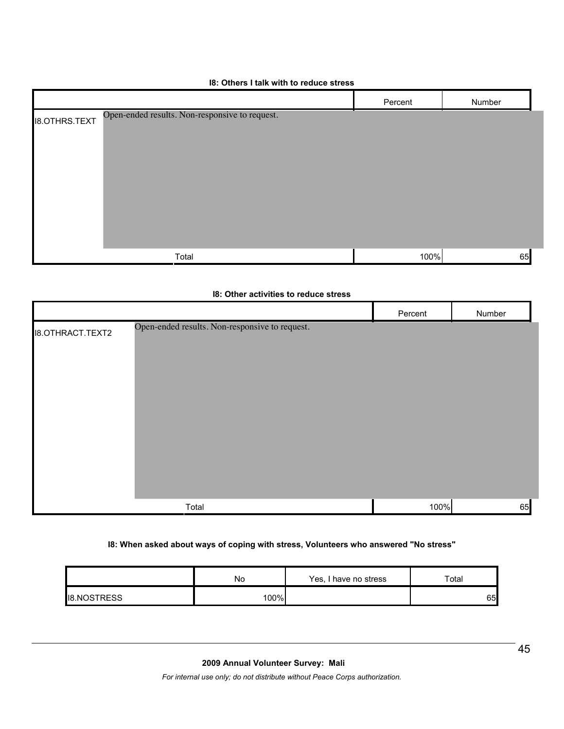**I8: Others I talk with to reduce stress**

| | | Percent | Number |
|---|---|---|---|
| I8.OTHRS.TEXT | Open-ended results. Non-responsive to request. | | |
| | Total | 100% | 65 |

**I8: Other activities to reduce stress**

| | | Percent | Number |
|---|---|---|---|
| I8.OTHRACT.TEXT2 | Open-ended results. Non-responsive to request. | | |
| | Total | 100% | 65 |

**I8: When asked about ways of coping with stress, Volunteers who answered "No stress"**

| | No | Yes, I have no stress | Total |
|---|---|---|---|
| I8.NOSTRESS | 100% | | 65 |

**2009 Annual Volunteer Survey: Mali**

*For internal use only; do not distribute without Peace Corps authorization.*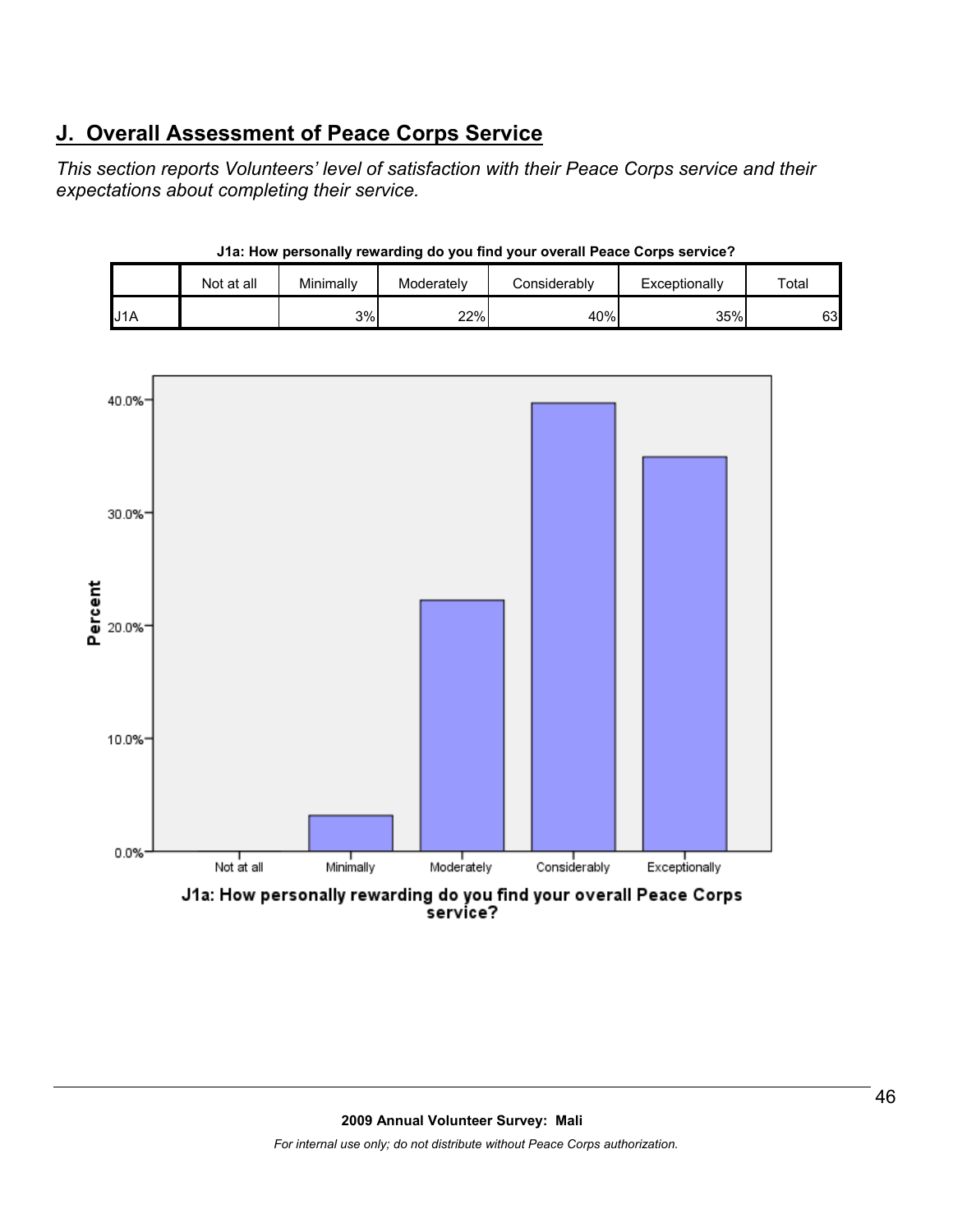## J. Overall Assessment of Peace Corps Service

*This section reports Volunteers' level of satisfaction with their Peace Corps service and their expectations about completing their service.*

**J1a: How personally rewarding do you find your overall Peace Corps service?**

| | Not at all | Minimally | Moderately | Considerably | Exceptionally | Total |
|---|---|---|---|---|---|---|
| J1A | | 3% | 22% | 40% | 35% | 63 |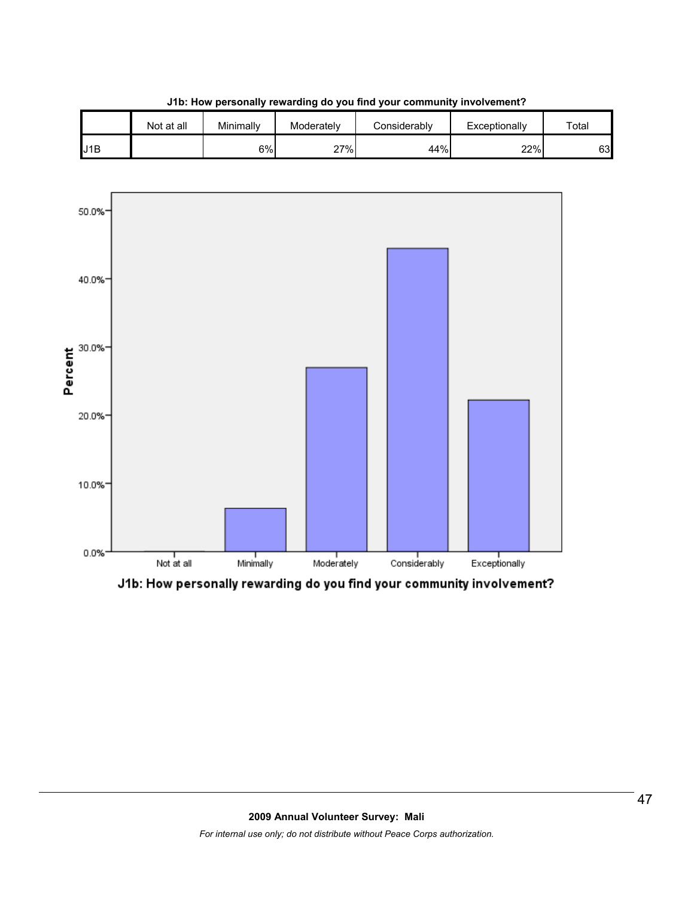**J1b: How personally rewarding do you find your community involvement?**

| | Not at all | Minimally | Moderately | Considerably | Exceptionally | Total |
|---|---|---|---|---|---|---|
| J1B | | 6% | 27% | 44% | 22% | 63 |

J1b: How personally rewarding do you find your community involvement?

**2009 Annual Volunteer Survey: Mali**

*For internal use only; do not distribute without Peace Corps authorization.*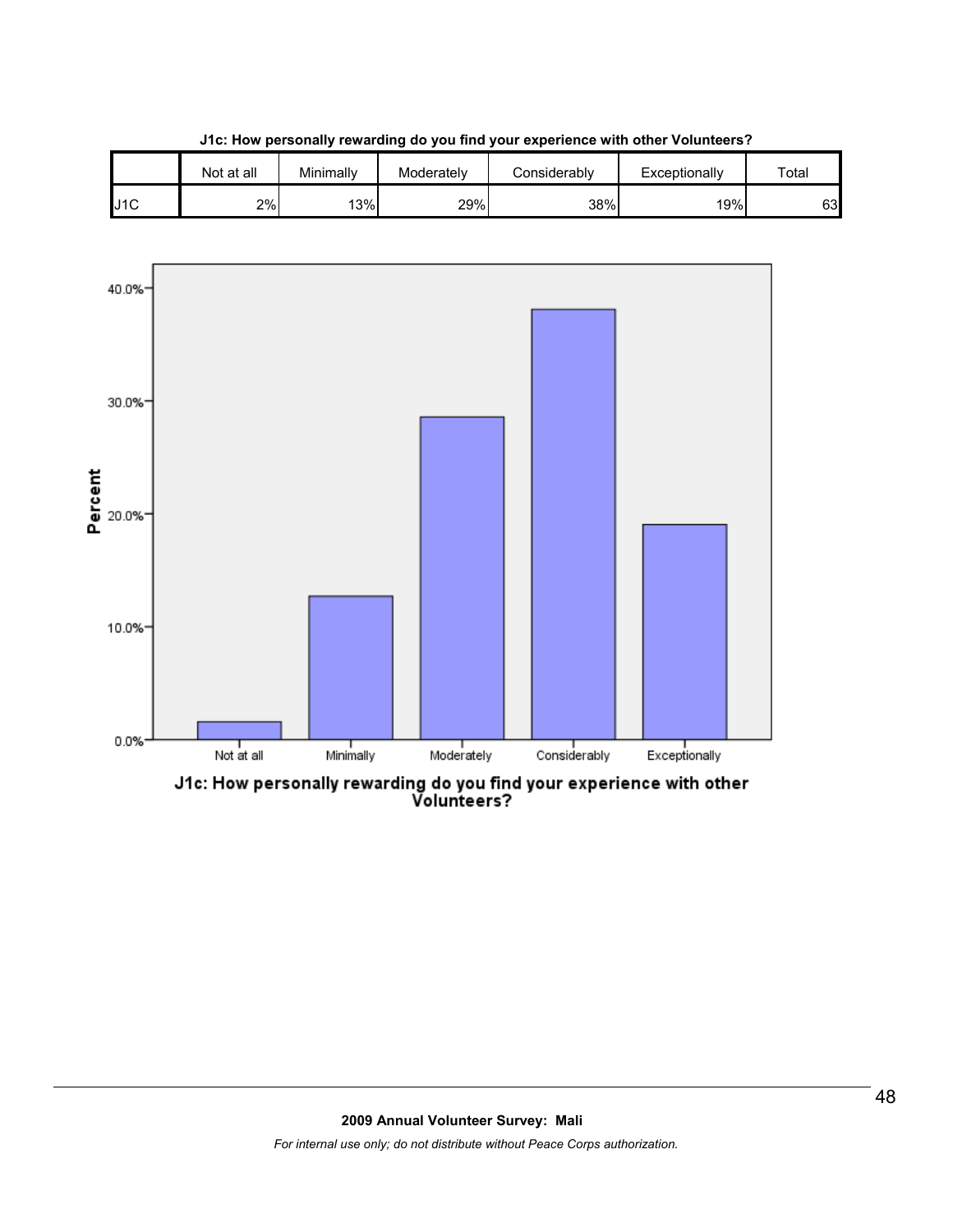**J1c: How personally rewarding do you find your experience with other Volunteers?**

| | Not at all | Minimally | Moderately | Considerably | Exceptionally | Total |
|---|---|---|---|---|---|---|
| J1C | 2% | 13% | 29% | 38% | 19% | 63 |

**J1c: How personally rewarding do you find your experience with other Volunteers?**

**2009 Annual Volunteer Survey: Mali**

*For internal use only; do not distribute without Peace Corps authorization.*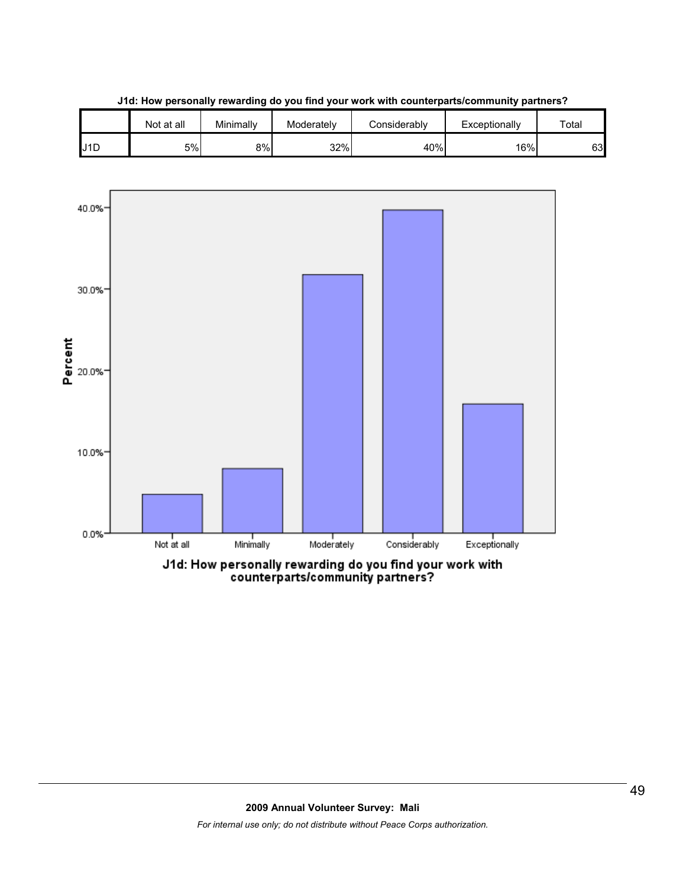**J1d: How personally rewarding do you find your work with counterparts/community partners?**

| | Not at all | Minimally | Moderately | Considerably | Exceptionally | Total |
|---|---|---|---|---|---|---|
| J1D | 5% | 8% | 32% | 40% | 16% | 63 |

J1d: How personally rewarding do you find your work with counterparts/community partners?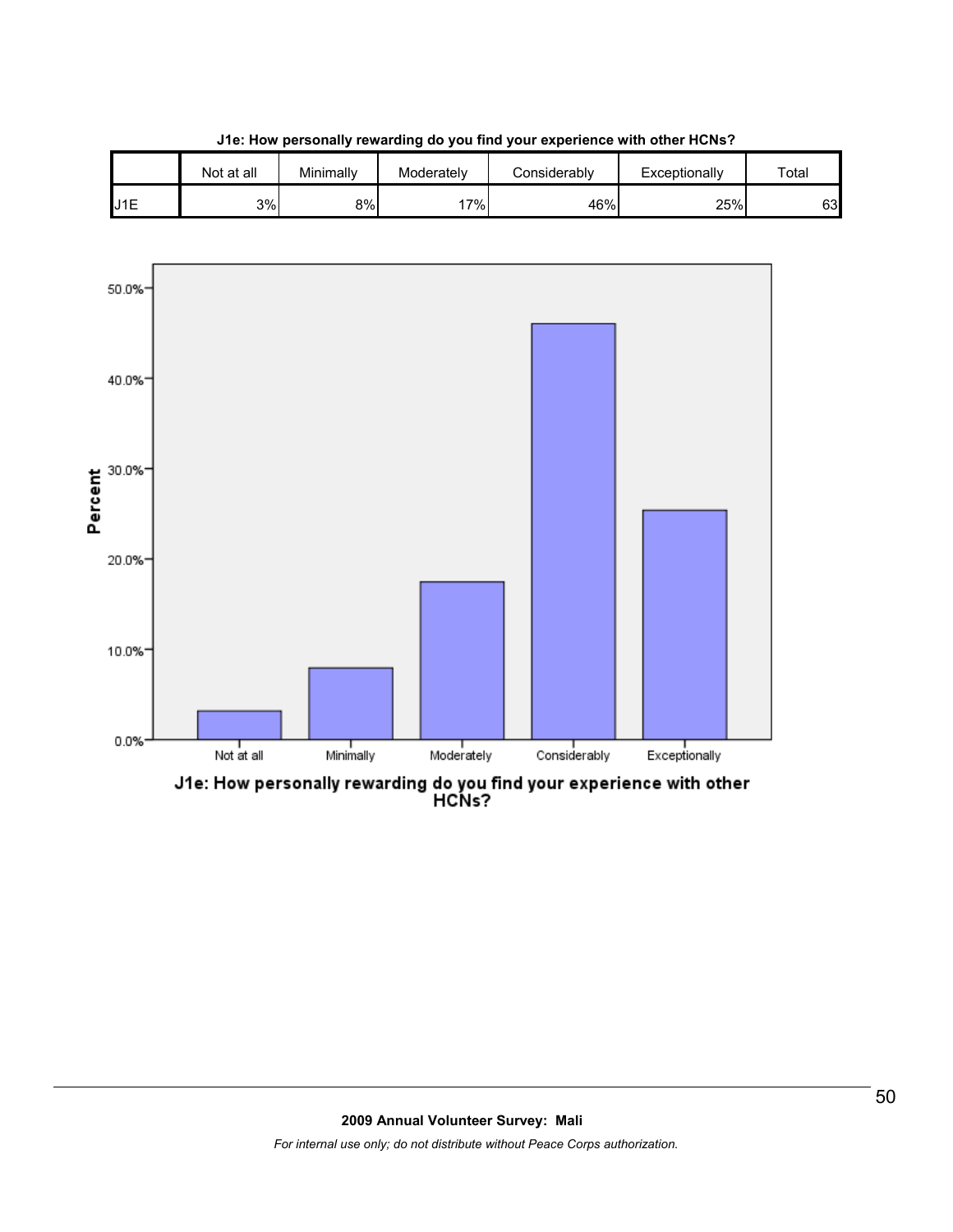**J1e: How personally rewarding do you find your experience with other HCNs?**

| | Not at all | Minimally | Moderately | Considerably | Exceptionally | Total |
|---|---|---|---|---|---|---|
| J1E | 3% | 8% | 17% | 46% | 25% | 63 |

J1e: How personally rewarding do you find your experience with other HCNs?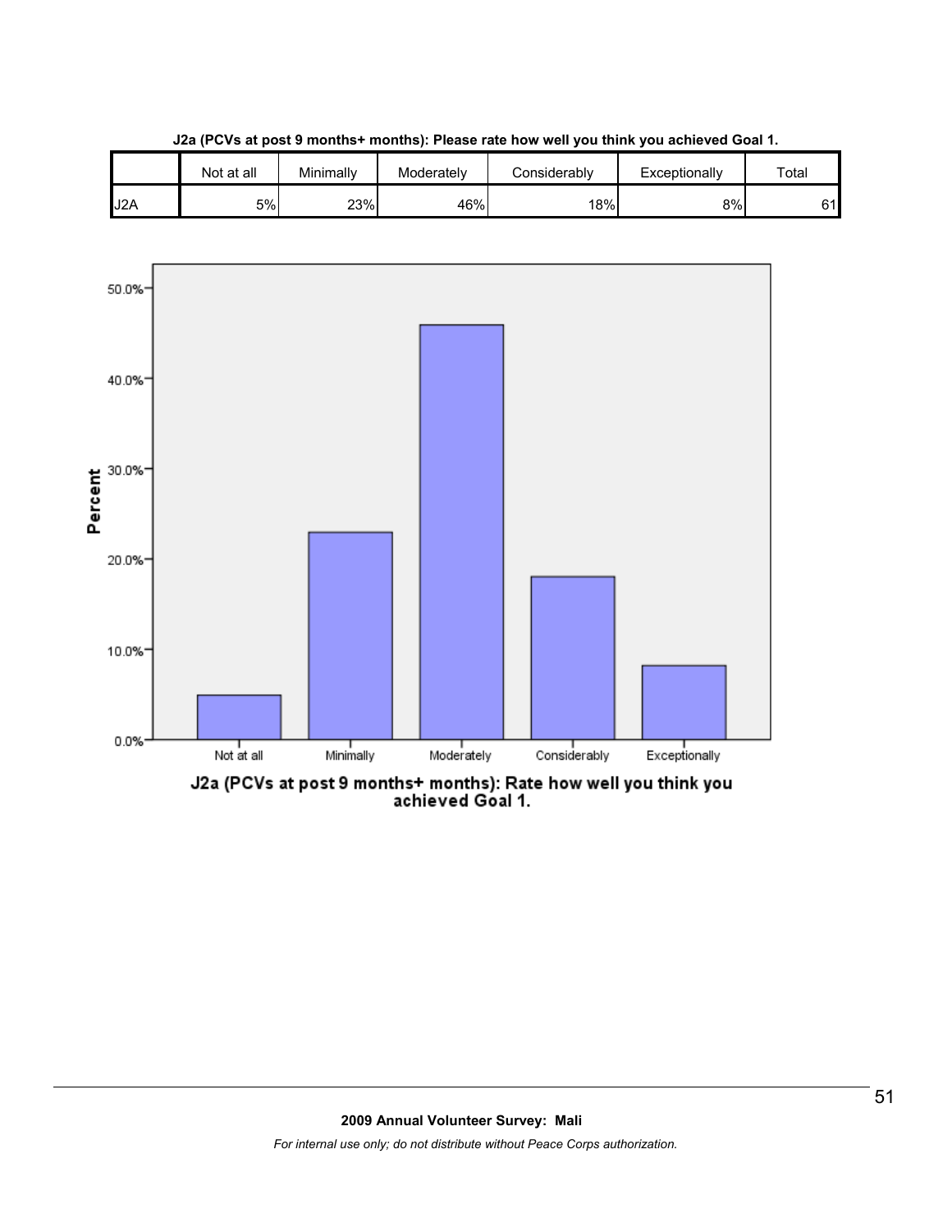**J2a (PCVs at post 9 months+ months): Please rate how well you think you achieved Goal 1.**

| | Not at all | Minimally | Moderately | Considerably | Exceptionally | Total |
|---|---|---|---|---|---|---|
| J2A | 5% | 23% | 46% | 18% | 8% | 61 |

J2a (PCVs at post 9 months+ months): Rate how well you think you achieved Goal 1.

| Response | Percent |
|---|---|
| Not at all | 5% |
| Minimally | 23% |
| Moderately | 46% |
| Considerably | 18% |
| Exceptionally | 8% |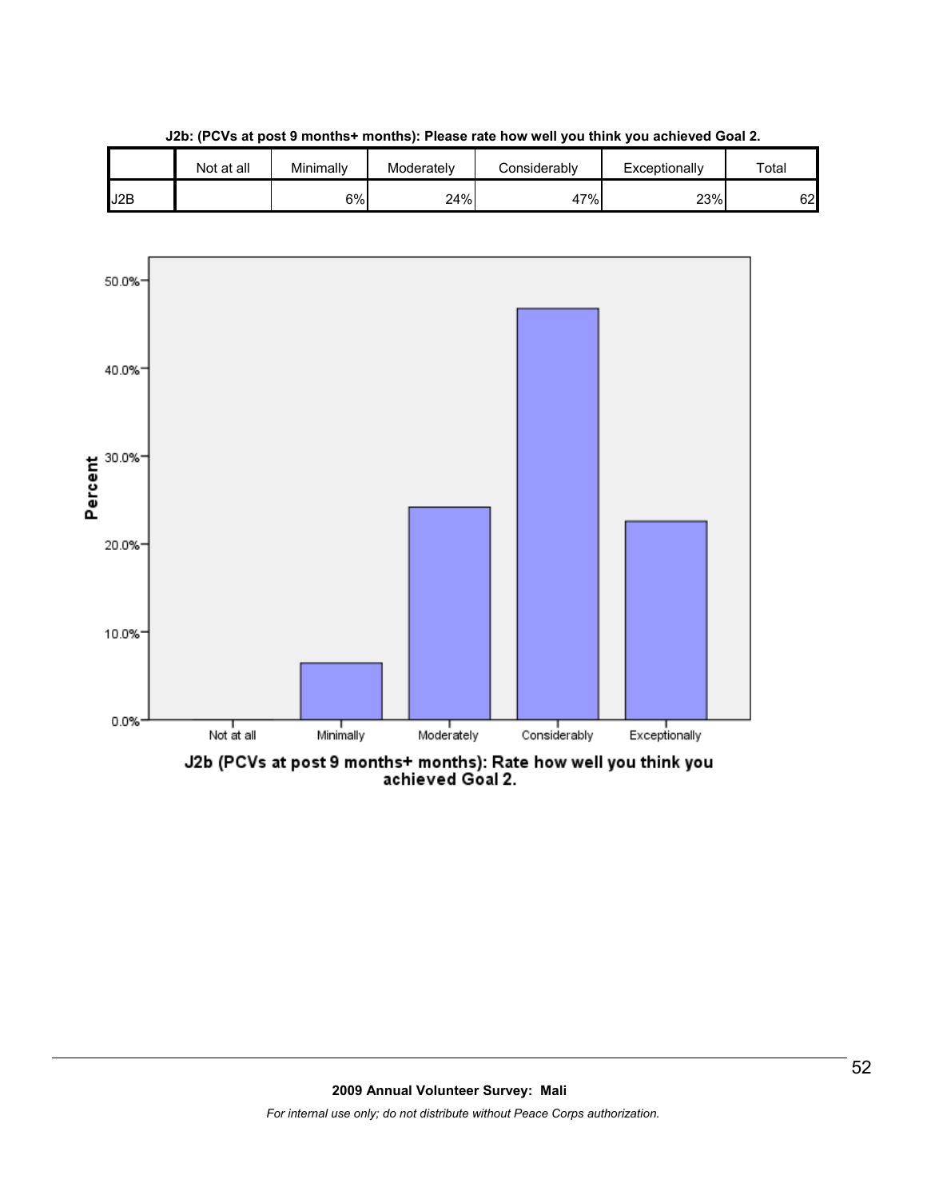**J2b: (PCVs at post 9 months+ months): Please rate how well you think you achieved Goal 2.**

| | Not at all | Minimally | Moderately | Considerably | Exceptionally | Total |
|---|---|---|---|---|---|---|
| J2B | | 6% | 24% | 47% | 23% | 62 |

J2b (PCVs at post 9 months+ months): Rate how well you think you achieved Goal 2.

**2009 Annual Volunteer Survey: Mali**

*For internal use only; do not distribute without Peace Corps authorization.*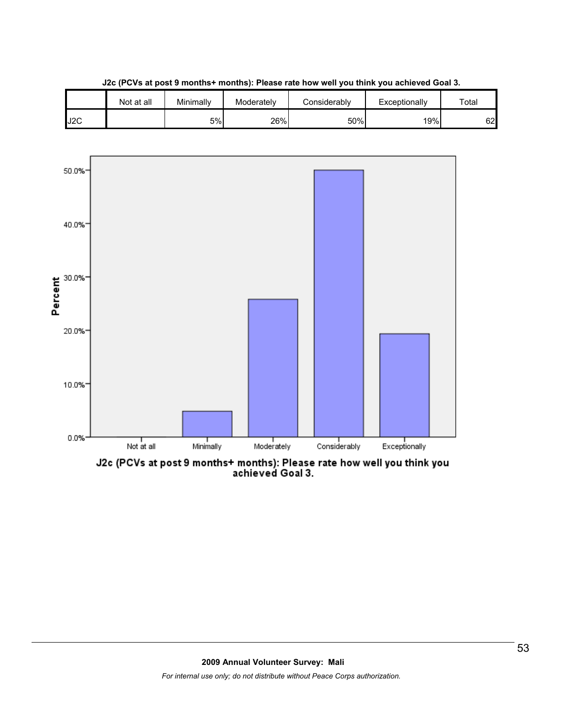**J2c (PCVs at post 9 months+ months): Please rate how well you think you achieved Goal 3.**

| | Not at all | Minimally | Moderately | Considerably | Exceptionally | Total |
|---|---|---|---|---|---|---|
| J2C | | 5% | 26% | 50% | 19% | 62 |

J2c (PCVs at post 9 months+ months): Please rate how well you think you achieved Goal 3.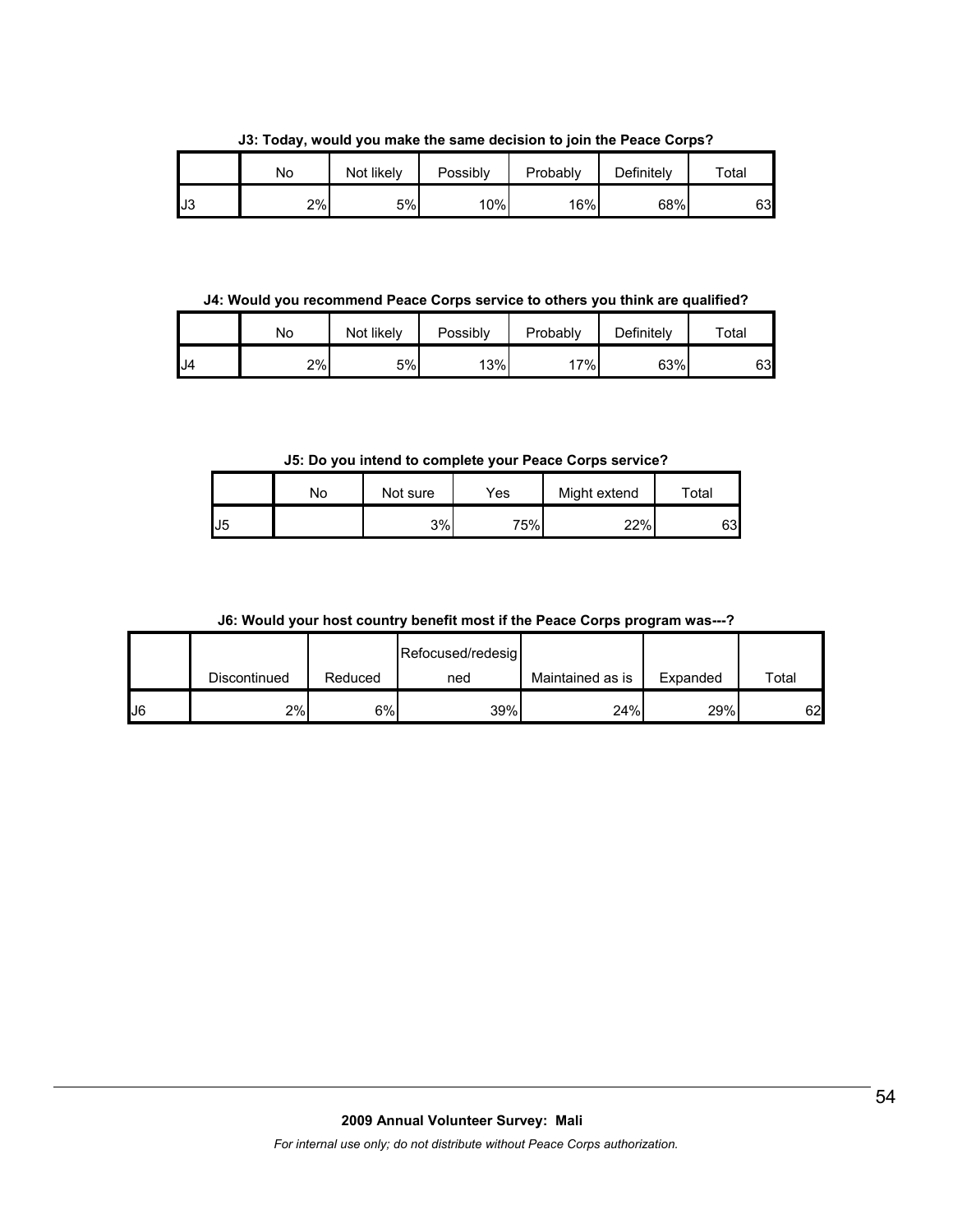**J3: Today, would you make the same decision to join the Peace Corps?**

| | No | Not likely | Possibly | Probably | Definitely | Total |
|---|---|---|---|---|---|---|
| J3 | 2% | 5% | 10% | 16% | 68% | 63 |

**J4: Would you recommend Peace Corps service to others you think are qualified?**

| | No | Not likely | Possibly | Probably | Definitely | Total |
|---|---|---|---|---|---|---|
| J4 | 2% | 5% | 13% | 17% | 63% | 63 |

**J5: Do you intend to complete your Peace Corps service?**

| | No | Not sure | Yes | Might extend | Total |
|---|---|---|---|---|---|
| J5 | | 3% | 75% | 22% | 63 |

**J6: Would your host country benefit most if the Peace Corps program was---?**

| | Discontinued | Reduced | Refocused/redesigned | Maintained as is | Expanded | Total |
|---|---|---|---|---|---|---|
| J6 | 2% | 6% | 39% | 24% | 29% | 62 |

**2009 Annual Volunteer Survey: Mali**

*For internal use only; do not distribute without Peace Corps authorization.*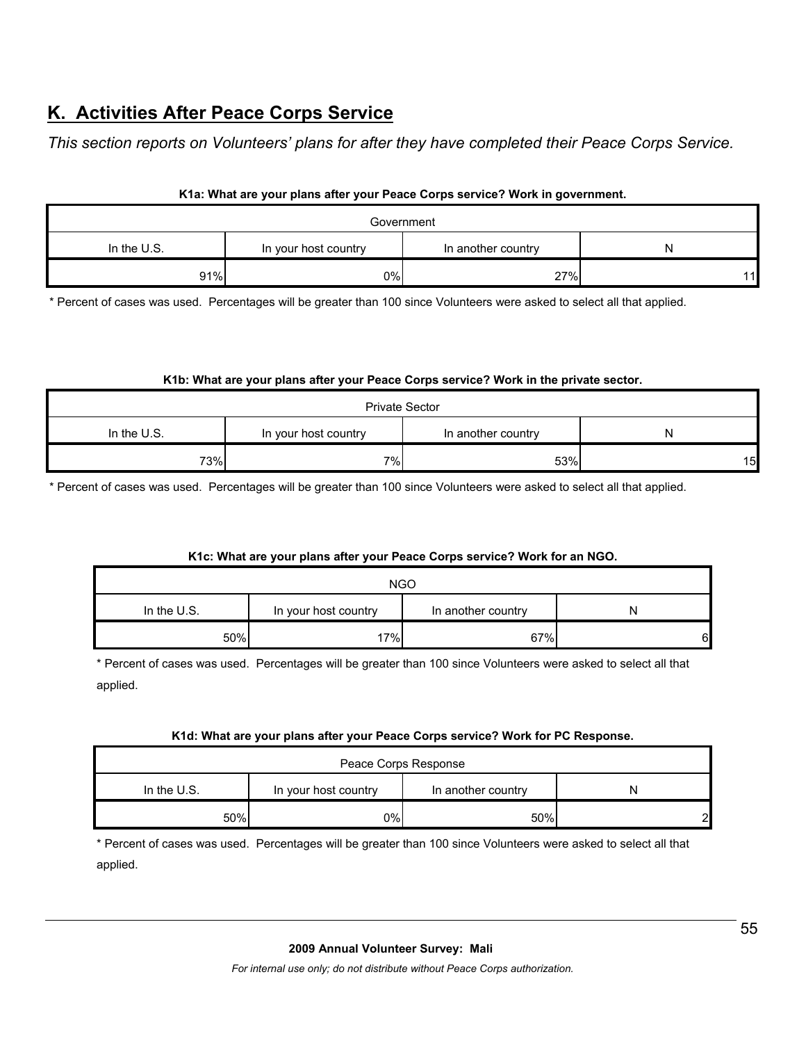## K. Activities After Peace Corps Service

*This section reports on Volunteers' plans for after they have completed their Peace Corps Service.*

**K1a: What are your plans after your Peace Corps service? Work in government.**

| Government | | | |
|---|---|---|---|
| In the U.S. | In your host country | In another country | N |
| 91% | 0% | 27% | 11 |

* Percent of cases was used. Percentages will be greater than 100 since Volunteers were asked to select all that applied.

**K1b: What are your plans after your Peace Corps service? Work in the private sector.**

| Private Sector | | | |
|---|---|---|---|
| In the U.S. | In your host country | In another country | N |
| 73% | 7% | 53% | 15 |

* Percent of cases was used. Percentages will be greater than 100 since Volunteers were asked to select all that applied.

**K1c: What are your plans after your Peace Corps service? Work for an NGO.**

| NGO | | | |
|---|---|---|---|
| In the U.S. | In your host country | In another country | N |
| 50% | 17% | 67% | 6 |

* Percent of cases was used. Percentages will be greater than 100 since Volunteers were asked to select all that applied.

**K1d: What are your plans after your Peace Corps service? Work for PC Response.**

| Peace Corps Response | | | |
|---|---|---|---|
| In the U.S. | In your host country | In another country | N |
| 50% | 0% | 50% | 2 |

* Percent of cases was used. Percentages will be greater than 100 since Volunteers were asked to select all that applied.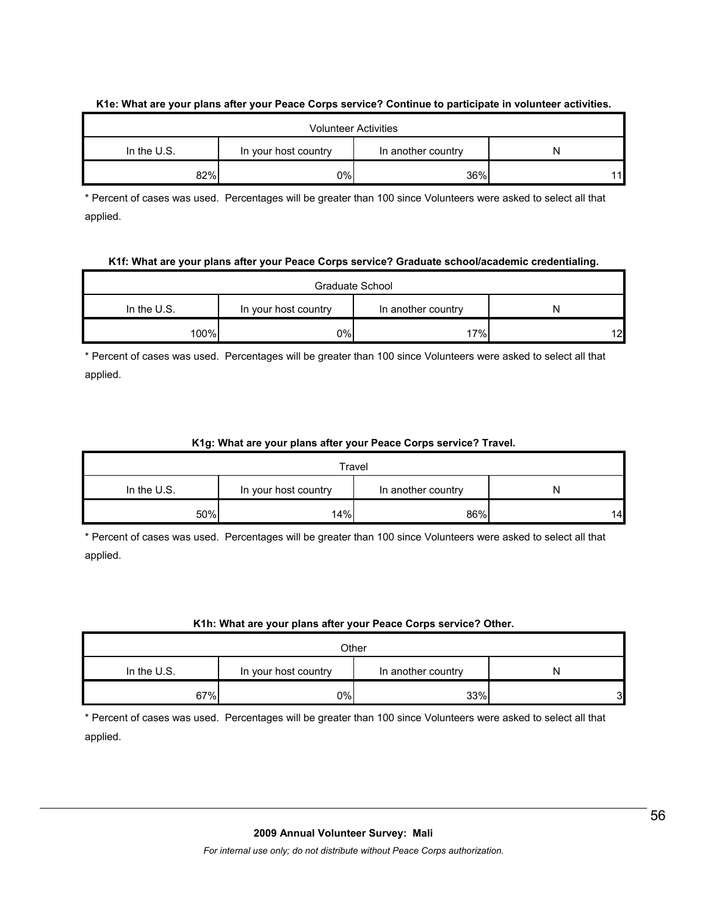**K1e: What are your plans after your Peace Corps service? Continue to participate in volunteer activities.**

| Volunteer Activities | | | |
|---|---|---|---|
| In the U.S. | In your host country | In another country | N |
| 82% | 0% | 36% | 11 |

* Percent of cases was used. Percentages will be greater than 100 since Volunteers were asked to select all that applied.

**K1f: What are your plans after your Peace Corps service? Graduate school/academic credentialing.**

| Graduate School | | | |
|---|---|---|---|
| In the U.S. | In your host country | In another country | N |
| 100% | 0% | 17% | 12 |

* Percent of cases was used. Percentages will be greater than 100 since Volunteers were asked to select all that applied.

**K1g: What are your plans after your Peace Corps service? Travel.**

| Travel | | | |
|---|---|---|---|
| In the U.S. | In your host country | In another country | N |
| 50% | 14% | 86% | 14 |

* Percent of cases was used. Percentages will be greater than 100 since Volunteers were asked to select all that applied.

**K1h: What are your plans after your Peace Corps service? Other.**

| Other | | | |
|---|---|---|---|
| In the U.S. | In your host country | In another country | N |
| 67% | 0% | 33% | 3 |

* Percent of cases was used. Percentages will be greater than 100 since Volunteers were asked to select all that applied.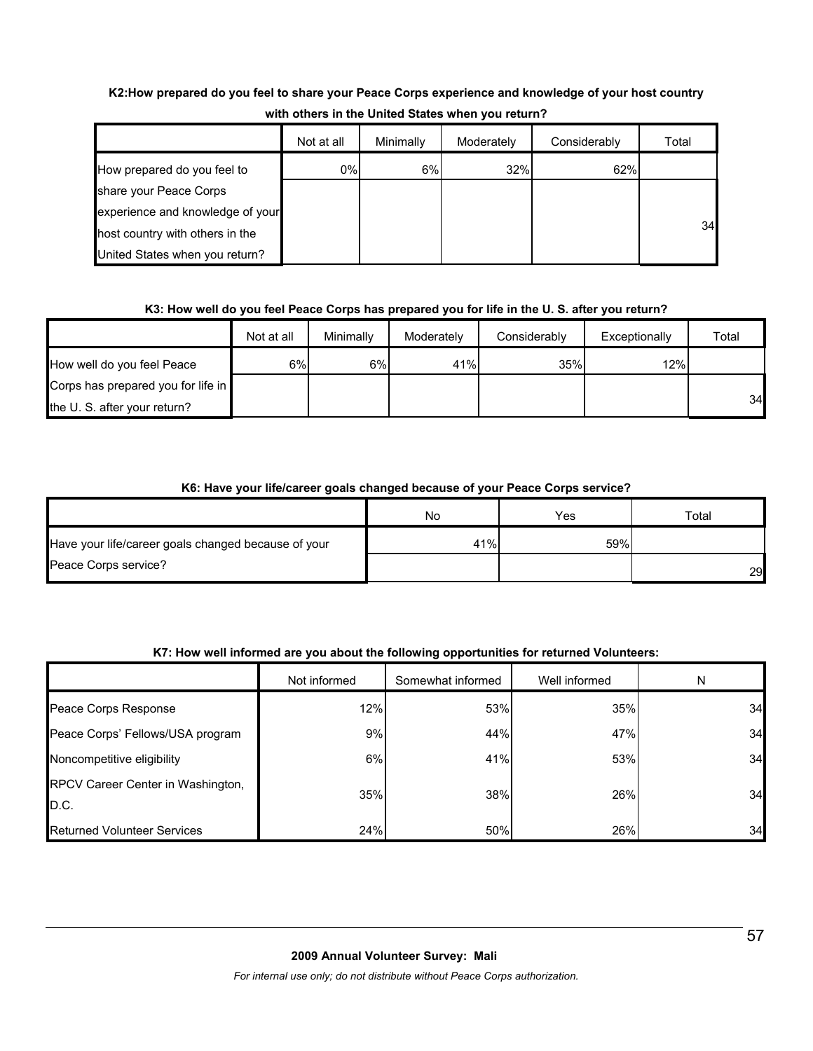**K2:How prepared do you feel to share your Peace Corps experience and knowledge of your host country with others in the United States when you return?**

| | Not at all | Minimally | Moderately | Considerably | Total |
|---|---|---|---|---|---|
| How prepared do you feel to share your Peace Corps experience and knowledge of your host country with others in the United States when you return? | 0% | 6% | 32% | 62% | 34 |

**K3: How well do you feel Peace Corps has prepared you for life in the U. S. after you return?**

| | Not at all | Minimally | Moderately | Considerably | Exceptionally | Total |
|---|---|---|---|---|---|---|
| How well do you feel Peace Corps has prepared you for life in the U. S. after your return? | 6% | 6% | 41% | 35% | 12% | 34 |

**K6: Have your life/career goals changed because of your Peace Corps service?**

| | No | Yes | Total |
|---|---|---|---|
| Have your life/career goals changed because of your Peace Corps service? | 41% | 59% | 29 |

**K7: How well informed are you about the following opportunities for returned Volunteers:**

| | Not informed | Somewhat informed | Well informed | N |
|---|---|---|---|---|
| Peace Corps Response | 12% | 53% | 35% | 34 |
| Peace Corps' Fellows/USA program | 9% | 44% | 47% | 34 |
| Noncompetitive eligibility | 6% | 41% | 53% | 34 |
| RPCV Career Center in Washington, D.C. | 35% | 38% | 26% | 34 |
| Returned Volunteer Services | 24% | 50% | 26% | 34 |

**2009 Annual Volunteer Survey: Mali**

*For internal use only; do not distribute without Peace Corps authorization.*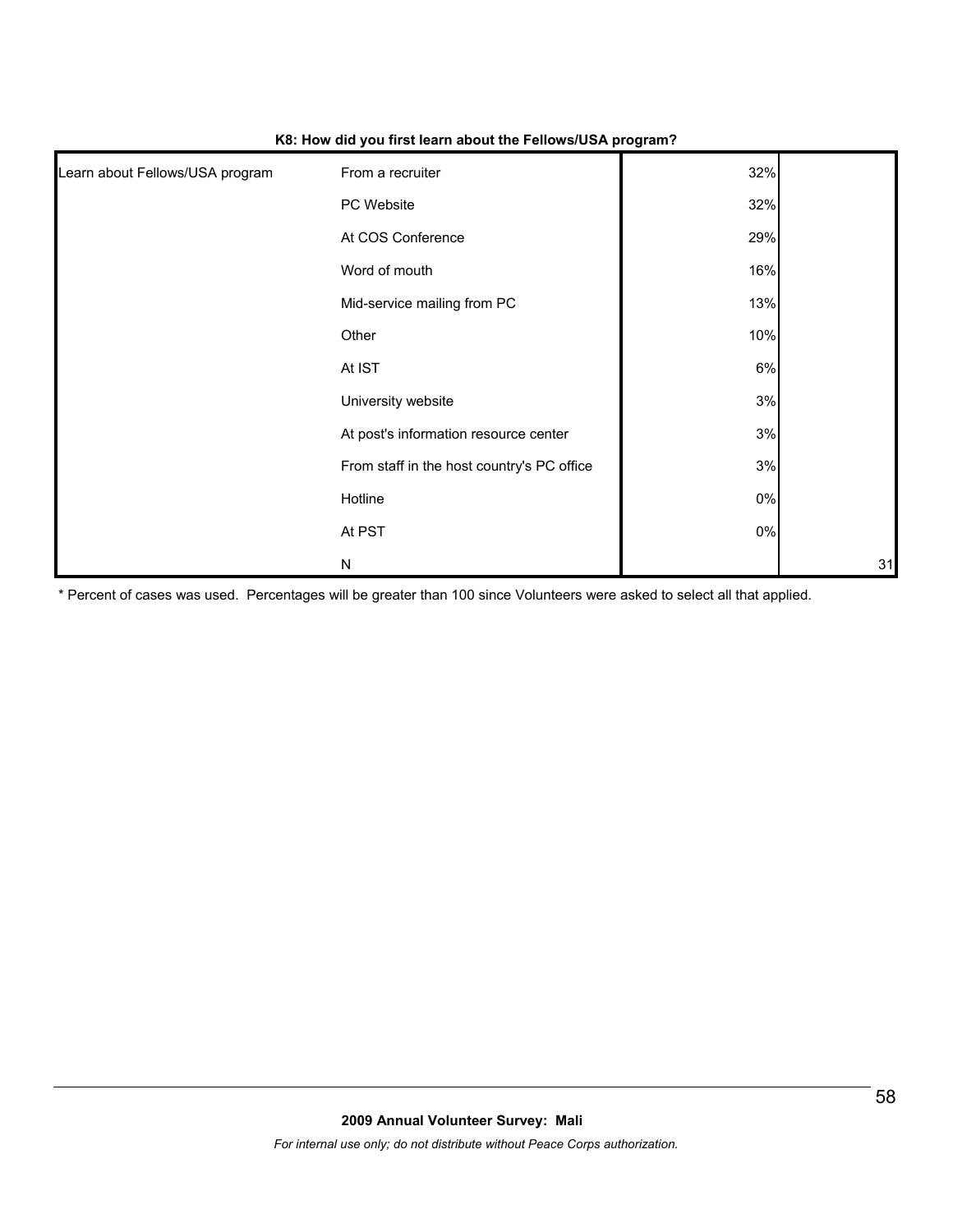**K8: How did you first learn about the Fellows/USA program?**

| | | | |
|---|---|---|---|
| Learn about Fellows/USA program | From a recruiter | 32% | |
| | PC Website | 32% | |
| | At COS Conference | 29% | |
| | Word of mouth | 16% | |
| | Mid-service mailing from PC | 13% | |
| | Other | 10% | |
| | At IST | 6% | |
| | University website | 3% | |
| | At post's information resource center | 3% | |
| | From staff in the host country's PC office | 3% | |
| | Hotline | 0% | |
| | At PST | 0% | |
| | N | | 31 |

* Percent of cases was used. Percentages will be greater than 100 since Volunteers were asked to select all that applied.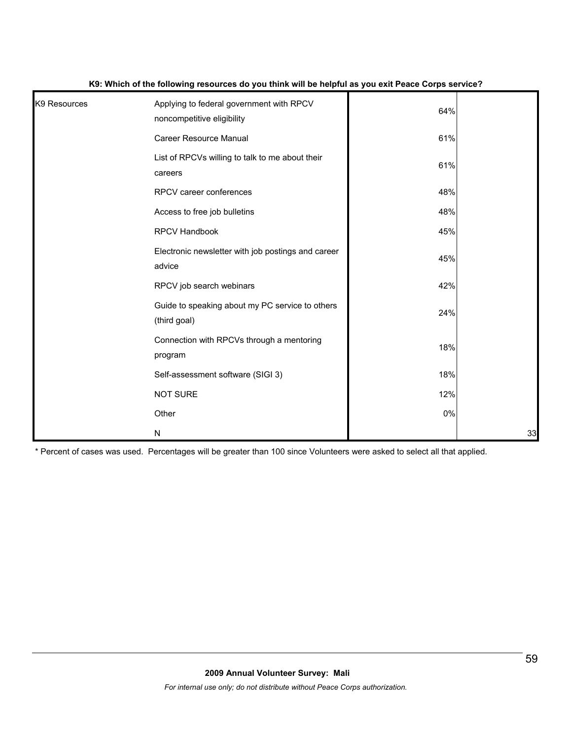**K9: Which of the following resources do you think will be helpful as you exit Peace Corps service?**

| | | | |
|---|---|---|---|
| K9 Resources | Applying to federal government with RPCV noncompetitive eligibility | 64% | |
| | Career Resource Manual | 61% | |
| | List of RPCVs willing to talk to me about their careers | 61% | |
| | RPCV career conferences | 48% | |
| | Access to free job bulletins | 48% | |
| | RPCV Handbook | 45% | |
| | Electronic newsletter with job postings and career advice | 45% | |
| | RPCV job search webinars | 42% | |
| | Guide to speaking about my PC service to others (third goal) | 24% | |
| | Connection with RPCVs through a mentoring program | 18% | |
| | Self-assessment software (SIGI 3) | 18% | |
| | NOT SURE | 12% | |
| | Other | 0% | |
| | N | | 33 |

* Percent of cases was used. Percentages will be greater than 100 since Volunteers were asked to select all that applied.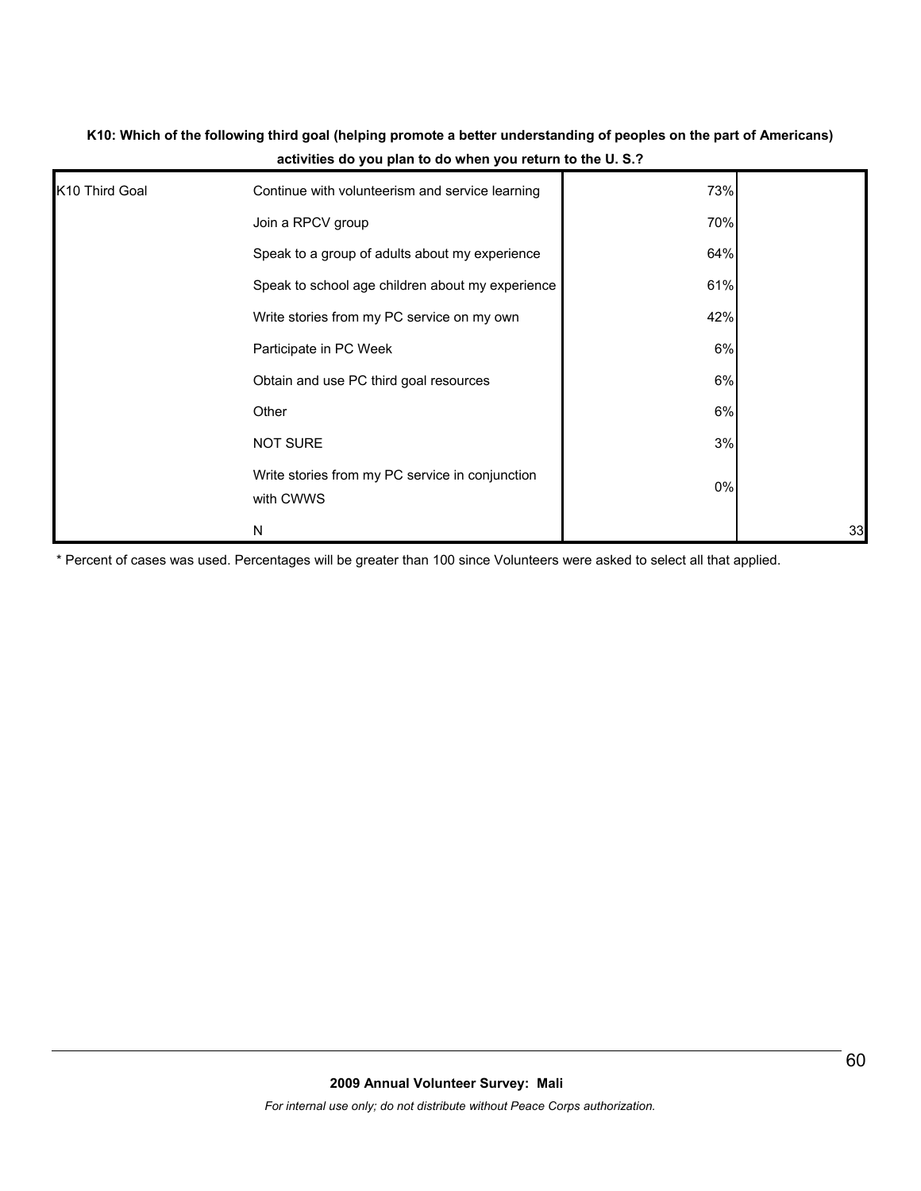**K10: Which of the following third goal (helping promote a better understanding of peoples on the part of Americans) activities do you plan to do when you return to the U. S.?**

| | | | |
|---|---|---|---|
| K10 Third Goal | Continue with volunteerism and service learning | 73% | |
| | Join a RPCV group | 70% | |
| | Speak to a group of adults about my experience | 64% | |
| | Speak to school age children about my experience | 61% | |
| | Write stories from my PC service on my own | 42% | |
| | Participate in PC Week | 6% | |
| | Obtain and use PC third goal resources | 6% | |
| | Other | 6% | |
| | NOT SURE | 3% | |
| | Write stories from my PC service in conjunction with CWWS | 0% | |
| | N | | 33 |

\* Percent of cases was used. Percentages will be greater than 100 since Volunteers were asked to select all that applied.

**2009 Annual Volunteer Survey: Mali**

*For internal use only; do not distribute without Peace Corps authorization.*